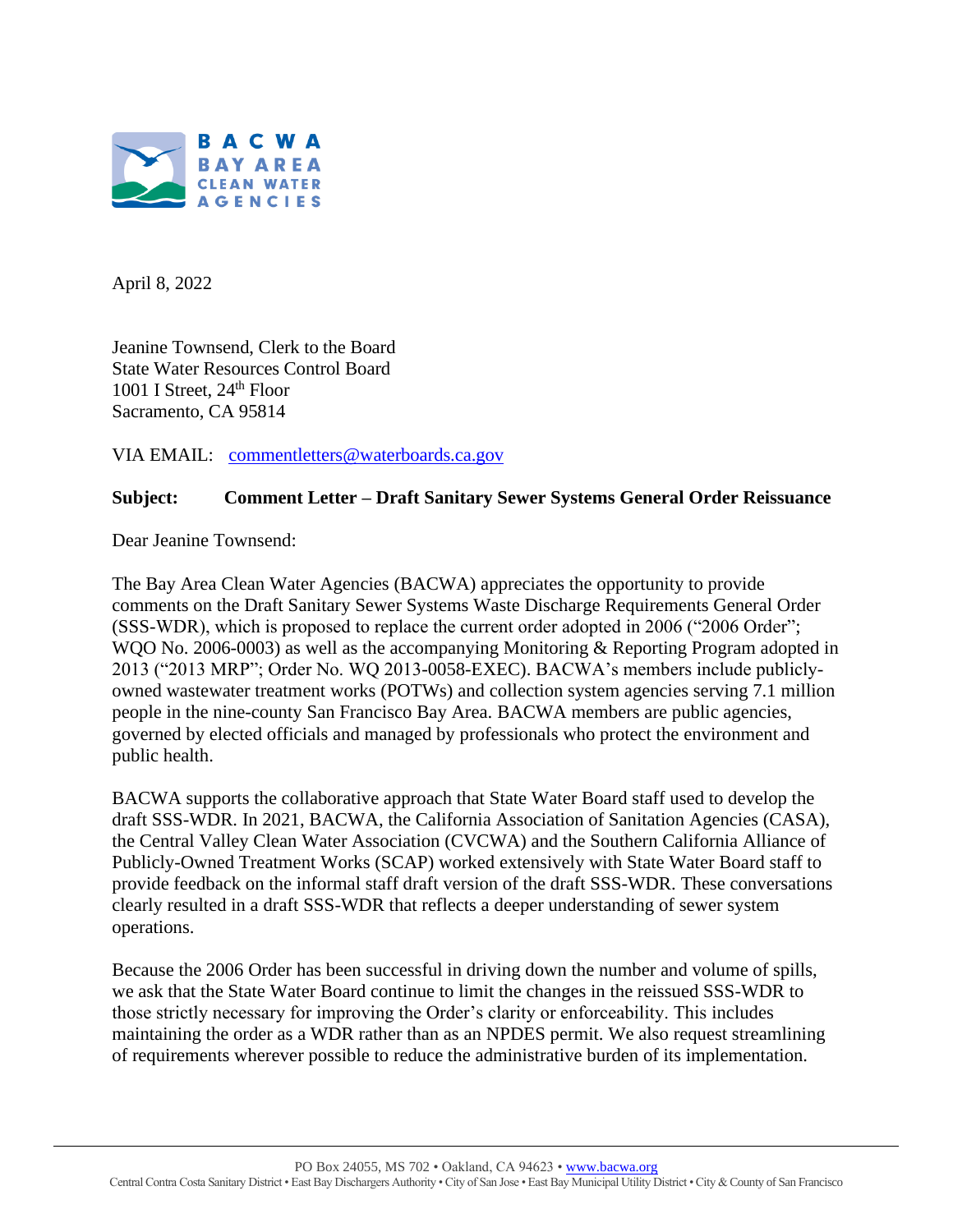BACWA
BAY AREA
CLEAN WATER
AGENCIES

April 8, 2022

Jeanine Townsend, Clerk to the Board
State Water Resources Control Board
1001 I Street, 24th Floor
Sacramento, CA 95814

VIA EMAIL: commentletters@waterboards.ca.gov

**Subject: Comment Letter – Draft Sanitary Sewer Systems General Order Reissuance**

Dear Jeanine Townsend:

The Bay Area Clean Water Agencies (BACWA) appreciates the opportunity to provide comments on the Draft Sanitary Sewer Systems Waste Discharge Requirements General Order (SSS-WDR), which is proposed to replace the current order adopted in 2006 ("2006 Order"; WQO No. 2006-0003) as well as the accompanying Monitoring & Reporting Program adopted in 2013 ("2013 MRP"; Order No. WQ 2013-0058-EXEC). BACWA's members include publicly-owned wastewater treatment works (POTWs) and collection system agencies serving 7.1 million people in the nine-county San Francisco Bay Area. BACWA members are public agencies, governed by elected officials and managed by professionals who protect the environment and public health.

BACWA supports the collaborative approach that State Water Board staff used to develop the draft SSS-WDR. In 2021, BACWA, the California Association of Sanitation Agencies (CASA), the Central Valley Clean Water Association (CVCWA) and the Southern California Alliance of Publicly-Owned Treatment Works (SCAP) worked extensively with State Water Board staff to provide feedback on the informal staff draft version of the draft SSS-WDR. These conversations clearly resulted in a draft SSS-WDR that reflects a deeper understanding of sewer system operations.

Because the 2006 Order has been successful in driving down the number and volume of spills, we ask that the State Water Board continue to limit the changes in the reissued SSS-WDR to those strictly necessary for improving the Order's clarity or enforceability. This includes maintaining the order as a WDR rather than as an NPDES permit. We also request streamlining of requirements wherever possible to reduce the administrative burden of its implementation.

PO Box 24055, MS 702 • Oakland, CA 94623 • www.bacwa.org
Central Contra Costa Sanitary District • East Bay Dischargers Authority • City of San Jose • East Bay Municipal Utility District • City & County of San Francisco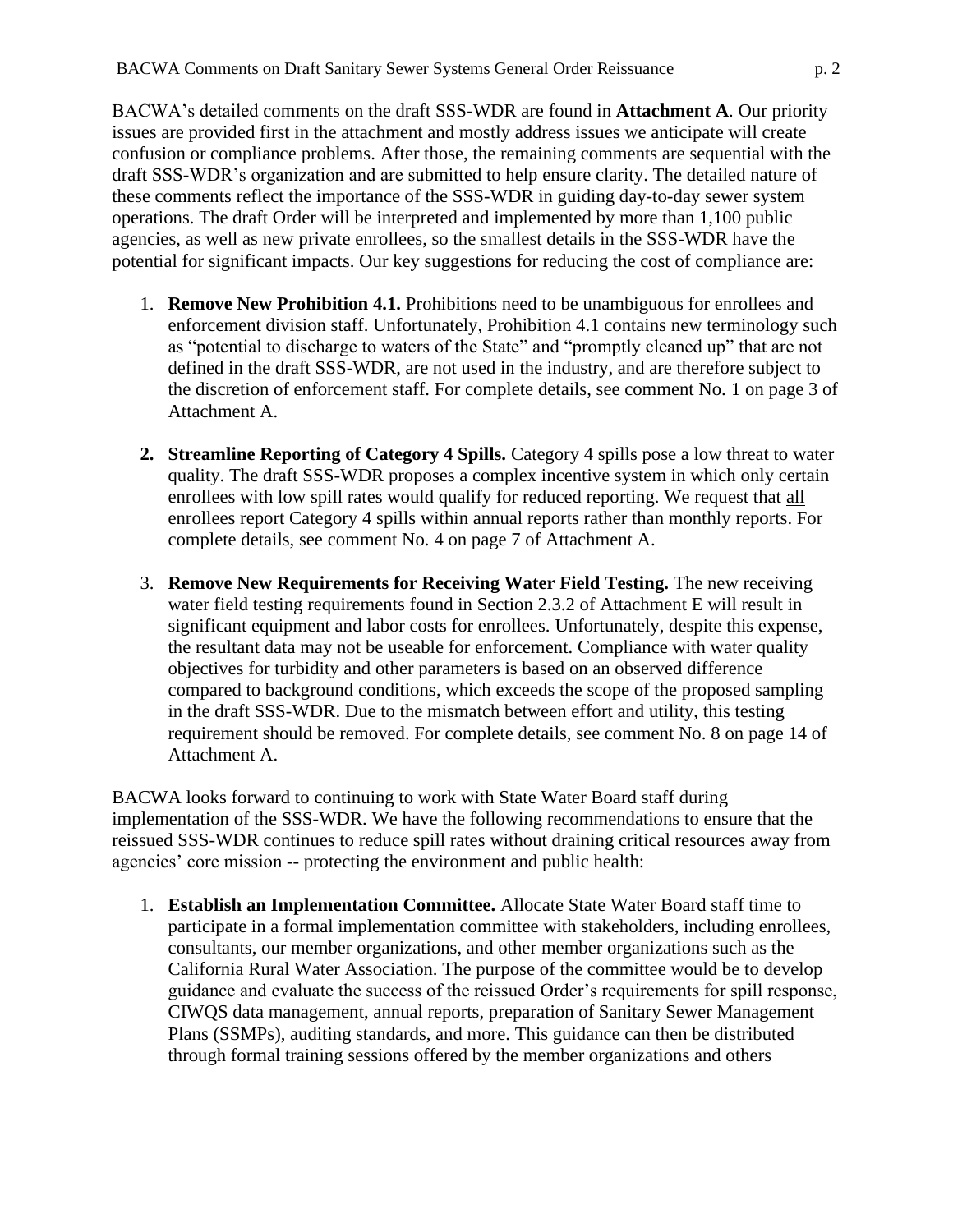BACWA's detailed comments on the draft SSS-WDR are found in **Attachment A**. Our priority issues are provided first in the attachment and mostly address issues we anticipate will create confusion or compliance problems. After those, the remaining comments are sequential with the draft SSS-WDR's organization and are submitted to help ensure clarity. The detailed nature of these comments reflect the importance of the SSS-WDR in guiding day-to-day sewer system operations. The draft Order will be interpreted and implemented by more than 1,100 public agencies, as well as new private enrollees, so the smallest details in the SSS-WDR have the potential for significant impacts. Our key suggestions for reducing the cost of compliance are:

1. **Remove New Prohibition 4.1.** Prohibitions need to be unambiguous for enrollees and enforcement division staff. Unfortunately, Prohibition 4.1 contains new terminology such as "potential to discharge to waters of the State" and "promptly cleaned up" that are not defined in the draft SSS-WDR, are not used in the industry, and are therefore subject to the discretion of enforcement staff. For complete details, see comment No. 1 on page 3 of Attachment A.

2. **Streamline Reporting of Category 4 Spills.** Category 4 spills pose a low threat to water quality. The draft SSS-WDR proposes a complex incentive system in which only certain enrollees with low spill rates would qualify for reduced reporting. We request that all enrollees report Category 4 spills within annual reports rather than monthly reports. For complete details, see comment No. 4 on page 7 of Attachment A.

3. **Remove New Requirements for Receiving Water Field Testing.** The new receiving water field testing requirements found in Section 2.3.2 of Attachment E will result in significant equipment and labor costs for enrollees. Unfortunately, despite this expense, the resultant data may not be useable for enforcement. Compliance with water quality objectives for turbidity and other parameters is based on an observed difference compared to background conditions, which exceeds the scope of the proposed sampling in the draft SSS-WDR. Due to the mismatch between effort and utility, this testing requirement should be removed. For complete details, see comment No. 8 on page 14 of Attachment A.

BACWA looks forward to continuing to work with State Water Board staff during implementation of the SSS-WDR. We have the following recommendations to ensure that the reissued SSS-WDR continues to reduce spill rates without draining critical resources away from agencies' core mission -- protecting the environment and public health:

1. **Establish an Implementation Committee.** Allocate State Water Board staff time to participate in a formal implementation committee with stakeholders, including enrollees, consultants, our member organizations, and other member organizations such as the California Rural Water Association. The purpose of the committee would be to develop guidance and evaluate the success of the reissued Order's requirements for spill response, CIWQS data management, annual reports, preparation of Sanitary Sewer Management Plans (SSMPs), auditing standards, and more. This guidance can then be distributed through formal training sessions offered by the member organizations and others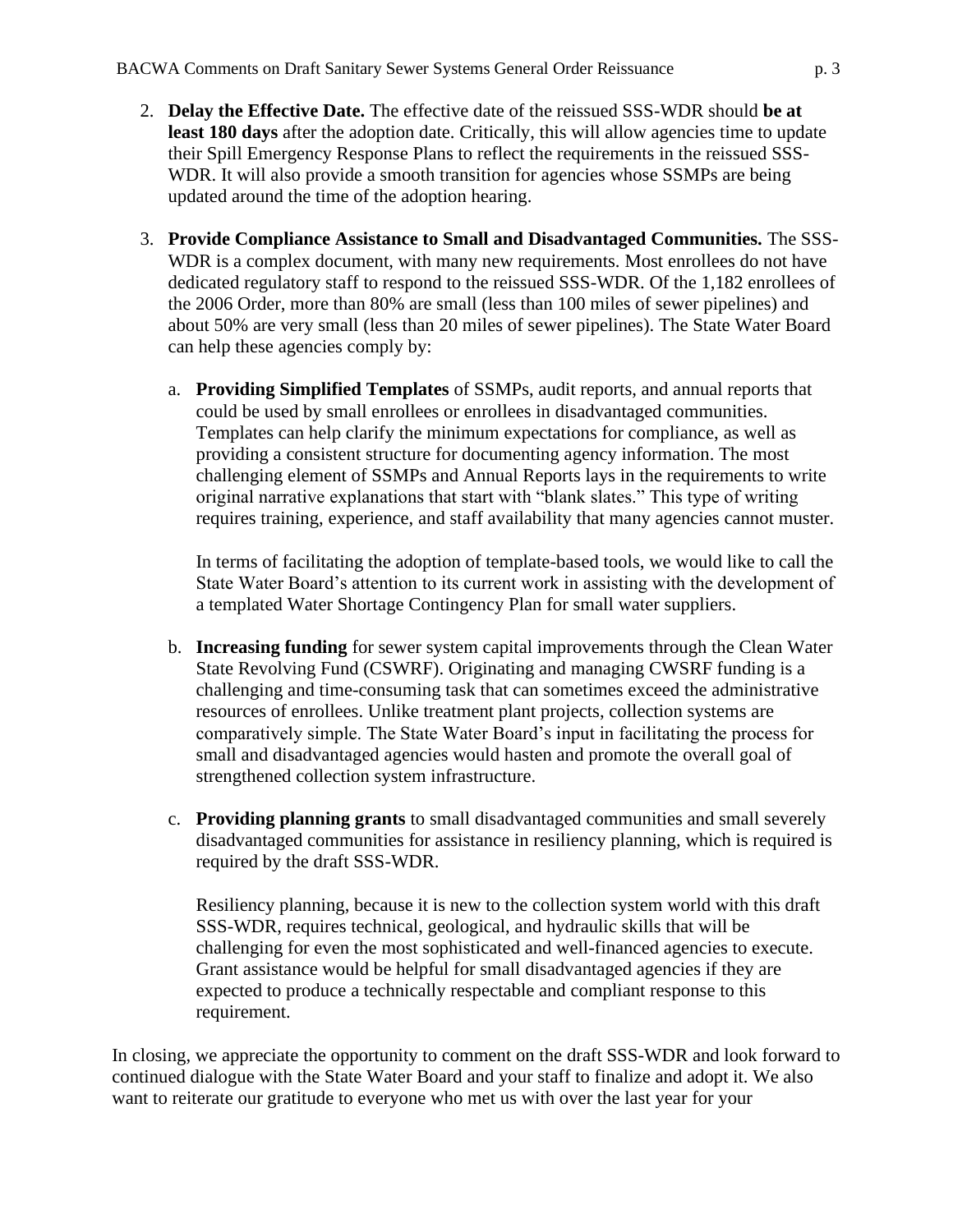2. **Delay the Effective Date.** The effective date of the reissued SSS-WDR should **be at least 180 days** after the adoption date. Critically, this will allow agencies time to update their Spill Emergency Response Plans to reflect the requirements in the reissued SSS-WDR. It will also provide a smooth transition for agencies whose SSMPs are being updated around the time of the adoption hearing.

3. **Provide Compliance Assistance to Small and Disadvantaged Communities.** The SSS-WDR is a complex document, with many new requirements. Most enrollees do not have dedicated regulatory staff to respond to the reissued SSS-WDR. Of the 1,182 enrollees of the 2006 Order, more than 80% are small (less than 100 miles of sewer pipelines) and about 50% are very small (less than 20 miles of sewer pipelines). The State Water Board can help these agencies comply by:

    a. **Providing Simplified Templates** of SSMPs, audit reports, and annual reports that could be used by small enrollees or enrollees in disadvantaged communities. Templates can help clarify the minimum expectations for compliance, as well as providing a consistent structure for documenting agency information. The most challenging element of SSMPs and Annual Reports lays in the requirements to write original narrative explanations that start with "blank slates." This type of writing requires training, experience, and staff availability that many agencies cannot muster.

       In terms of facilitating the adoption of template-based tools, we would like to call the State Water Board's attention to its current work in assisting with the development of a templated Water Shortage Contingency Plan for small water suppliers.

    b. **Increasing funding** for sewer system capital improvements through the Clean Water State Revolving Fund (CSWRF). Originating and managing CWSRF funding is a challenging and time-consuming task that can sometimes exceed the administrative resources of enrollees. Unlike treatment plant projects, collection systems are comparatively simple. The State Water Board's input in facilitating the process for small and disadvantaged agencies would hasten and promote the overall goal of strengthened collection system infrastructure.

    c. **Providing planning grants** to small disadvantaged communities and small severely disadvantaged communities for assistance in resiliency planning, which is required is required by the draft SSS-WDR.

       Resiliency planning, because it is new to the collection system world with this draft SSS-WDR, requires technical, geological, and hydraulic skills that will be challenging for even the most sophisticated and well-financed agencies to execute. Grant assistance would be helpful for small disadvantaged agencies if they are expected to produce a technically respectable and compliant response to this requirement.

In closing, we appreciate the opportunity to comment on the draft SSS-WDR and look forward to continued dialogue with the State Water Board and your staff to finalize and adopt it. We also want to reiterate our gratitude to everyone who met us with over the last year for your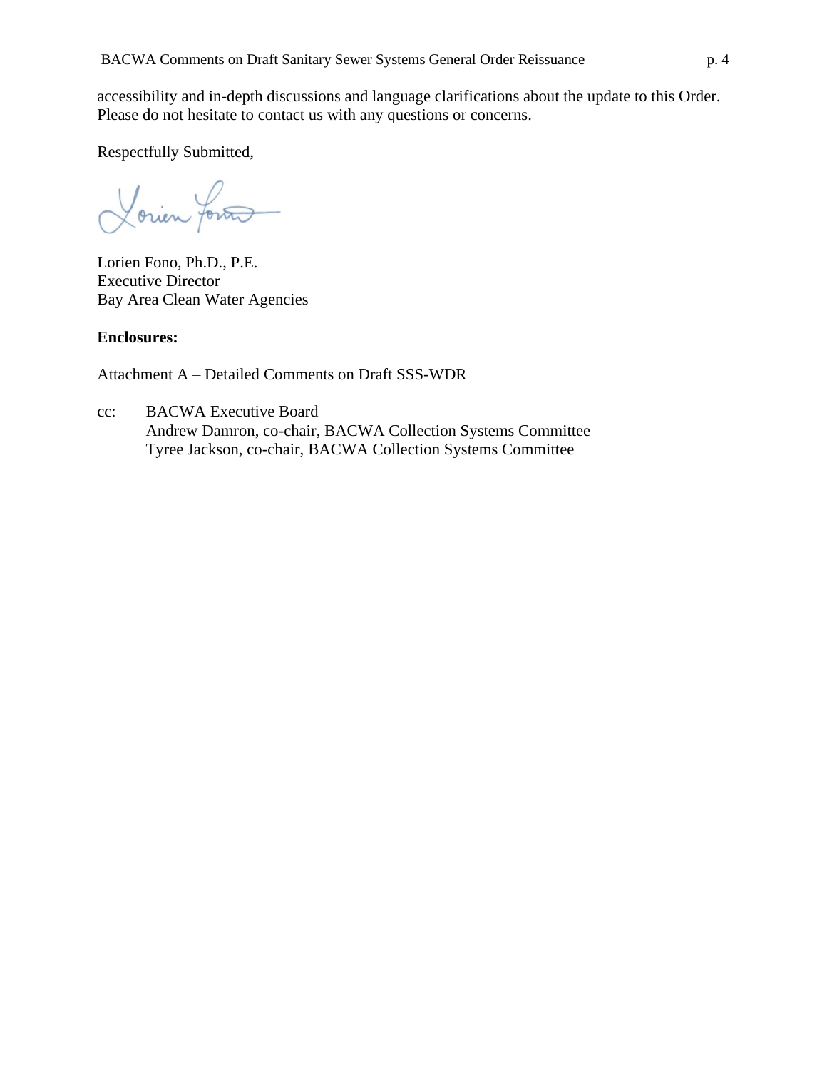accessibility and in-depth discussions and language clarifications about the update to this Order. Please do not hesitate to contact us with any questions or concerns.

Respectfully Submitted,

Lorien Fono, Ph.D., P.E.
Executive Director
Bay Area Clean Water Agencies

**Enclosures:**

Attachment A – Detailed Comments on Draft SSS-WDR

cc: BACWA Executive Board
Andrew Damron, co-chair, BACWA Collection Systems Committee
Tyree Jackson, co-chair, BACWA Collection Systems Committee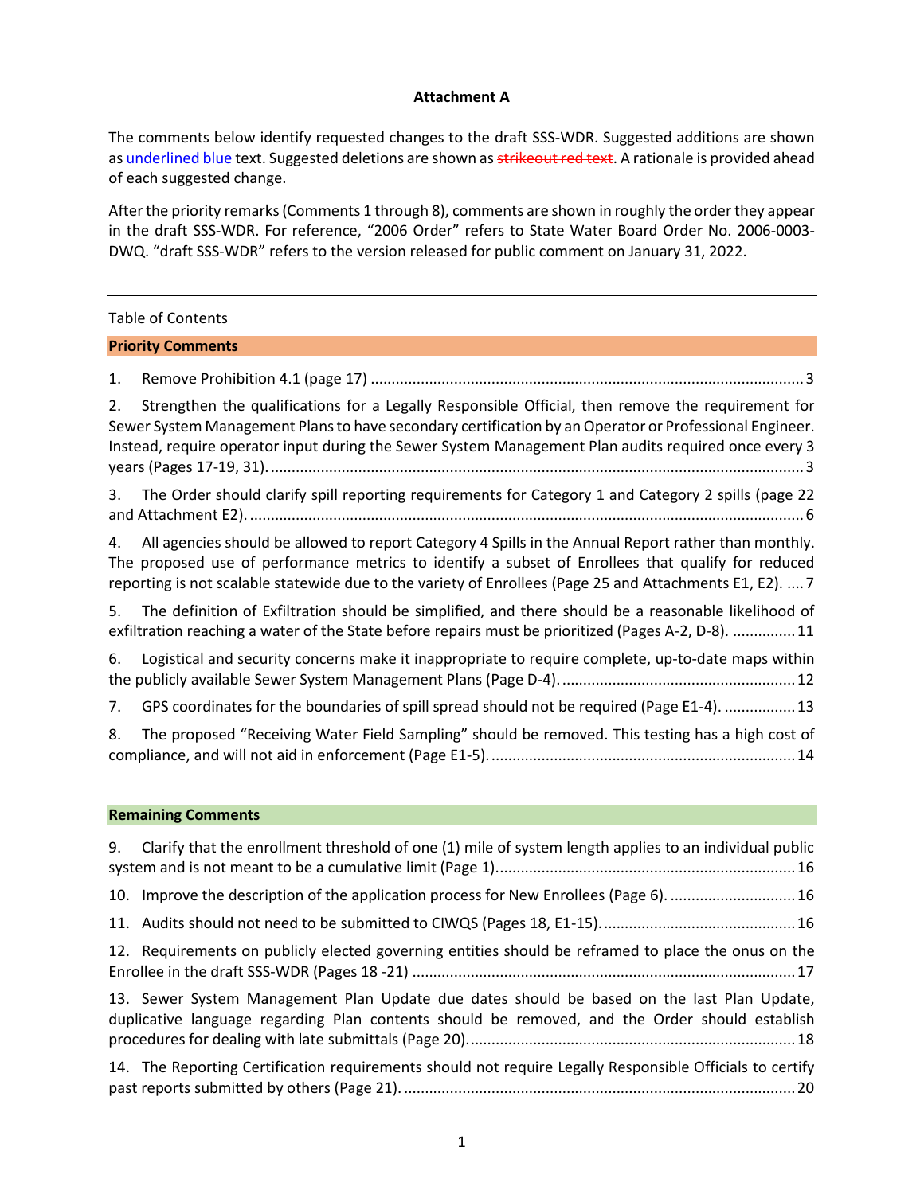**Attachment A**

The comments below identify requested changes to the draft SSS-WDR. Suggested additions are shown as underlined blue text. Suggested deletions are shown as ~~strikeout red text~~. A rationale is provided ahead of each suggested change.

After the priority remarks (Comments 1 through 8), comments are shown in roughly the order they appear in the draft SSS-WDR. For reference, "2006 Order" refers to State Water Board Order No. 2006-0003-DWQ. "draft SSS-WDR" refers to the version released for public comment on January 31, 2022.

---

Table of Contents

**Priority Comments**

1. Remove Prohibition 4.1 (page 17) ........................................ 3
2. Strengthen the qualifications for a Legally Responsible Official, then remove the requirement for Sewer System Management Plans to have secondary certification by an Operator or Professional Engineer. Instead, require operator input during the Sewer System Management Plan audits required once every 3 years (Pages 17-19, 31). ........................................ 3
3. The Order should clarify spill reporting requirements for Category 1 and Category 2 spills (page 22 and Attachment E2). ........................................ 6
4. All agencies should be allowed to report Category 4 Spills in the Annual Report rather than monthly. The proposed use of performance metrics to identify a subset of Enrollees that qualify for reduced reporting is not scalable statewide due to the variety of Enrollees (Page 25 and Attachments E1, E2). .... 7
5. The definition of Exfiltration should be simplified, and there should be a reasonable likelihood of exfiltration reaching a water of the State before repairs must be prioritized (Pages A-2, D-8). ............... 11
6. Logistical and security concerns make it inappropriate to require complete, up-to-date maps within the publicly available Sewer System Management Plans (Page D-4). ........................................ 12
7. GPS coordinates for the boundaries of spill spread should not be required (Page E1-4). ................. 13
8. The proposed "Receiving Water Field Sampling" should be removed. This testing has a high cost of compliance, and will not aid in enforcement (Page E1-5). ........................................ 14

**Remaining Comments**

9. Clarify that the enrollment threshold of one (1) mile of system length applies to an individual public system and is not meant to be a cumulative limit (Page 1). ........................................ 16
10. Improve the description of the application process for New Enrollees (Page 6). .............................. 16
11. Audits should not need to be submitted to CIWQS (Pages 18, E1-15). ........................................ 16
12. Requirements on publicly elected governing entities should be reframed to place the onus on the Enrollee in the draft SSS-WDR (Pages 18 -21) ........................................ 17
13. Sewer System Management Plan Update due dates should be based on the last Plan Update, duplicative language regarding Plan contents should be removed, and the Order should establish procedures for dealing with late submittals (Page 20). ........................................ 18
14. The Reporting Certification requirements should not require Legally Responsible Officials to certify past reports submitted by others (Page 21). ........................................ 20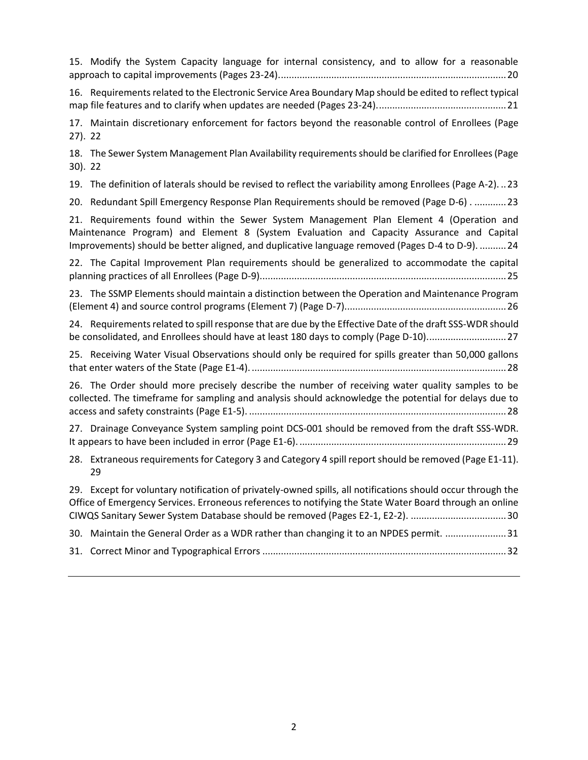15. Modify the System Capacity language for internal consistency, and to allow for a reasonable approach to capital improvements (Pages 23-24)....................................................................................20

16. Requirements related to the Electronic Service Area Boundary Map should be edited to reflect typical map file features and to clarify when updates are needed (Pages 23-24)................................................21

17. Maintain discretionary enforcement for factors beyond the reasonable control of Enrollees (Page 27). 22

18. The Sewer System Management Plan Availability requirements should be clarified for Enrollees (Page 30). 22

19. The definition of laterals should be revised to reflect the variability among Enrollees (Page A-2). .. 23

20. Redundant Spill Emergency Response Plan Requirements should be removed (Page D-6) . ............ 23

21. Requirements found within the Sewer System Management Plan Element 4 (Operation and Maintenance Program) and Element 8 (System Evaluation and Capacity Assurance and Capital Improvements) should be better aligned, and duplicative language removed (Pages D-4 to D-9). .......... 24

22. The Capital Improvement Plan requirements should be generalized to accommodate the capital planning practices of all Enrollees (Page D-9)............................................................................................ 25

23. The SSMP Elements should maintain a distinction between the Operation and Maintenance Program (Element 4) and source control programs (Element 7) (Page D-7)............................................................ 26

24. Requirements related to spill response that are due by the Effective Date of the draft SSS-WDR should be consolidated, and Enrollees should have at least 180 days to comply (Page D-10)............................. 27

25. Receiving Water Visual Observations should only be required for spills greater than 50,000 gallons that enter waters of the State (Page E1-4). ................................................................................................ 28

26. The Order should more precisely describe the number of receiving water quality samples to be collected. The timeframe for sampling and analysis should acknowledge the potential for delays due to access and safety constraints (Page E1-5). ................................................................................................ 28

27. Drainage Conveyance System sampling point DCS-001 should be removed from the draft SSS-WDR. It appears to have been included in error (Page E1-6). ............................................................................. 29

28. Extraneous requirements for Category 3 and Category 4 spill report should be removed (Page E1-11). 29

29. Except for voluntary notification of privately-owned spills, all notifications should occur through the Office of Emergency Services. Erroneous references to notifying the State Water Board through an online CIWQS Sanitary Sewer System Database should be removed (Pages E2-1, E2-2). .................................... 30

30. Maintain the General Order as a WDR rather than changing it to an NPDES permit. ....................... 31

31. Correct Minor and Typographical Errors ........................................................................................... 32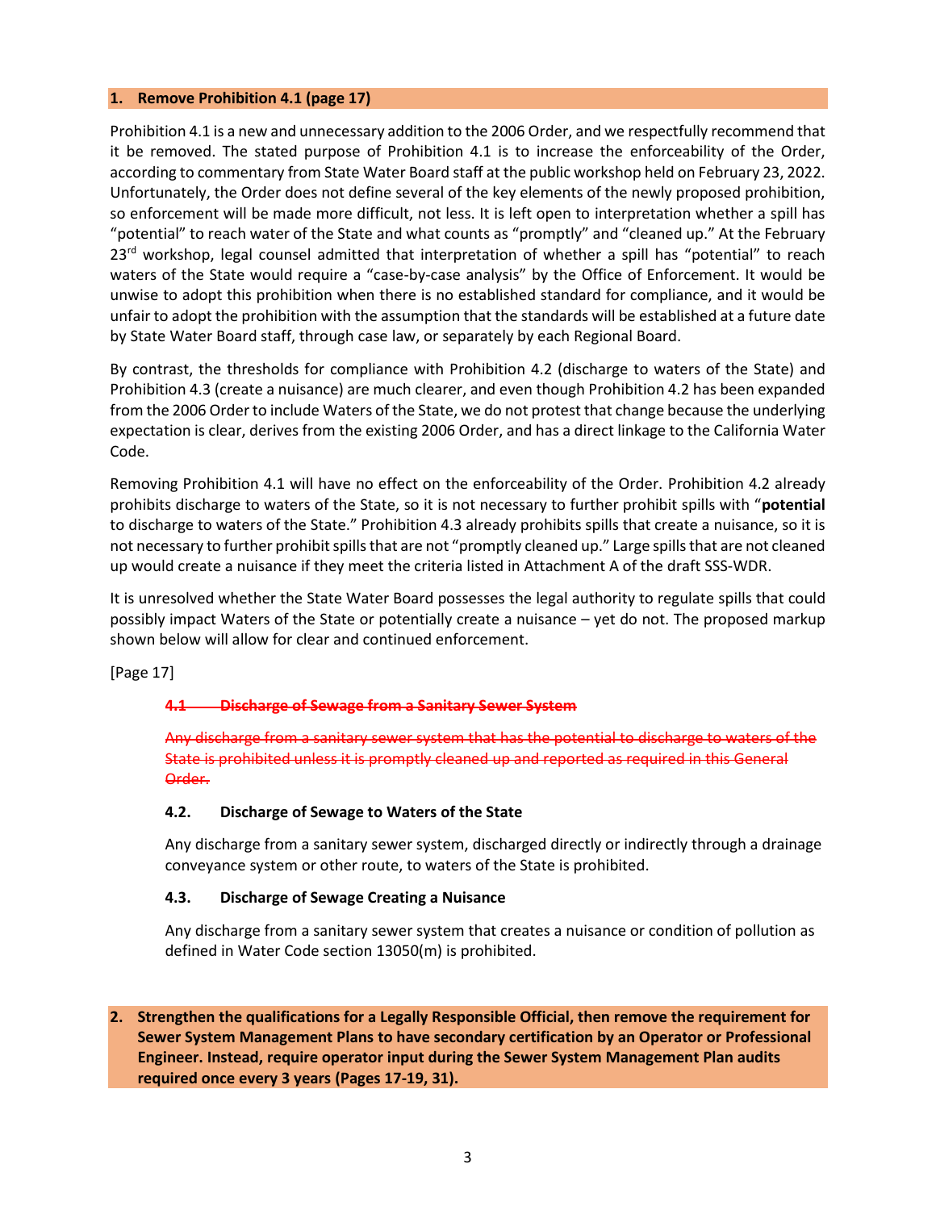## 1. Remove Prohibition 4.1 (page 17)

Prohibition 4.1 is a new and unnecessary addition to the 2006 Order, and we respectfully recommend that it be removed. The stated purpose of Prohibition 4.1 is to increase the enforceability of the Order, according to commentary from State Water Board staff at the public workshop held on February 23, 2022. Unfortunately, the Order does not define several of the key elements of the newly proposed prohibition, so enforcement will be made more difficult, not less. It is left open to interpretation whether a spill has "potential" to reach water of the State and what counts as "promptly" and "cleaned up." At the February 23rd workshop, legal counsel admitted that interpretation of whether a spill has "potential" to reach waters of the State would require a "case-by-case analysis" by the Office of Enforcement. It would be unwise to adopt this prohibition when there is no established standard for compliance, and it would be unfair to adopt the prohibition with the assumption that the standards will be established at a future date by State Water Board staff, through case law, or separately by each Regional Board.

By contrast, the thresholds for compliance with Prohibition 4.2 (discharge to waters of the State) and Prohibition 4.3 (create a nuisance) are much clearer, and even though Prohibition 4.2 has been expanded from the 2006 Order to include Waters of the State, we do not protest that change because the underlying expectation is clear, derives from the existing 2006 Order, and has a direct linkage to the California Water Code.

Removing Prohibition 4.1 will have no effect on the enforceability of the Order. Prohibition 4.2 already prohibits discharge to waters of the State, so it is not necessary to further prohibit spills with "**potential** to discharge to waters of the State." Prohibition 4.3 already prohibits spills that create a nuisance, so it is not necessary to further prohibit spills that are not "promptly cleaned up." Large spills that are not cleaned up would create a nuisance if they meet the criteria listed in Attachment A of the draft SSS-WDR.

It is unresolved whether the State Water Board possesses the legal authority to regulate spills that could possibly impact Waters of the State or potentially create a nuisance – yet do not. The proposed markup shown below will allow for clear and continued enforcement.

[Page 17]

~~**4.1 Discharge of Sewage from a Sanitary Sewer System**~~

~~Any discharge from a sanitary sewer system that has the potential to discharge to waters of the State is prohibited unless it is promptly cleaned up and reported as required in this General Order.~~

**4.2. Discharge of Sewage to Waters of the State**

Any discharge from a sanitary sewer system, discharged directly or indirectly through a drainage conveyance system or other route, to waters of the State is prohibited.

**4.3. Discharge of Sewage Creating a Nuisance**

Any discharge from a sanitary sewer system that creates a nuisance or condition of pollution as defined in Water Code section 13050(m) is prohibited.

## 2. Strengthen the qualifications for a Legally Responsible Official, then remove the requirement for Sewer System Management Plans to have secondary certification by an Operator or Professional Engineer. Instead, require operator input during the Sewer System Management Plan audits required once every 3 years (Pages 17-19, 31).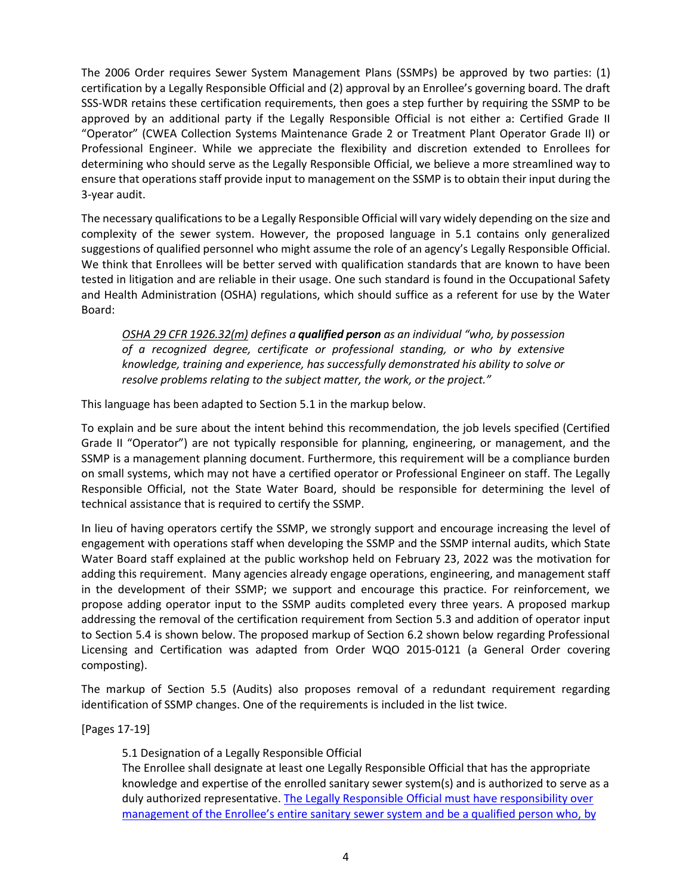The 2006 Order requires Sewer System Management Plans (SSMPs) be approved by two parties: (1) certification by a Legally Responsible Official and (2) approval by an Enrollee's governing board. The draft SSS-WDR retains these certification requirements, then goes a step further by requiring the SSMP to be approved by an additional party if the Legally Responsible Official is not either a: Certified Grade II "Operator" (CWEA Collection Systems Maintenance Grade 2 or Treatment Plant Operator Grade II) or Professional Engineer. While we appreciate the flexibility and discretion extended to Enrollees for determining who should serve as the Legally Responsible Official, we believe a more streamlined way to ensure that operations staff provide input to management on the SSMP is to obtain their input during the 3-year audit.

The necessary qualifications to be a Legally Responsible Official will vary widely depending on the size and complexity of the sewer system. However, the proposed language in 5.1 contains only generalized suggestions of qualified personnel who might assume the role of an agency's Legally Responsible Official. We think that Enrollees will be better served with qualification standards that are known to have been tested in litigation and are reliable in their usage. One such standard is found in the Occupational Safety and Health Administration (OSHA) regulations, which should suffice as a referent for use by the Water Board:

> *OSHA 29 CFR 1926.32(m) defines a **qualified person** as an individual "who, by possession of a recognized degree, certificate or professional standing, or who by extensive knowledge, training and experience, has successfully demonstrated his ability to solve or resolve problems relating to the subject matter, the work, or the project."*

This language has been adapted to Section 5.1 in the markup below.

To explain and be sure about the intent behind this recommendation, the job levels specified (Certified Grade II "Operator") are not typically responsible for planning, engineering, or management, and the SSMP is a management planning document. Furthermore, this requirement will be a compliance burden on small systems, which may not have a certified operator or Professional Engineer on staff. The Legally Responsible Official, not the State Water Board, should be responsible for determining the level of technical assistance that is required to certify the SSMP.

In lieu of having operators certify the SSMP, we strongly support and encourage increasing the level of engagement with operations staff when developing the SSMP and the SSMP internal audits, which State Water Board staff explained at the public workshop held on February 23, 2022 was the motivation for adding this requirement. Many agencies already engage operations, engineering, and management staff in the development of their SSMP; we support and encourage this practice. For reinforcement, we propose adding operator input to the SSMP audits completed every three years. A proposed markup addressing the removal of the certification requirement from Section 5.3 and addition of operator input to Section 5.4 is shown below. The proposed markup of Section 6.2 shown below regarding Professional Licensing and Certification was adapted from Order WQO 2015-0121 (a General Order covering composting).

The markup of Section 5.5 (Audits) also proposes removal of a redundant requirement regarding identification of SSMP changes. One of the requirements is included in the list twice.

[Pages 17-19]

> 5.1 Designation of a Legally Responsible Official
> The Enrollee shall designate at least one Legally Responsible Official that has the appropriate knowledge and expertise of the enrolled sanitary sewer system(s) and is authorized to serve as a duly authorized representative. <u>The Legally Responsible Official must have responsibility over management of the Enrollee's entire sanitary sewer system and be a qualified person who, by</u>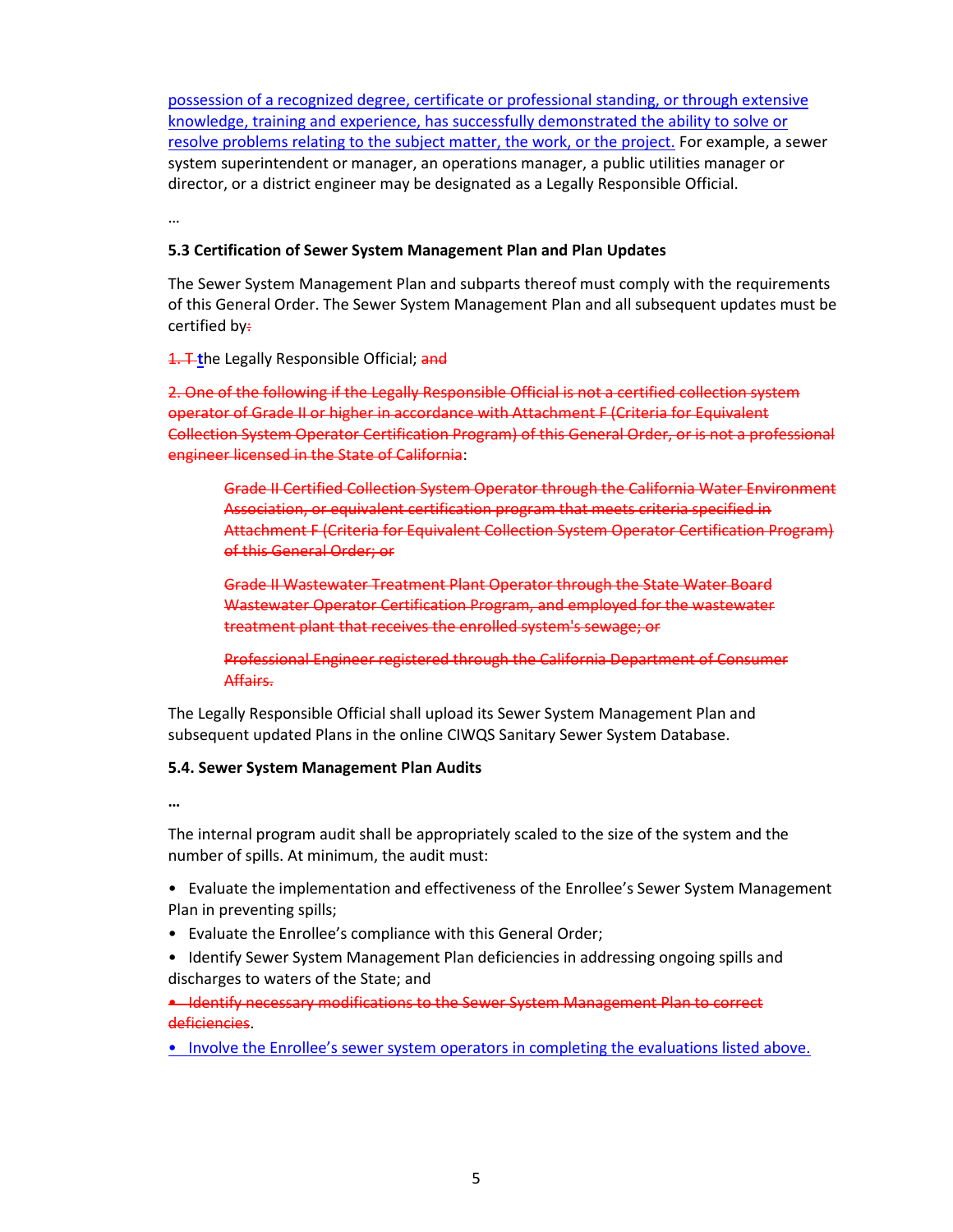possession of a recognized degree, certificate or professional standing, or through extensive knowledge, training and experience, has successfully demonstrated the ability to solve or resolve problems relating to the subject matter, the work, or the project. For example, a sewer system superintendent or manager, an operations manager, a public utilities manager or director, or a district engineer may be designated as a Legally Responsible Official.

…

**5.3 Certification of Sewer System Management Plan and Plan Updates**

The Sewer System Management Plan and subparts thereof must comply with the requirements of this General Order. The Sewer System Management Plan and all subsequent updates must be certified by~~:~~

~~1. T~~ **t**he Legally Responsible Official; ~~and~~

~~2. One of the following if the Legally Responsible Official is not a certified collection system operator of Grade II or higher in accordance with Attachment F (Criteria for Equivalent Collection System Operator Certification Program) of this General Order, or is not a professional engineer licensed in the State of California~~:

> ~~Grade II Certified Collection System Operator through the California Water Environment Association, or equivalent certification program that meets criteria specified in Attachment F (Criteria for Equivalent Collection System Operator Certification Program) of this General Order; or~~
>
> ~~Grade II Wastewater Treatment Plant Operator through the State Water Board Wastewater Operator Certification Program, and employed for the wastewater treatment plant that receives the enrolled system's sewage; or~~
>
> ~~Professional Engineer registered through the California Department of Consumer Affairs.~~

The Legally Responsible Official shall upload its Sewer System Management Plan and subsequent updated Plans in the online CIWQS Sanitary Sewer System Database.

**5.4. Sewer System Management Plan Audits**

**…**

The internal program audit shall be appropriately scaled to the size of the system and the number of spills. At minimum, the audit must:

- Evaluate the implementation and effectiveness of the Enrollee's Sewer System Management Plan in preventing spills;
- Evaluate the Enrollee's compliance with this General Order;
- Identify Sewer System Management Plan deficiencies in addressing ongoing spills and discharges to waters of the State; and
- ~~Identify necessary modifications to the Sewer System Management Plan to correct deficiencies~~.
- Involve the Enrollee's sewer system operators in completing the evaluations listed above.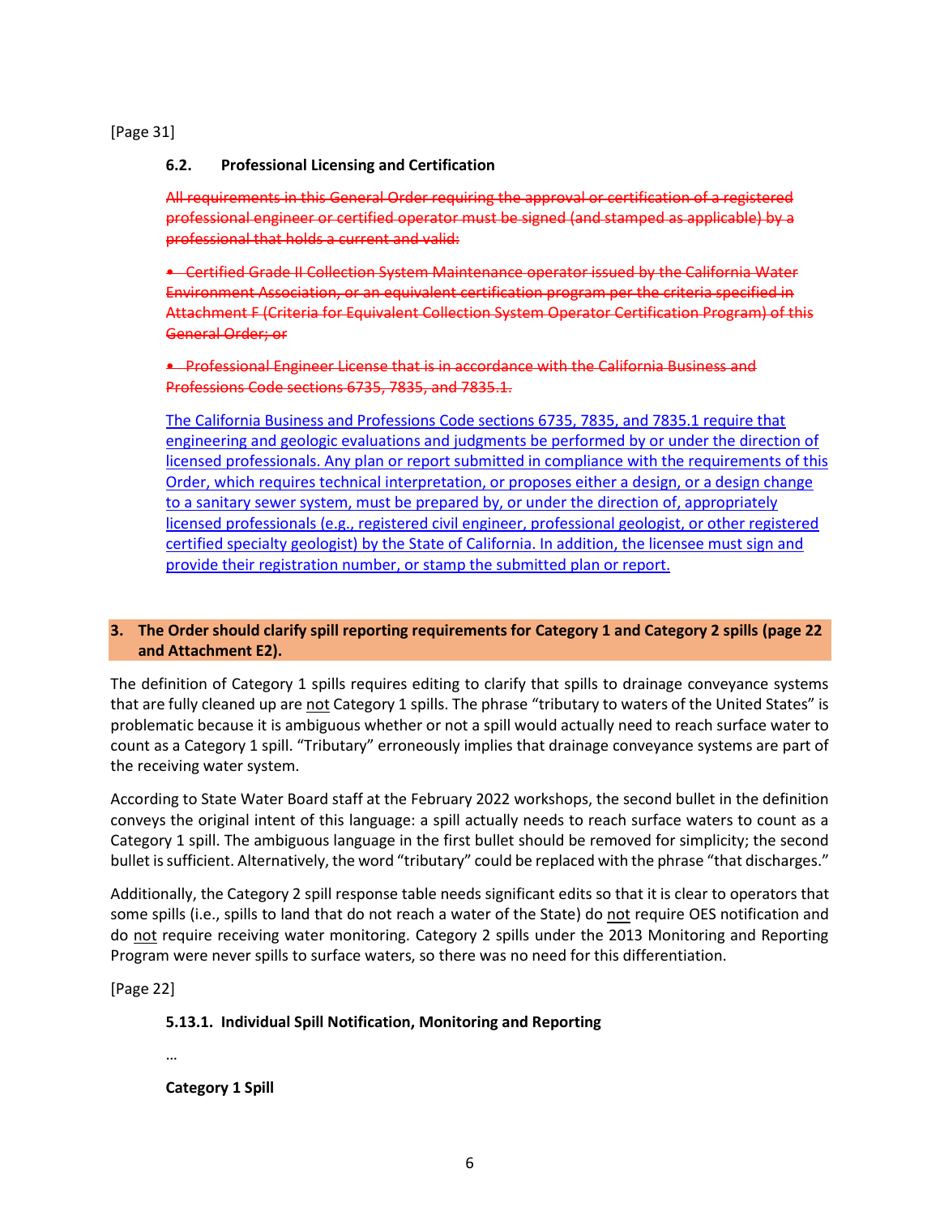[Page 31]

**6.2. Professional Licensing and Certification**

~~All requirements in this General Order requiring the approval or certification of a registered professional engineer or certified operator must be signed (and stamped as applicable) by a professional that holds a current and valid:~~

- ~~Certified Grade II Collection System Maintenance operator issued by the California Water Environment Association, or an equivalent certification program per the criteria specified in Attachment F (Criteria for Equivalent Collection System Operator Certification Program) of this General Order; or~~

- ~~Professional Engineer License that is in accordance with the California Business and Professions Code sections 6735, 7835, and 7835.1.~~

<u>The California Business and Professions Code sections 6735, 7835, and 7835.1 require that engineering and geologic evaluations and judgments be performed by or under the direction of licensed professionals. Any plan or report submitted in compliance with the requirements of this Order, which requires technical interpretation, or proposes either a design, or a design change to a sanitary sewer system, must be prepared by, or under the direction of, appropriately licensed professionals (e.g., registered civil engineer, professional geologist, or other registered certified specialty geologist) by the State of California. In addition, the licensee must sign and provide their registration number, or stamp the submitted plan or report.</u>

**3. The Order should clarify spill reporting requirements for Category 1 and Category 2 spills (page 22 and Attachment E2).**

The definition of Category 1 spills requires editing to clarify that spills to drainage conveyance systems that are fully cleaned up are <u>not</u> Category 1 spills. The phrase "tributary to waters of the United States" is problematic because it is ambiguous whether or not a spill would actually need to reach surface water to count as a Category 1 spill. "Tributary" erroneously implies that drainage conveyance systems are part of the receiving water system.

According to State Water Board staff at the February 2022 workshops, the second bullet in the definition conveys the original intent of this language: a spill actually needs to reach surface waters to count as a Category 1 spill. The ambiguous language in the first bullet should be removed for simplicity; the second bullet is sufficient. Alternatively, the word "tributary" could be replaced with the phrase "that discharges."

Additionally, the Category 2 spill response table needs significant edits so that it is clear to operators that some spills (i.e., spills to land that do not reach a water of the State) do <u>not</u> require OES notification and do <u>not</u> require receiving water monitoring. Category 2 spills under the 2013 Monitoring and Reporting Program were never spills to surface waters, so there was no need for this differentiation.

[Page 22]

**5.13.1. Individual Spill Notification, Monitoring and Reporting**

…

**Category 1 Spill**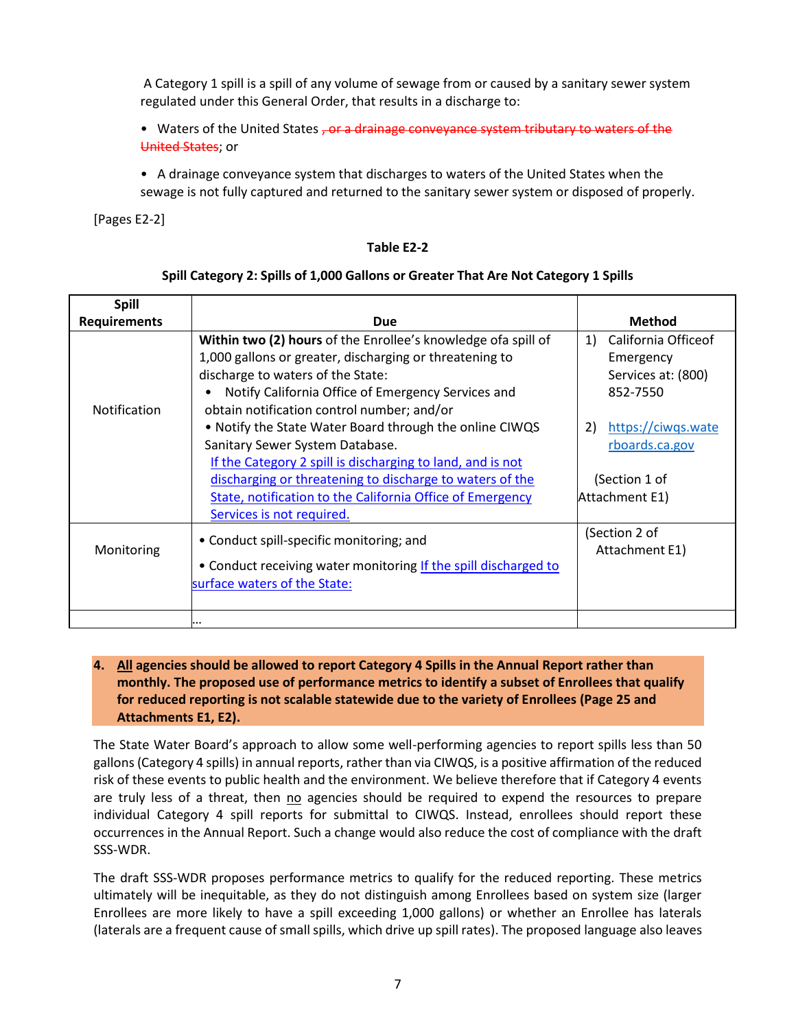A Category 1 spill is a spill of any volume of sewage from or caused by a sanitary sewer system regulated under this General Order, that results in a discharge to:

- Waters of the United States ~~, or a drainage conveyance system tributary to waters of the United States~~; or
- A drainage conveyance system that discharges to waters of the United States when the sewage is not fully captured and returned to the sanitary sewer system or disposed of properly.

[Pages E2-2]

**Table E2-2**

**Spill Category 2: Spills of 1,000 Gallons or Greater That Are Not Category 1 Spills**

| Spill Requirements | Due | Method |
|---|---|---|
| Notification | **Within two (2) hours** of the Enrollee's knowledge ofa spill of 1,000 gallons or greater, discharging or threatening to discharge to waters of the State:<br>• Notify California Office of Emergency Services and obtain notification control number; and/or<br>• Notify the State Water Board through the online CIWQS Sanitary Sewer System Database.<br><u>If the Category 2 spill is discharging to land, and is not discharging or threatening to discharge to waters of the State, notification to the California Office of Emergency Services is not required.</u> | 1) California Officeof Emergency Services at: (800) 852-7550<br><br>2) https://ciwqs.waterboards.ca.gov<br><br>(Section 1 of Attachment E1) |
| Monitoring | • Conduct spill-specific monitoring; and<br>• Conduct receiving water monitoring <u>If the spill discharged to surface waters of the State:</u> | (Section 2 of Attachment E1) |
| | … | |

**4. <u>All</u> agencies should be allowed to report Category 4 Spills in the Annual Report rather than monthly. The proposed use of performance metrics to identify a subset of Enrollees that qualify for reduced reporting is not scalable statewide due to the variety of Enrollees (Page 25 and Attachments E1, E2).**

The State Water Board's approach to allow some well-performing agencies to report spills less than 50 gallons (Category 4 spills) in annual reports, rather than via CIWQS, is a positive affirmation of the reduced risk of these events to public health and the environment. We believe therefore that if Category 4 events are truly less of a threat, then <u>no</u> agencies should be required to expend the resources to prepare individual Category 4 spill reports for submittal to CIWQS. Instead, enrollees should report these occurrences in the Annual Report. Such a change would also reduce the cost of compliance with the draft SSS-WDR.

The draft SSS-WDR proposes performance metrics to qualify for the reduced reporting. These metrics ultimately will be inequitable, as they do not distinguish among Enrollees based on system size (larger Enrollees are more likely to have a spill exceeding 1,000 gallons) or whether an Enrollee has laterals (laterals are a frequent cause of small spills, which drive up spill rates). The proposed language also leaves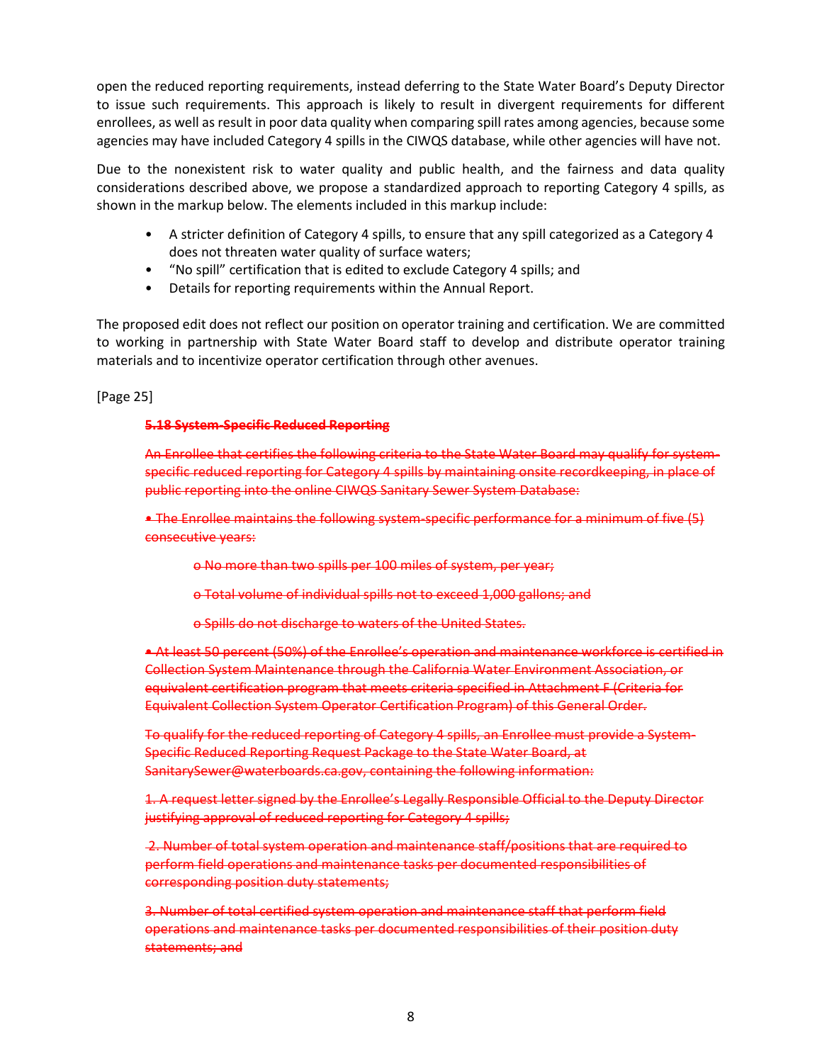open the reduced reporting requirements, instead deferring to the State Water Board's Deputy Director to issue such requirements. This approach is likely to result in divergent requirements for different enrollees, as well as result in poor data quality when comparing spill rates among agencies, because some agencies may have included Category 4 spills in the CIWQS database, while other agencies will have not.

Due to the nonexistent risk to water quality and public health, and the fairness and data quality considerations described above, we propose a standardized approach to reporting Category 4 spills, as shown in the markup below. The elements included in this markup include:

- A stricter definition of Category 4 spills, to ensure that any spill categorized as a Category 4 does not threaten water quality of surface waters;
- "No spill" certification that is edited to exclude Category 4 spills; and
- Details for reporting requirements within the Annual Report.

The proposed edit does not reflect our position on operator training and certification. We are committed to working in partnership with State Water Board staff to develop and distribute operator training materials and to incentivize operator certification through other avenues.

[Page 25]

~~**5.18 System-Specific Reduced Reporting**~~

~~An Enrollee that certifies the following criteria to the State Water Board may qualify for system-specific reduced reporting for Category 4 spills by maintaining onsite recordkeeping, in place of public reporting into the online CIWQS Sanitary Sewer System Database:~~

~~• The Enrollee maintains the following system-specific performance for a minimum of five (5) consecutive years:~~

~~o No more than two spills per 100 miles of system, per year;~~

~~o Total volume of individual spills not to exceed 1,000 gallons; and~~

~~o Spills do not discharge to waters of the United States.~~

~~• At least 50 percent (50%) of the Enrollee's operation and maintenance workforce is certified in Collection System Maintenance through the California Water Environment Association, or equivalent certification program that meets criteria specified in Attachment F (Criteria for Equivalent Collection System Operator Certification Program) of this General Order.~~

~~To qualify for the reduced reporting of Category 4 spills, an Enrollee must provide a System-Specific Reduced Reporting Request Package to the State Water Board, at SanitarySewer@waterboards.ca.gov, containing the following information:~~

~~1. A request letter signed by the Enrollee's Legally Responsible Official to the Deputy Director justifying approval of reduced reporting for Category 4 spills;~~

~~2. Number of total system operation and maintenance staff/positions that are required to perform field operations and maintenance tasks per documented responsibilities of corresponding position duty statements;~~

~~3. Number of total certified system operation and maintenance staff that perform field operations and maintenance tasks per documented responsibilities of their position duty statements; and~~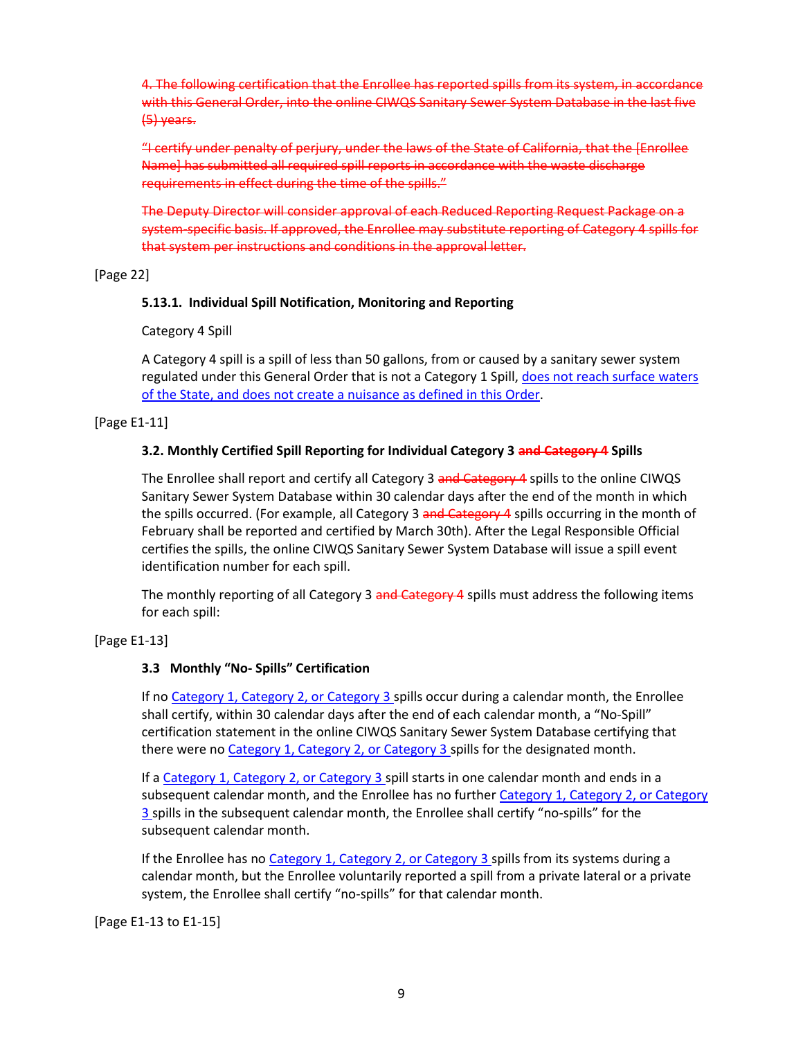~~4. The following certification that the Enrollee has reported spills from its system, in accordance with this General Order, into the online CIWQS Sanitary Sewer System Database in the last five (5) years.~~

~~"I certify under penalty of perjury, under the laws of the State of California, that the [Enrollee Name] has submitted all required spill reports in accordance with the waste discharge requirements in effect during the time of the spills."~~

~~The Deputy Director will consider approval of each Reduced Reporting Request Package on a system-specific basis. If approved, the Enrollee may substitute reporting of Category 4 spills for that system per instructions and conditions in the approval letter.~~

[Page 22]

**5.13.1. Individual Spill Notification, Monitoring and Reporting**

Category 4 Spill

A Category 4 spill is a spill of less than 50 gallons, from or caused by a sanitary sewer system regulated under this General Order that is not a Category 1 Spill, <u>does not reach surface waters of the State, and does not create a nuisance as defined in this Order</u>.

[Page E1-11]

**3.2. Monthly Certified Spill Reporting for Individual Category 3 ~~and Category 4~~ Spills**

The Enrollee shall report and certify all Category 3 ~~and Category 4~~ spills to the online CIWQS Sanitary Sewer System Database within 30 calendar days after the end of the month in which the spills occurred. (For example, all Category 3 ~~and Category 4~~ spills occurring in the month of February shall be reported and certified by March 30th). After the Legal Responsible Official certifies the spills, the online CIWQS Sanitary Sewer System Database will issue a spill event identification number for each spill.

The monthly reporting of all Category 3 ~~and Category 4~~ spills must address the following items for each spill:

[Page E1-13]

**3.3 Monthly "No- Spills" Certification**

If no <u>Category 1, Category 2, or Category 3</u> spills occur during a calendar month, the Enrollee shall certify, within 30 calendar days after the end of each calendar month, a "No-Spill" certification statement in the online CIWQS Sanitary Sewer System Database certifying that there were no <u>Category 1, Category 2, or Category 3</u> spills for the designated month.

If a <u>Category 1, Category 2, or Category 3</u> spill starts in one calendar month and ends in a subsequent calendar month, and the Enrollee has no further <u>Category 1, Category 2, or Category 3</u> spills in the subsequent calendar month, the Enrollee shall certify "no-spills" for the subsequent calendar month.

If the Enrollee has no <u>Category 1, Category 2, or Category 3</u> spills from its systems during a calendar month, but the Enrollee voluntarily reported a spill from a private lateral or a private system, the Enrollee shall certify "no-spills" for that calendar month.

[Page E1-13 to E1-15]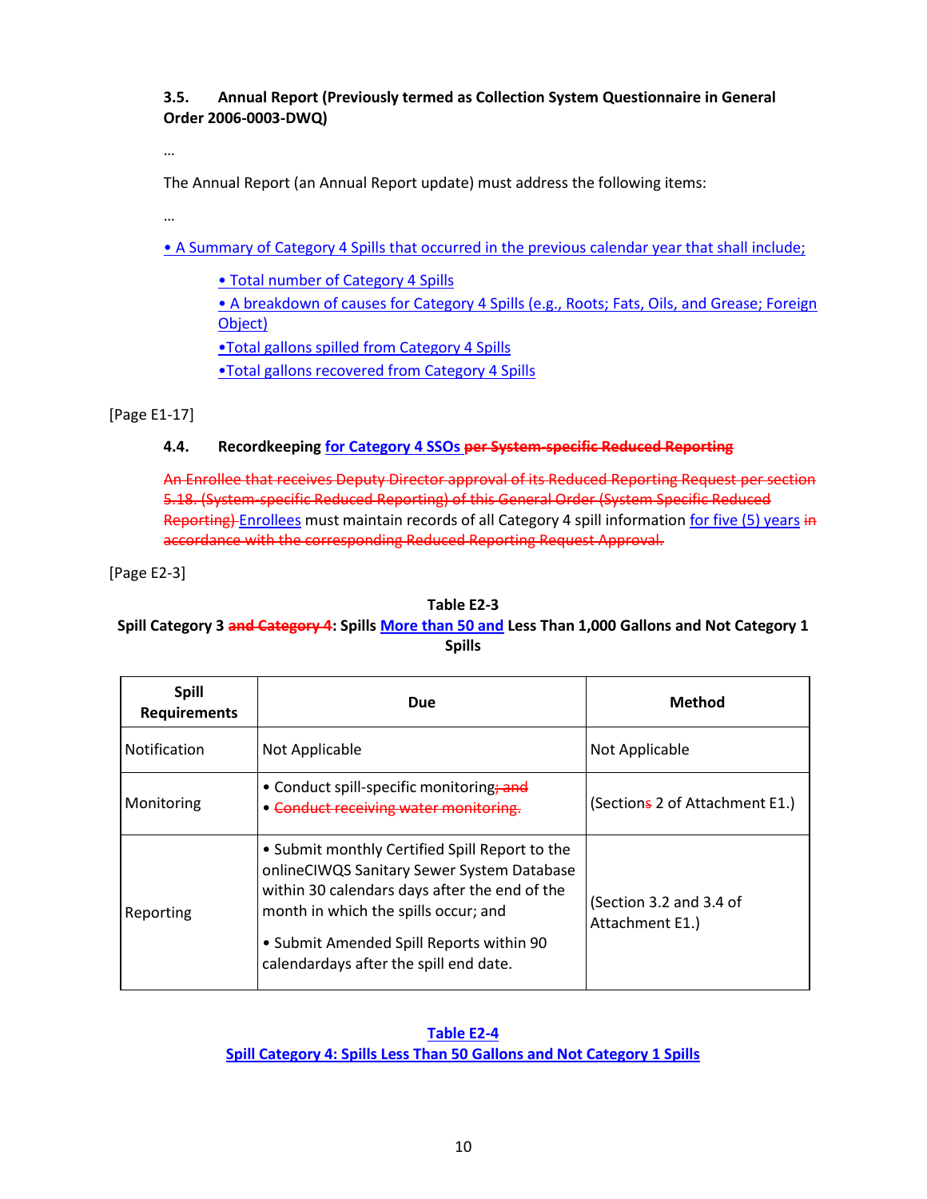### 3.5. Annual Report (Previously termed as Collection System Questionnaire in General Order 2006-0003-DWQ)

…

The Annual Report (an Annual Report update) must address the following items:

…

• A Summary of Category 4 Spills that occurred in the previous calendar year that shall include;

- • Total number of Category 4 Spills
- • A breakdown of causes for Category 4 Spills (e.g., Roots; Fats, Oils, and Grease; Foreign Object)
- •Total gallons spilled from Category 4 Spills
- •Total gallons recovered from Category 4 Spills

[Page E1-17]

### 4.4. Recordkeeping for Category 4 SSOs ~~per System-specific Reduced Reporting~~

~~An Enrollee that receives Deputy Director approval of its Reduced Reporting Request per section 5.18. (System-specific Reduced Reporting) of this General Order (System Specific Reduced Reporting)~~ Enrollees must maintain records of all Category 4 spill information for five (5) years ~~in accordance with the corresponding Reduced Reporting Request Approval.~~

[Page E2-3]

**Table E2-3**

**Spill Category 3 ~~and Category 4~~: Spills More than 50 and Less Than 1,000 Gallons and Not Category 1 Spills**

| Spill Requirements | Due | Method |
|---|---|---|
| Notification | Not Applicable | Not Applicable |
| Monitoring | • Conduct spill-specific monitoring~~; and~~<br>• ~~Conduct receiving water monitoring.~~ | (Section~~s~~ 2 of Attachment E1.) |
| Reporting | • Submit monthly Certified Spill Report to the onlineCIWQS Sanitary Sewer System Database within 30 calendars days after the end of the month in which the spills occur; and<br>• Submit Amended Spill Reports within 90 calendardays after the spill end date. | (Section 3.2 and 3.4 of Attachment E1.) |

**Table E2-4**

**Spill Category 4: Spills Less Than 50 Gallons and Not Category 1 Spills**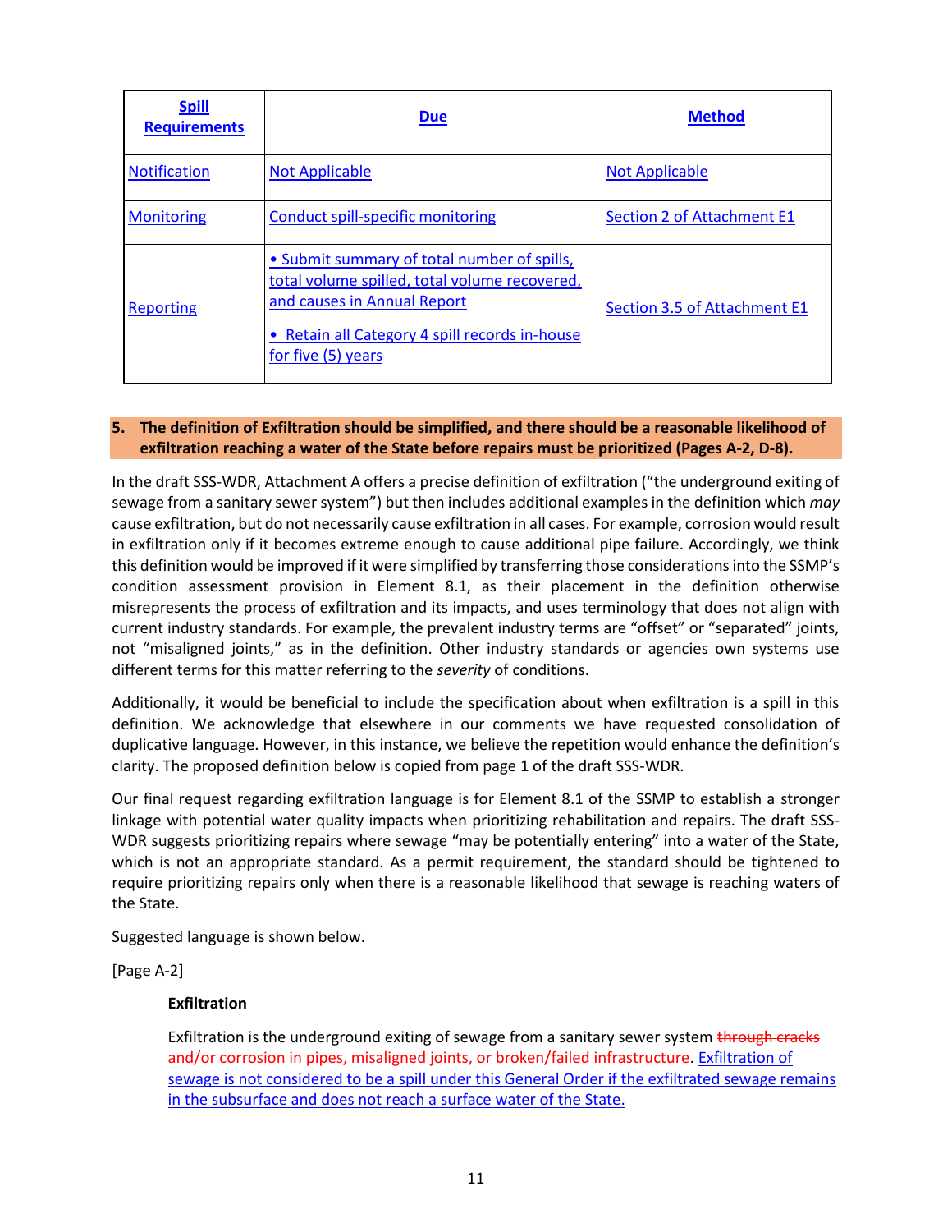| Spill Requirements | Due | Method |
|---|---|---|
| Notification | Not Applicable | Not Applicable |
| Monitoring | Conduct spill-specific monitoring | Section 2 of Attachment E1 |
| Reporting | • Submit summary of total number of spills, total volume spilled, total volume recovered, and causes in Annual Report<br><br>• Retain all Category 4 spill records in-house for five (5) years | Section 3.5 of Attachment E1 |

**5. The definition of Exfiltration should be simplified, and there should be a reasonable likelihood of exfiltration reaching a water of the State before repairs must be prioritized (Pages A-2, D-8).**

In the draft SSS-WDR, Attachment A offers a precise definition of exfiltration ("the underground exiting of sewage from a sanitary sewer system") but then includes additional examples in the definition which *may* cause exfiltration, but do not necessarily cause exfiltration in all cases. For example, corrosion would result in exfiltration only if it becomes extreme enough to cause additional pipe failure. Accordingly, we think this definition would be improved if it were simplified by transferring those considerations into the SSMP's condition assessment provision in Element 8.1, as their placement in the definition otherwise misrepresents the process of exfiltration and its impacts, and uses terminology that does not align with current industry standards. For example, the prevalent industry terms are "offset" or "separated" joints, not "misaligned joints," as in the definition. Other industry standards or agencies own systems use different terms for this matter referring to the *severity* of conditions.

Additionally, it would be beneficial to include the specification about when exfiltration is a spill in this definition. We acknowledge that elsewhere in our comments we have requested consolidation of duplicative language. However, in this instance, we believe the repetition would enhance the definition's clarity. The proposed definition below is copied from page 1 of the draft SSS-WDR.

Our final request regarding exfiltration language is for Element 8.1 of the SSMP to establish a stronger linkage with potential water quality impacts when prioritizing rehabilitation and repairs. The draft SSS-WDR suggests prioritizing repairs where sewage "may be potentially entering" into a water of the State, which is not an appropriate standard. As a permit requirement, the standard should be tightened to require prioritizing repairs only when there is a reasonable likelihood that sewage is reaching waters of the State.

Suggested language is shown below.

[Page A-2]

**Exfiltration**

Exfiltration is the underground exiting of sewage from a sanitary sewer system ~~through cracks and/or corrosion in pipes, misaligned joints, or broken/failed infrastructure~~. <u>Exfiltration of sewage is not considered to be a spill under this General Order if the exfiltrated sewage remains in the subsurface and does not reach a surface water of the State.</u>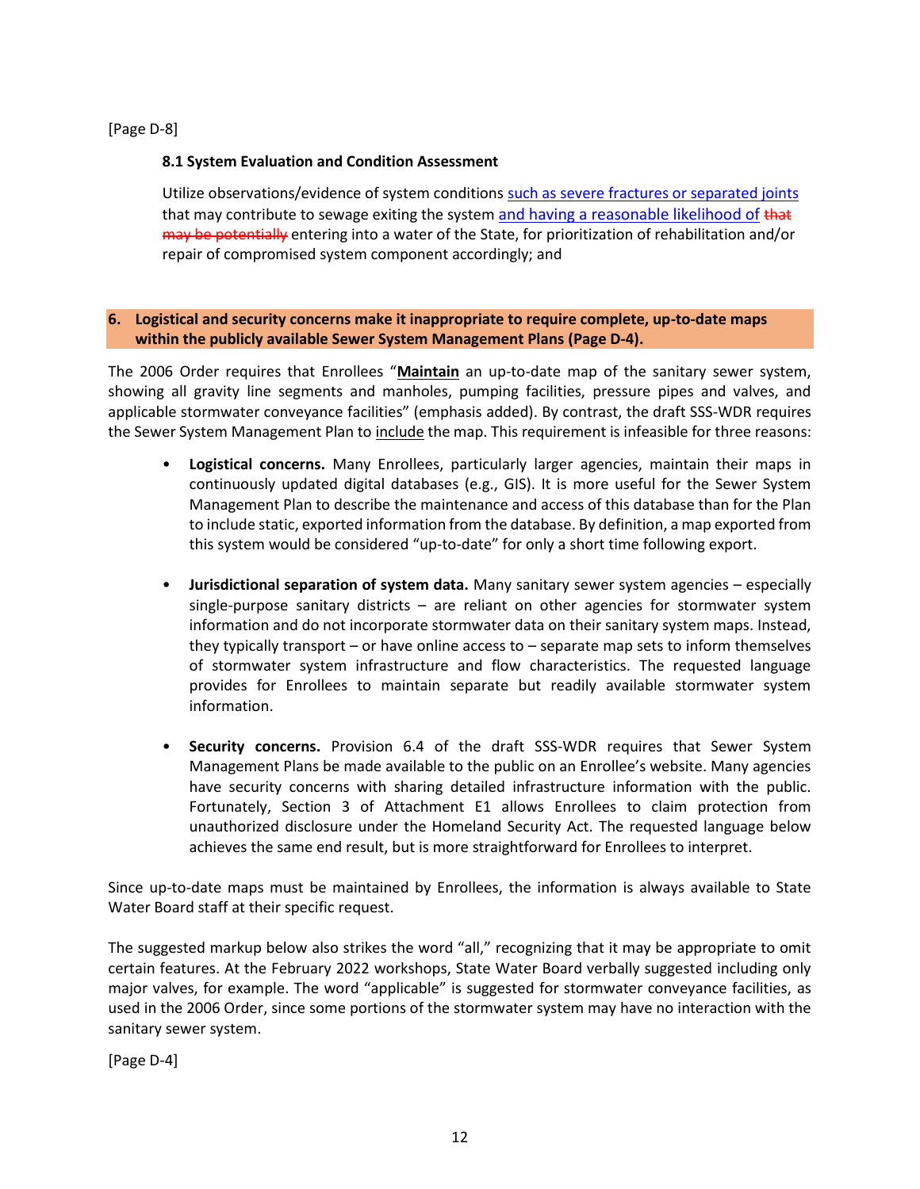[Page D-8]

**8.1 System Evaluation and Condition Assessment**

Utilize observations/evidence of system conditions such as severe fractures or separated joints that may contribute to sewage exiting the system and having a reasonable likelihood of ~~that may be potentially~~ entering into a water of the State, for prioritization of rehabilitation and/or repair of compromised system component accordingly; and

## 6. Logistical and security concerns make it inappropriate to require complete, up-to-date maps within the publicly available Sewer System Management Plans (Page D-4).

The 2006 Order requires that Enrollees "**Maintain** an up-to-date map of the sanitary sewer system, showing all gravity line segments and manholes, pumping facilities, pressure pipes and valves, and applicable stormwater conveyance facilities" (emphasis added). By contrast, the draft SSS-WDR requires the Sewer System Management Plan to include the map. This requirement is infeasible for three reasons:

- **Logistical concerns.** Many Enrollees, particularly larger agencies, maintain their maps in continuously updated digital databases (e.g., GIS). It is more useful for the Sewer System Management Plan to describe the maintenance and access of this database than for the Plan to include static, exported information from the database. By definition, a map exported from this system would be considered "up-to-date" for only a short time following export.

- **Jurisdictional separation of system data.** Many sanitary sewer system agencies – especially single-purpose sanitary districts – are reliant on other agencies for stormwater system information and do not incorporate stormwater data on their sanitary system maps. Instead, they typically transport – or have online access to – separate map sets to inform themselves of stormwater system infrastructure and flow characteristics. The requested language provides for Enrollees to maintain separate but readily available stormwater system information.

- **Security concerns.** Provision 6.4 of the draft SSS-WDR requires that Sewer System Management Plans be made available to the public on an Enrollee's website. Many agencies have security concerns with sharing detailed infrastructure information with the public. Fortunately, Section 3 of Attachment E1 allows Enrollees to claim protection from unauthorized disclosure under the Homeland Security Act. The requested language below achieves the same end result, but is more straightforward for Enrollees to interpret.

Since up-to-date maps must be maintained by Enrollees, the information is always available to State Water Board staff at their specific request.

The suggested markup below also strikes the word "all," recognizing that it may be appropriate to omit certain features. At the February 2022 workshops, State Water Board verbally suggested including only major valves, for example. The word "applicable" is suggested for stormwater conveyance facilities, as used in the 2006 Order, since some portions of the stormwater system may have no interaction with the sanitary sewer system.

[Page D-4]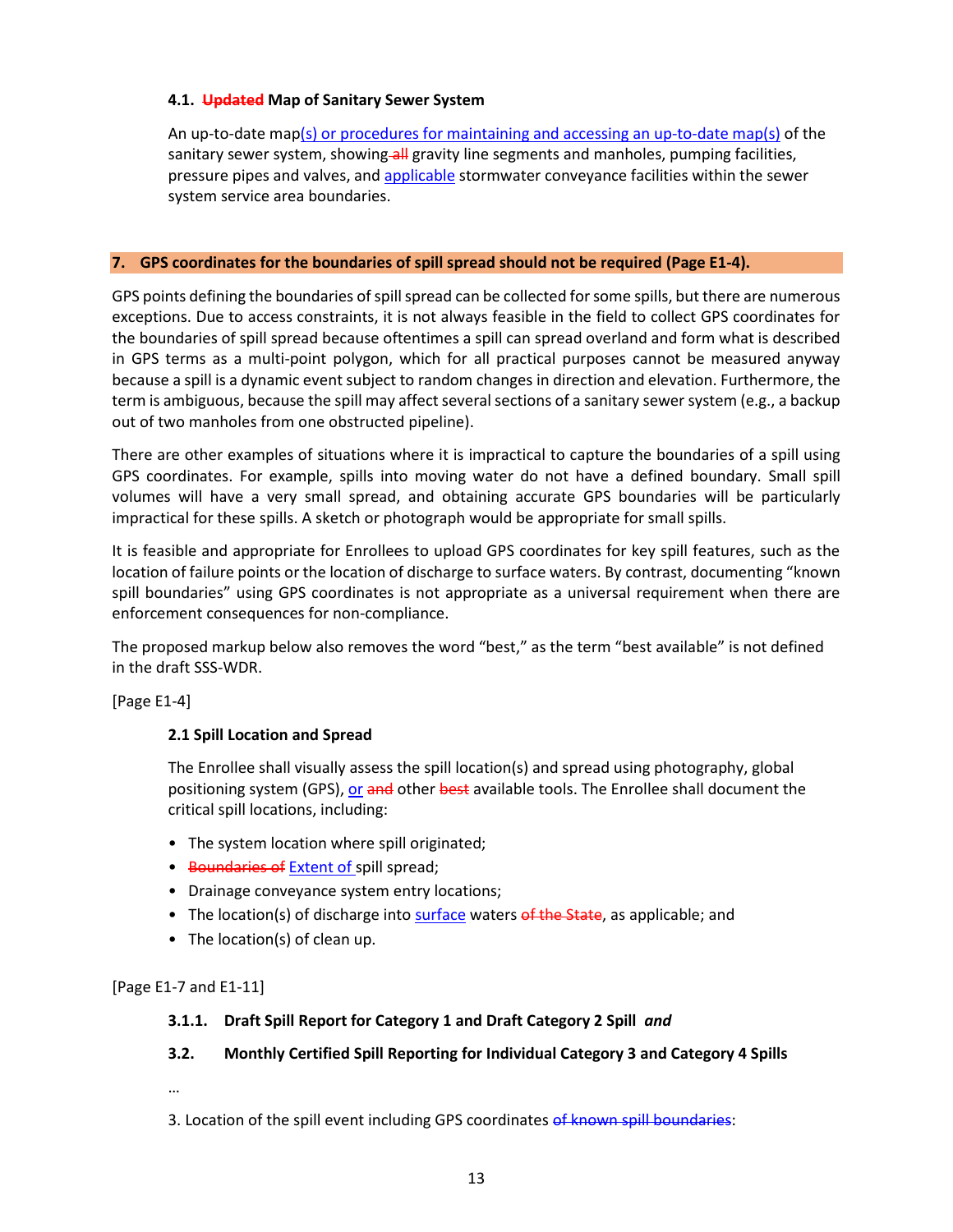**4.1. ~~Updated~~ Map of Sanitary Sewer System**

An up-to-date map(s) or procedures for maintaining and accessing an up-to-date map(s) of the sanitary sewer system, showing ~~all~~ gravity line segments and manholes, pumping facilities, pressure pipes and valves, and applicable stormwater conveyance facilities within the sewer system service area boundaries.

## 7. GPS coordinates for the boundaries of spill spread should not be required (Page E1-4).

GPS points defining the boundaries of spill spread can be collected for some spills, but there are numerous exceptions. Due to access constraints, it is not always feasible in the field to collect GPS coordinates for the boundaries of spill spread because oftentimes a spill can spread overland and form what is described in GPS terms as a multi-point polygon, which for all practical purposes cannot be measured anyway because a spill is a dynamic event subject to random changes in direction and elevation. Furthermore, the term is ambiguous, because the spill may affect several sections of a sanitary sewer system (e.g., a backup out of two manholes from one obstructed pipeline).

There are other examples of situations where it is impractical to capture the boundaries of a spill using GPS coordinates. For example, spills into moving water do not have a defined boundary. Small spill volumes will have a very small spread, and obtaining accurate GPS boundaries will be particularly impractical for these spills. A sketch or photograph would be appropriate for small spills.

It is feasible and appropriate for Enrollees to upload GPS coordinates for key spill features, such as the location of failure points or the location of discharge to surface waters. By contrast, documenting "known spill boundaries" using GPS coordinates is not appropriate as a universal requirement when there are enforcement consequences for non-compliance.

The proposed markup below also removes the word "best," as the term "best available" is not defined in the draft SSS-WDR.

[Page E1-4]

**2.1 Spill Location and Spread**

The Enrollee shall visually assess the spill location(s) and spread using photography, global positioning system (GPS), or ~~and~~ other ~~best~~ available tools. The Enrollee shall document the critical spill locations, including:

- The system location where spill originated;
- ~~Boundaries of~~ Extent of spill spread;
- Drainage conveyance system entry locations;
- The location(s) of discharge into surface waters ~~of the State~~, as applicable; and
- The location(s) of clean up.

[Page E1-7 and E1-11]

**3.1.1. Draft Spill Report for Category 1 and Draft Category 2 Spill** ***and***

**3.2. Monthly Certified Spill Reporting for Individual Category 3 and Category 4 Spills**

…

3. Location of the spill event including GPS coordinates ~~of known spill boundaries~~: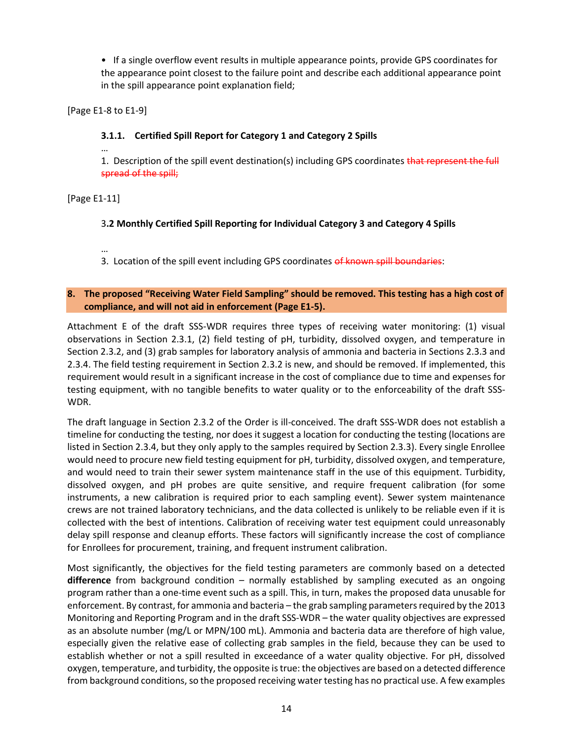• If a single overflow event results in multiple appearance points, provide GPS coordinates for the appearance point closest to the failure point and describe each additional appearance point in the spill appearance point explanation field;

[Page E1-8 to E1-9]

**3.1.1. Certified Spill Report for Category 1 and Category 2 Spills**

…

1. Description of the spill event destination(s) including GPS coordinates ~~that represent the full spread of the spill;~~

[Page E1-11]

3**.2 Monthly Certified Spill Reporting for Individual Category 3 and Category 4 Spills**

…

3. Location of the spill event including GPS coordinates ~~of known spill boundaries~~:

**8. The proposed "Receiving Water Field Sampling" should be removed. This testing has a high cost of compliance, and will not aid in enforcement (Page E1-5).**

Attachment E of the draft SSS-WDR requires three types of receiving water monitoring: (1) visual observations in Section 2.3.1, (2) field testing of pH, turbidity, dissolved oxygen, and temperature in Section 2.3.2, and (3) grab samples for laboratory analysis of ammonia and bacteria in Sections 2.3.3 and 2.3.4. The field testing requirement in Section 2.3.2 is new, and should be removed. If implemented, this requirement would result in a significant increase in the cost of compliance due to time and expenses for testing equipment, with no tangible benefits to water quality or to the enforceability of the draft SSS-WDR.

The draft language in Section 2.3.2 of the Order is ill-conceived. The draft SSS-WDR does not establish a timeline for conducting the testing, nor does it suggest a location for conducting the testing (locations are listed in Section 2.3.4, but they only apply to the samples required by Section 2.3.3). Every single Enrollee would need to procure new field testing equipment for pH, turbidity, dissolved oxygen, and temperature, and would need to train their sewer system maintenance staff in the use of this equipment. Turbidity, dissolved oxygen, and pH probes are quite sensitive, and require frequent calibration (for some instruments, a new calibration is required prior to each sampling event). Sewer system maintenance crews are not trained laboratory technicians, and the data collected is unlikely to be reliable even if it is collected with the best of intentions. Calibration of receiving water test equipment could unreasonably delay spill response and cleanup efforts. These factors will significantly increase the cost of compliance for Enrollees for procurement, training, and frequent instrument calibration.

Most significantly, the objectives for the field testing parameters are commonly based on a detected **difference** from background condition – normally established by sampling executed as an ongoing program rather than a one-time event such as a spill. This, in turn, makes the proposed data unusable for enforcement. By contrast, for ammonia and bacteria – the grab sampling parameters required by the 2013 Monitoring and Reporting Program and in the draft SSS-WDR – the water quality objectives are expressed as an absolute number (mg/L or MPN/100 mL). Ammonia and bacteria data are therefore of high value, especially given the relative ease of collecting grab samples in the field, because they can be used to establish whether or not a spill resulted in exceedance of a water quality objective. For pH, dissolved oxygen, temperature, and turbidity, the opposite is true: the objectives are based on a detected difference from background conditions, so the proposed receiving water testing has no practical use. A few examples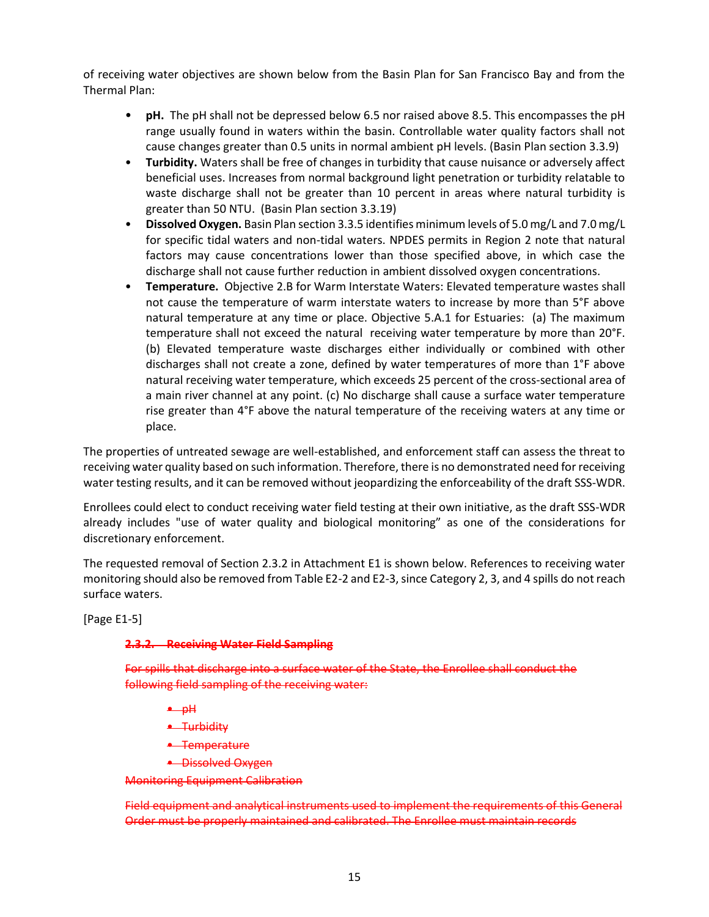of receiving water objectives are shown below from the Basin Plan for San Francisco Bay and from the Thermal Plan:

- **pH.** The pH shall not be depressed below 6.5 nor raised above 8.5. This encompasses the pH range usually found in waters within the basin. Controllable water quality factors shall not cause changes greater than 0.5 units in normal ambient pH levels. (Basin Plan section 3.3.9)
- **Turbidity.** Waters shall be free of changes in turbidity that cause nuisance or adversely affect beneficial uses. Increases from normal background light penetration or turbidity relatable to waste discharge shall not be greater than 10 percent in areas where natural turbidity is greater than 50 NTU. (Basin Plan section 3.3.19)
- **Dissolved Oxygen.** Basin Plan section 3.3.5 identifies minimum levels of 5.0 mg/L and 7.0 mg/L for specific tidal waters and non-tidal waters. NPDES permits in Region 2 note that natural factors may cause concentrations lower than those specified above, in which case the discharge shall not cause further reduction in ambient dissolved oxygen concentrations.
- **Temperature.** Objective 2.B for Warm Interstate Waters: Elevated temperature wastes shall not cause the temperature of warm interstate waters to increase by more than 5°F above natural temperature at any time or place. Objective 5.A.1 for Estuaries: (a) The maximum temperature shall not exceed the natural receiving water temperature by more than 20°F. (b) Elevated temperature waste discharges either individually or combined with other discharges shall not create a zone, defined by water temperatures of more than 1°F above natural receiving water temperature, which exceeds 25 percent of the cross-sectional area of a main river channel at any point. (c) No discharge shall cause a surface water temperature rise greater than 4°F above the natural temperature of the receiving waters at any time or place.

The properties of untreated sewage are well-established, and enforcement staff can assess the threat to receiving water quality based on such information. Therefore, there is no demonstrated need for receiving water testing results, and it can be removed without jeopardizing the enforceability of the draft SSS-WDR.

Enrollees could elect to conduct receiving water field testing at their own initiative, as the draft SSS-WDR already includes "use of water quality and biological monitoring" as one of the considerations for discretionary enforcement.

The requested removal of Section 2.3.2 in Attachment E1 is shown below. References to receiving water monitoring should also be removed from Table E2-2 and E2-3, since Category 2, 3, and 4 spills do not reach surface waters.

[Page E1-5]

~~**2.3.2. Receiving Water Field Sampling**~~

~~For spills that discharge into a surface water of the State, the Enrollee shall conduct the following field sampling of the receiving water:~~

- ~~pH~~
- ~~Turbidity~~
- ~~Temperature~~
- ~~Dissolved Oxygen~~

~~Monitoring Equipment Calibration~~

~~Field equipment and analytical instruments used to implement the requirements of this General Order must be properly maintained and calibrated. The Enrollee must maintain records~~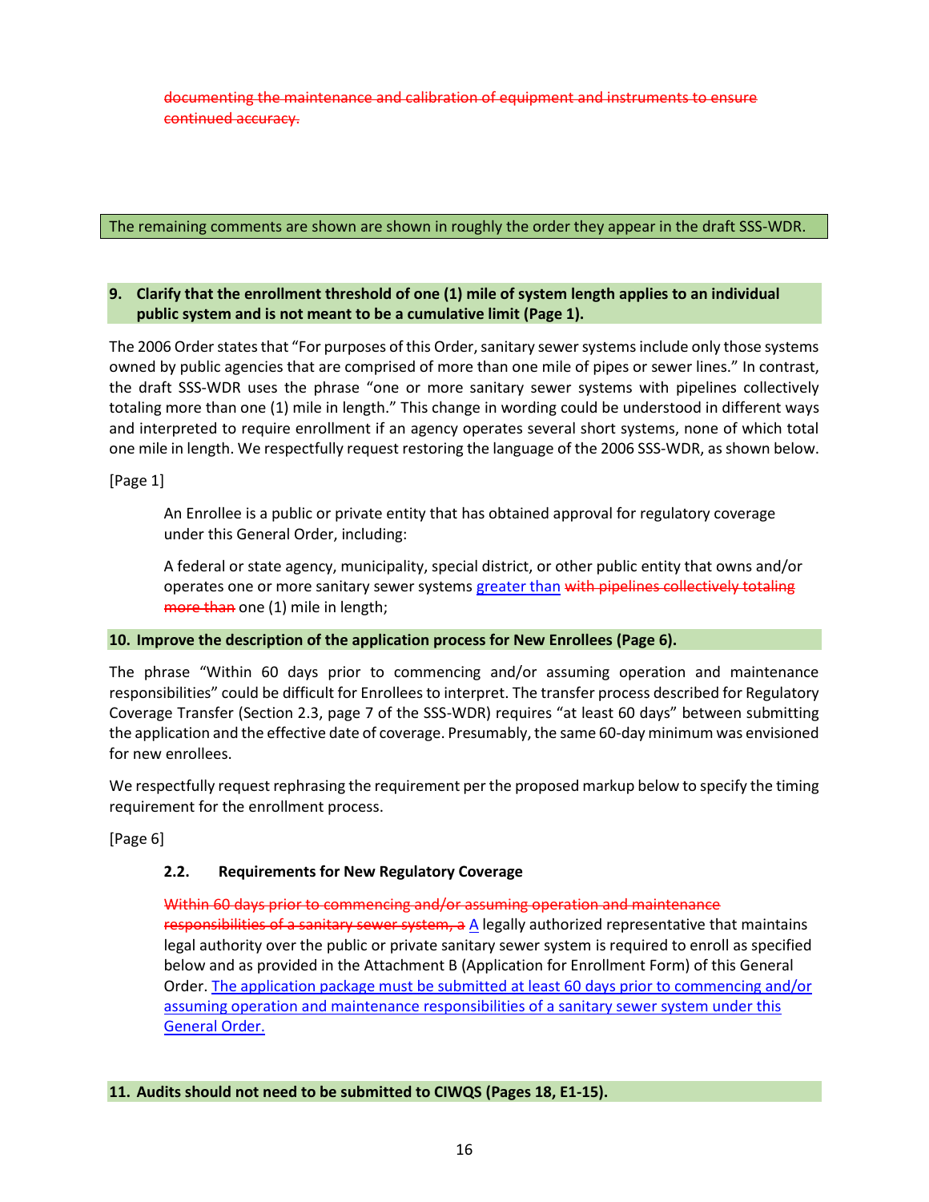~~documenting the maintenance and calibration of equipment and instruments to ensure continued accuracy.~~

**The remaining comments are shown are shown in roughly the order they appear in the draft SSS-WDR.**

### 9. Clarify that the enrollment threshold of one (1) mile of system length applies to an individual public system and is not meant to be a cumulative limit (Page 1).

The 2006 Order states that "For purposes of this Order, sanitary sewer systems include only those systems owned by public agencies that are comprised of more than one mile of pipes or sewer lines." In contrast, the draft SSS-WDR uses the phrase "one or more sanitary sewer systems with pipelines collectively totaling more than one (1) mile in length." This change in wording could be understood in different ways and interpreted to require enrollment if an agency operates several short systems, none of which total one mile in length. We respectfully request restoring the language of the 2006 SSS-WDR, as shown below.

[Page 1]

> An Enrollee is a public or private entity that has obtained approval for regulatory coverage under this General Order, including:
>
> A federal or state agency, municipality, special district, or other public entity that owns and/or operates one or more sanitary sewer systems <u>greater than</u> ~~with pipelines collectively totaling more than~~ one (1) mile in length;

### 10. Improve the description of the application process for New Enrollees (Page 6).

The phrase "Within 60 days prior to commencing and/or assuming operation and maintenance responsibilities" could be difficult for Enrollees to interpret. The transfer process described for Regulatory Coverage Transfer (Section 2.3, page 7 of the SSS-WDR) requires "at least 60 days" between submitting the application and the effective date of coverage. Presumably, the same 60-day minimum was envisioned for new enrollees.

We respectfully request rephrasing the requirement per the proposed markup below to specify the timing requirement for the enrollment process.

[Page 6]

> **2.2. Requirements for New Regulatory Coverage**
>
> ~~Within 60 days prior to commencing and/or assuming operation and maintenance responsibilities of a sanitary sewer system, a~~ <u>A</u> legally authorized representative that maintains legal authority over the public or private sanitary sewer system is required to enroll as specified below and as provided in the Attachment B (Application for Enrollment Form) of this General Order. <u>The application package must be submitted at least 60 days prior to commencing and/or assuming operation and maintenance responsibilities of a sanitary sewer system under this General Order.</u>

### 11. Audits should not need to be submitted to CIWQS (Pages 18, E1-15).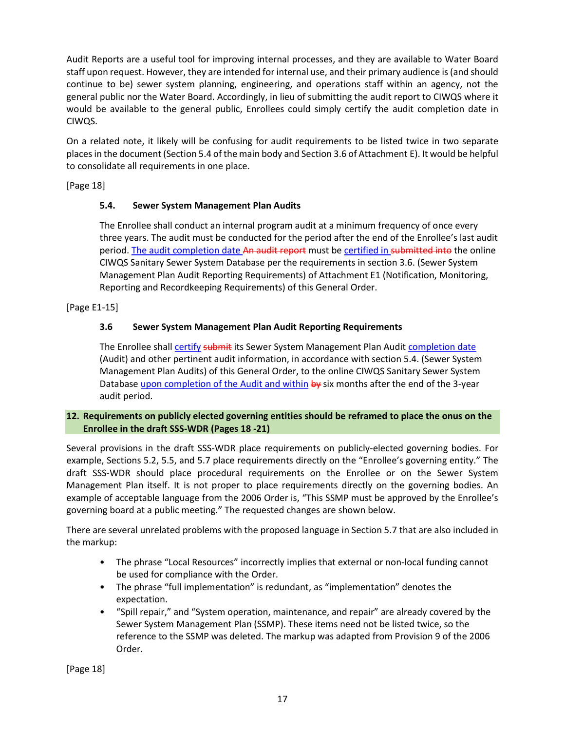Audit Reports are a useful tool for improving internal processes, and they are available to Water Board staff upon request. However, they are intended for internal use, and their primary audience is (and should continue to be) sewer system planning, engineering, and operations staff within an agency, not the general public nor the Water Board. Accordingly, in lieu of submitting the audit report to CIWQS where it would be available to the general public, Enrollees could simply certify the audit completion date in CIWQS.

On a related note, it likely will be confusing for audit requirements to be listed twice in two separate places in the document (Section 5.4 of the main body and Section 3.6 of Attachment E). It would be helpful to consolidate all requirements in one place.

[Page 18]

> **5.4. Sewer System Management Plan Audits**
>
> The Enrollee shall conduct an internal program audit at a minimum frequency of once every three years. The audit must be conducted for the period after the end of the Enrollee's last audit period. <ins>The audit completion date</ins> <del>An audit report</del> must be <ins>certified in</ins> <del>submitted into</del> the online CIWQS Sanitary Sewer System Database per the requirements in section 3.6. (Sewer System Management Plan Audit Reporting Requirements) of Attachment E1 (Notification, Monitoring, Reporting and Recordkeeping Requirements) of this General Order.

[Page E1-15]

> **3.6 Sewer System Management Plan Audit Reporting Requirements**
>
> The Enrollee shall <ins>certify</ins> <del>submit</del> its Sewer System Management Plan Audit <ins>completion date</ins> (Audit) and other pertinent audit information, in accordance with section 5.4. (Sewer System Management Plan Audits) of this General Order, to the online CIWQS Sanitary Sewer System Database <ins>upon completion of the Audit and within</ins> <del>by</del> six months after the end of the 3-year audit period.

## 12. Requirements on publicly elected governing entities should be reframed to place the onus on the Enrollee in the draft SSS-WDR (Pages 18 -21)

Several provisions in the draft SSS-WDR place requirements on publicly-elected governing bodies. For example, Sections 5.2, 5.5, and 5.7 place requirements directly on the "Enrollee's governing entity." The draft SSS-WDR should place procedural requirements on the Enrollee or on the Sewer System Management Plan itself. It is not proper to place requirements directly on the governing bodies. An example of acceptable language from the 2006 Order is, "This SSMP must be approved by the Enrollee's governing board at a public meeting." The requested changes are shown below.

There are several unrelated problems with the proposed language in Section 5.7 that are also included in the markup:

- The phrase "Local Resources" incorrectly implies that external or non-local funding cannot be used for compliance with the Order.
- The phrase "full implementation" is redundant, as "implementation" denotes the expectation.
- "Spill repair," and "System operation, maintenance, and repair" are already covered by the Sewer System Management Plan (SSMP). These items need not be listed twice, so the reference to the SSMP was deleted. The markup was adapted from Provision 9 of the 2006 Order.

[Page 18]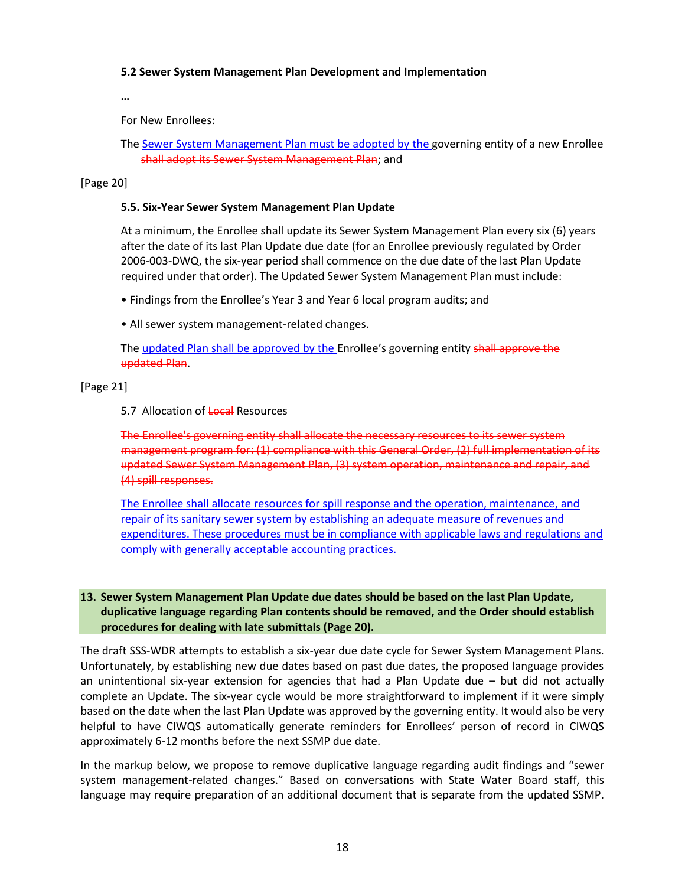**5.2 Sewer System Management Plan Development and Implementation**

…

For New Enrollees:

The Sewer System Management Plan must be adopted by the governing entity of a new Enrollee ~~shall adopt its Sewer System Management Plan~~; and

[Page 20]

**5.5. Six-Year Sewer System Management Plan Update**

At a minimum, the Enrollee shall update its Sewer System Management Plan every six (6) years after the date of its last Plan Update due date (for an Enrollee previously regulated by Order 2006-003-DWQ, the six-year period shall commence on the due date of the last Plan Update required under that order). The Updated Sewer System Management Plan must include:

• Findings from the Enrollee's Year 3 and Year 6 local program audits; and

• All sewer system management-related changes.

The updated Plan shall be approved by the Enrollee's governing entity ~~shall approve the updated Plan~~.

[Page 21]

5.7 Allocation of ~~Local~~ Resources

~~The Enrollee's governing entity shall allocate the necessary resources to its sewer system management program for: (1) compliance with this General Order, (2) full implementation of its updated Sewer System Management Plan, (3) system operation, maintenance and repair, and (4) spill responses.~~

The Enrollee shall allocate resources for spill response and the operation, maintenance, and repair of its sanitary sewer system by establishing an adequate measure of revenues and expenditures. These procedures must be in compliance with applicable laws and regulations and comply with generally acceptable accounting practices.

### 13. Sewer System Management Plan Update due dates should be based on the last Plan Update, duplicative language regarding Plan contents should be removed, and the Order should establish procedures for dealing with late submittals (Page 20).

The draft SSS-WDR attempts to establish a six-year due date cycle for Sewer System Management Plans. Unfortunately, by establishing new due dates based on past due dates, the proposed language provides an unintentional six-year extension for agencies that had a Plan Update due – but did not actually complete an Update. The six-year cycle would be more straightforward to implement if it were simply based on the date when the last Plan Update was approved by the governing entity. It would also be very helpful to have CIWQS automatically generate reminders for Enrollees' person of record in CIWQS approximately 6-12 months before the next SSMP due date.

In the markup below, we propose to remove duplicative language regarding audit findings and "sewer system management-related changes." Based on conversations with State Water Board staff, this language may require preparation of an additional document that is separate from the updated SSMP.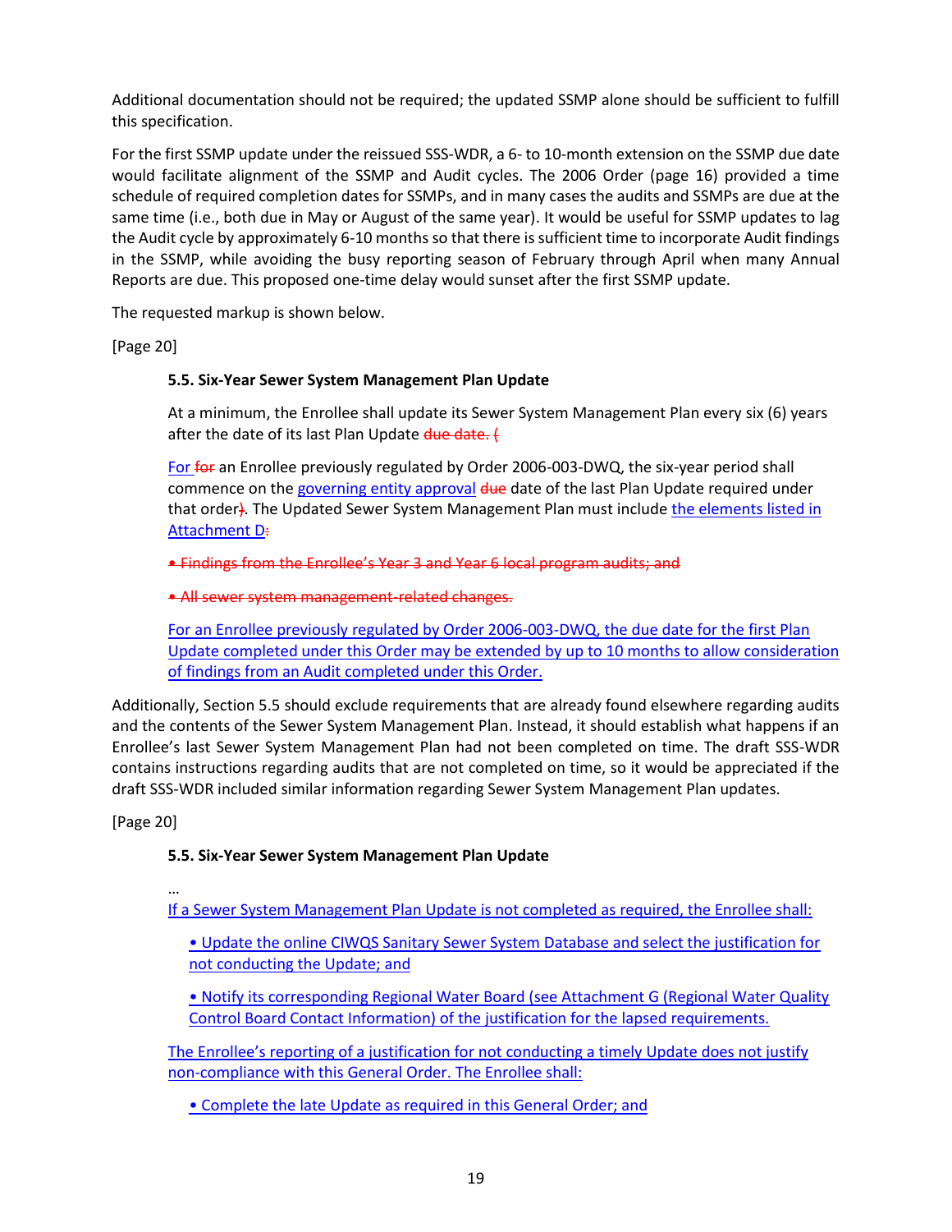Additional documentation should not be required; the updated SSMP alone should be sufficient to fulfill this specification.

For the first SSMP update under the reissued SSS-WDR, a 6- to 10-month extension on the SSMP due date would facilitate alignment of the SSMP and Audit cycles. The 2006 Order (page 16) provided a time schedule of required completion dates for SSMPs, and in many cases the audits and SSMPs are due at the same time (i.e., both due in May or August of the same year). It would be useful for SSMP updates to lag the Audit cycle by approximately 6-10 months so that there is sufficient time to incorporate Audit findings in the SSMP, while avoiding the busy reporting season of February through April when many Annual Reports are due. This proposed one-time delay would sunset after the first SSMP update.

The requested markup is shown below.

[Page 20]

> **5.5. Six-Year Sewer System Management Plan Update**
>
> At a minimum, the Enrollee shall update its Sewer System Management Plan every six (6) years after the date of its last Plan Update ~~due date. (~~
>
> <u>For</u> ~~for~~ an Enrollee previously regulated by Order 2006-003-DWQ, the six-year period shall commence on the <u>governing entity approval</u> ~~due~~ date of the last Plan Update required under that order~~)~~. The Updated Sewer System Management Plan must include <u>the elements listed in Attachment D</u>~~:~~
>
> ~~• Findings from the Enrollee's Year 3 and Year 6 local program audits; and~~
>
> ~~• All sewer system management-related changes.~~
>
> <u>For an Enrollee previously regulated by Order 2006-003-DWQ, the due date for the first Plan Update completed under this Order may be extended by up to 10 months to allow consideration of findings from an Audit completed under this Order.</u>

Additionally, Section 5.5 should exclude requirements that are already found elsewhere regarding audits and the contents of the Sewer System Management Plan. Instead, it should establish what happens if an Enrollee's last Sewer System Management Plan had not been completed on time. The draft SSS-WDR contains instructions regarding audits that are not completed on time, so it would be appreciated if the draft SSS-WDR included similar information regarding Sewer System Management Plan updates.

[Page 20]

> **5.5. Six-Year Sewer System Management Plan Update**
>
> …
>
> <u>If a Sewer System Management Plan Update is not completed as required, the Enrollee shall:</u>
>
> > <u>• Update the online CIWQS Sanitary Sewer System Database and select the justification for not conducting the Update; and</u>
> >
> > <u>• Notify its corresponding Regional Water Board (see Attachment G (Regional Water Quality Control Board Contact Information) of the justification for the lapsed requirements.</u>
>
> <u>The Enrollee's reporting of a justification for not conducting a timely Update does not justify non-compliance with this General Order. The Enrollee shall:</u>
>
> > <u>• Complete the late Update as required in this General Order; and</u>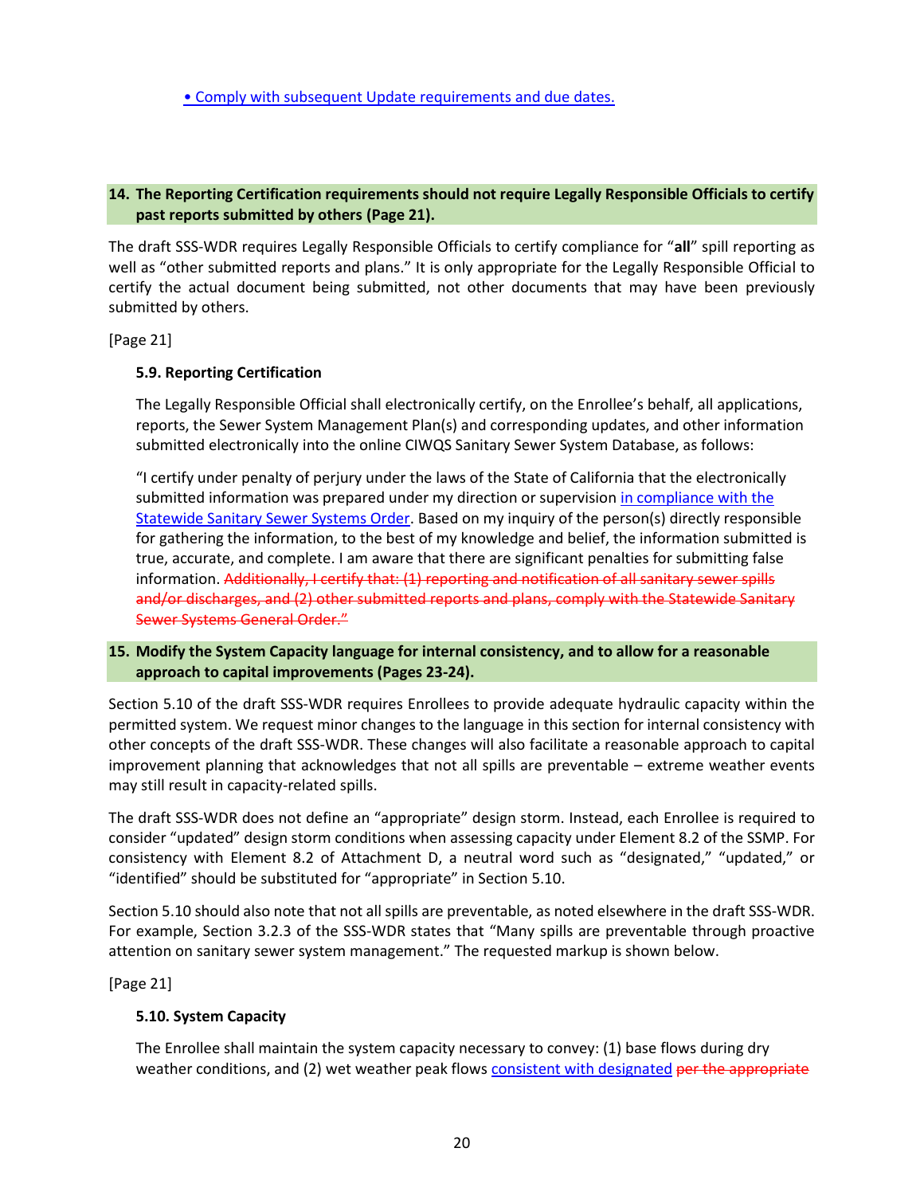• Comply with subsequent Update requirements and due dates.

**14. The Reporting Certification requirements should not require Legally Responsible Officials to certify past reports submitted by others (Page 21).**

The draft SSS-WDR requires Legally Responsible Officials to certify compliance for "**all**" spill reporting as well as "other submitted reports and plans." It is only appropriate for the Legally Responsible Official to certify the actual document being submitted, not other documents that may have been previously submitted by others.

[Page 21]

**5.9. Reporting Certification**

The Legally Responsible Official shall electronically certify, on the Enrollee's behalf, all applications, reports, the Sewer System Management Plan(s) and corresponding updates, and other information submitted electronically into the online CIWQS Sanitary Sewer System Database, as follows:

"I certify under penalty of perjury under the laws of the State of California that the electronically submitted information was prepared under my direction or supervision in compliance with the Statewide Sanitary Sewer Systems Order. Based on my inquiry of the person(s) directly responsible for gathering the information, to the best of my knowledge and belief, the information submitted is true, accurate, and complete. I am aware that there are significant penalties for submitting false information. ~~Additionally, I certify that: (1) reporting and notification of all sanitary sewer spills and/or discharges, and (2) other submitted reports and plans, comply with the Statewide Sanitary Sewer Systems General Order."~~

**15. Modify the System Capacity language for internal consistency, and to allow for a reasonable approach to capital improvements (Pages 23-24).**

Section 5.10 of the draft SSS-WDR requires Enrollees to provide adequate hydraulic capacity within the permitted system. We request minor changes to the language in this section for internal consistency with other concepts of the draft SSS-WDR. These changes will also facilitate a reasonable approach to capital improvement planning that acknowledges that not all spills are preventable – extreme weather events may still result in capacity-related spills.

The draft SSS-WDR does not define an "appropriate" design storm. Instead, each Enrollee is required to consider "updated" design storm conditions when assessing capacity under Element 8.2 of the SSMP. For consistency with Element 8.2 of Attachment D, a neutral word such as "designated," "updated," or "identified" should be substituted for "appropriate" in Section 5.10.

Section 5.10 should also note that not all spills are preventable, as noted elsewhere in the draft SSS-WDR. For example, Section 3.2.3 of the SSS-WDR states that "Many spills are preventable through proactive attention on sanitary sewer system management." The requested markup is shown below.

[Page 21]

**5.10. System Capacity**

The Enrollee shall maintain the system capacity necessary to convey: (1) base flows during dry weather conditions, and (2) wet weather peak flows consistent with designated ~~per the appropriate~~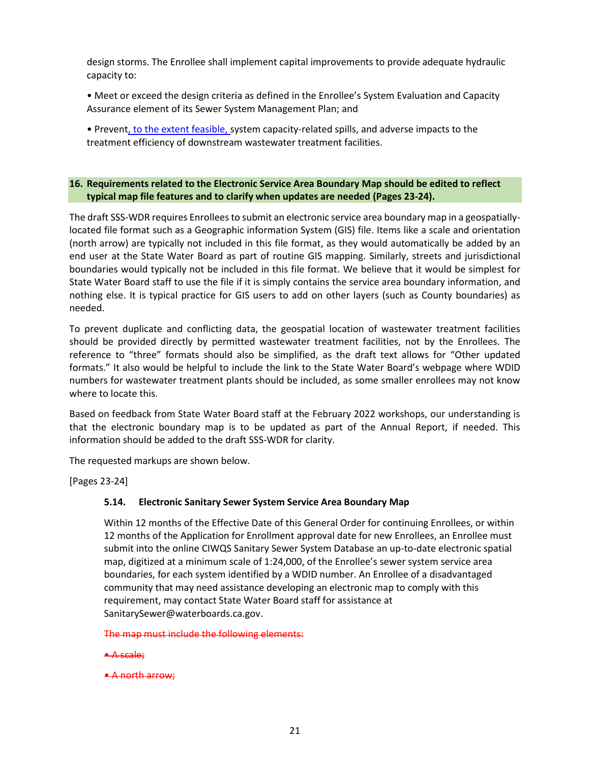design storms. The Enrollee shall implement capital improvements to provide adequate hydraulic capacity to:

• Meet or exceed the design criteria as defined in the Enrollee's System Evaluation and Capacity Assurance element of its Sewer System Management Plan; and

• Prevent, to the extent feasible, system capacity-related spills, and adverse impacts to the treatment efficiency of downstream wastewater treatment facilities.

**16. Requirements related to the Electronic Service Area Boundary Map should be edited to reflect typical map file features and to clarify when updates are needed (Pages 23-24).**

The draft SSS-WDR requires Enrollees to submit an electronic service area boundary map in a geospatially-located file format such as a Geographic information System (GIS) file. Items like a scale and orientation (north arrow) are typically not included in this file format, as they would automatically be added by an end user at the State Water Board as part of routine GIS mapping. Similarly, streets and jurisdictional boundaries would typically not be included in this file format. We believe that it would be simplest for State Water Board staff to use the file if it is simply contains the service area boundary information, and nothing else. It is typical practice for GIS users to add on other layers (such as County boundaries) as needed.

To prevent duplicate and conflicting data, the geospatial location of wastewater treatment facilities should be provided directly by permitted wastewater treatment facilities, not by the Enrollees. The reference to "three" formats should also be simplified, as the draft text allows for "Other updated formats." It also would be helpful to include the link to the State Water Board's webpage where WDID numbers for wastewater treatment plants should be included, as some smaller enrollees may not know where to locate this.

Based on feedback from State Water Board staff at the February 2022 workshops, our understanding is that the electronic boundary map is to be updated as part of the Annual Report, if needed. This information should be added to the draft SSS-WDR for clarity.

The requested markups are shown below.

[Pages 23-24]

**5.14. Electronic Sanitary Sewer System Service Area Boundary Map**

Within 12 months of the Effective Date of this General Order for continuing Enrollees, or within 12 months of the Application for Enrollment approval date for new Enrollees, an Enrollee must submit into the online CIWQS Sanitary Sewer System Database an up-to-date electronic spatial map, digitized at a minimum scale of 1:24,000, of the Enrollee's sewer system service area boundaries, for each system identified by a WDID number. An Enrollee of a disadvantaged community that may need assistance developing an electronic map to comply with this requirement, may contact State Water Board staff for assistance at SanitarySewer@waterboards.ca.gov.

~~The map must include the following elements:~~

~~• A scale;~~

~~• A north arrow;~~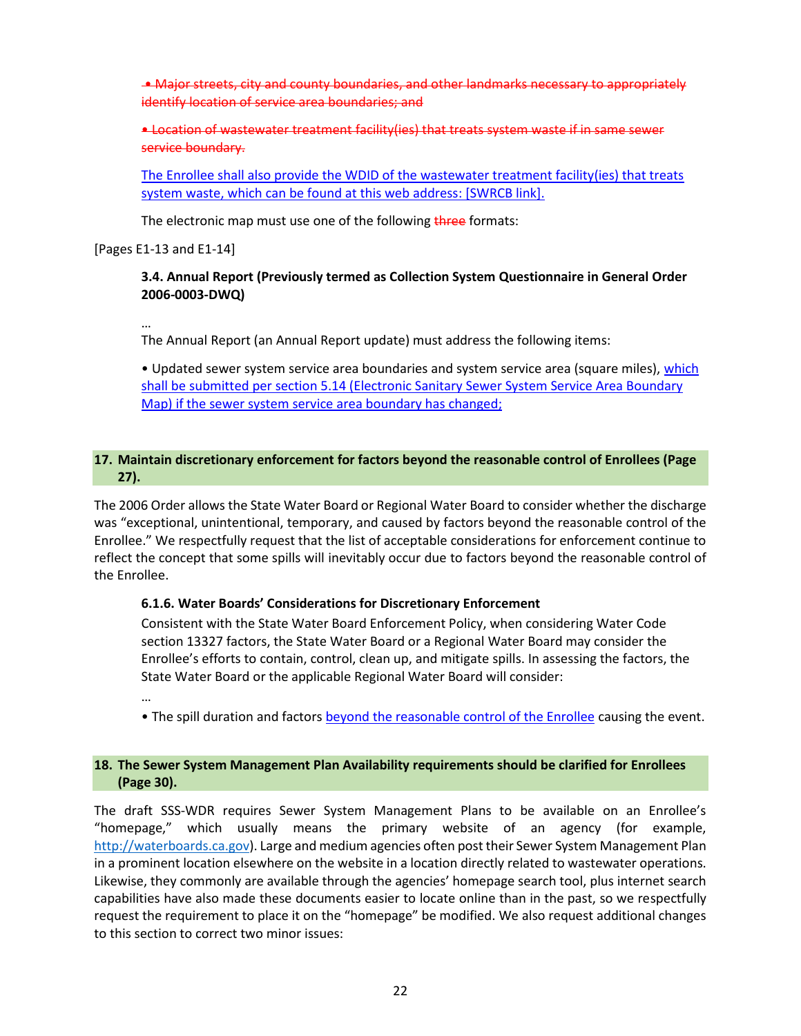~~• Major streets, city and county boundaries, and other landmarks necessary to appropriately identify location of service area boundaries; and~~

~~• Location of wastewater treatment facility(ies) that treats system waste if in same sewer service boundary.~~

<u>The Enrollee shall also provide the WDID of the wastewater treatment facility(ies) that treats system waste, which can be found at this web address: [SWRCB link].</u>

The electronic map must use one of the following ~~three~~ formats:

[Pages E1-13 and E1-14]

**3.4. Annual Report (Previously termed as Collection System Questionnaire in General Order 2006-0003-DWQ)**

…

The Annual Report (an Annual Report update) must address the following items:

• Updated sewer system service area boundaries and system service area (square miles), <u>which shall be submitted per section 5.14 (Electronic Sanitary Sewer System Service Area Boundary Map) if the sewer system service area boundary has changed;</u>

### 17. Maintain discretionary enforcement for factors beyond the reasonable control of Enrollees (Page 27).

The 2006 Order allows the State Water Board or Regional Water Board to consider whether the discharge was "exceptional, unintentional, temporary, and caused by factors beyond the reasonable control of the Enrollee." We respectfully request that the list of acceptable considerations for enforcement continue to reflect the concept that some spills will inevitably occur due to factors beyond the reasonable control of the Enrollee.

**6.1.6. Water Boards' Considerations for Discretionary Enforcement**

Consistent with the State Water Board Enforcement Policy, when considering Water Code section 13327 factors, the State Water Board or a Regional Water Board may consider the Enrollee's efforts to contain, control, clean up, and mitigate spills. In assessing the factors, the State Water Board or the applicable Regional Water Board will consider:

…

• The spill duration and factors <u>beyond the reasonable control of the Enrollee</u> causing the event.

### 18. The Sewer System Management Plan Availability requirements should be clarified for Enrollees (Page 30).

The draft SSS-WDR requires Sewer System Management Plans to be available on an Enrollee's "homepage," which usually means the primary website of an agency (for example, http://waterboards.ca.gov). Large and medium agencies often post their Sewer System Management Plan in a prominent location elsewhere on the website in a location directly related to wastewater operations. Likewise, they commonly are available through the agencies' homepage search tool, plus internet search capabilities have also made these documents easier to locate online than in the past, so we respectfully request the requirement to place it on the "homepage" be modified. We also request additional changes to this section to correct two minor issues: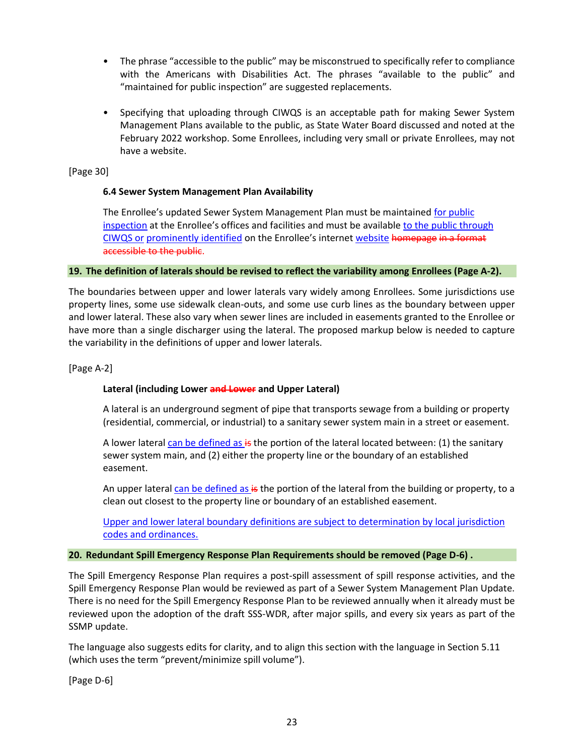- The phrase "accessible to the public" may be misconstrued to specifically refer to compliance with the Americans with Disabilities Act. The phrases "available to the public" and "maintained for public inspection" are suggested replacements.

- Specifying that uploading through CIWQS is an acceptable path for making Sewer System Management Plans available to the public, as State Water Board discussed and noted at the February 2022 workshop. Some Enrollees, including very small or private Enrollees, may not have a website.

[Page 30]

**6.4 Sewer System Management Plan Availability**

The Enrollee's updated Sewer System Management Plan must be maintained <u>for public inspection</u> at the Enrollee's offices and facilities and must be available <u>to the public through CIWQS or</u> <u>prominently identified</u> on the Enrollee's internet <u>website</u> ~~homepage~~ ~~in a format accessible to the public~~.

**19. The definition of laterals should be revised to reflect the variability among Enrollees (Page A-2).**

The boundaries between upper and lower laterals vary widely among Enrollees. Some jurisdictions use property lines, some use sidewalk clean-outs, and some use curb lines as the boundary between upper and lower lateral. These also vary when sewer lines are included in easements granted to the Enrollee or have more than a single discharger using the lateral. The proposed markup below is needed to capture the variability in the definitions of upper and lower laterals.

[Page A-2]

**Lateral (including Lower ~~and Lower~~ and Upper Lateral)**

A lateral is an underground segment of pipe that transports sewage from a building or property (residential, commercial, or industrial) to a sanitary sewer system main in a street or easement.

A lower lateral <u>can be defined as</u> ~~is~~ the portion of the lateral located between: (1) the sanitary sewer system main, and (2) either the property line or the boundary of an established easement.

An upper lateral <u>can be defined as</u> ~~is~~ the portion of the lateral from the building or property, to a clean out closest to the property line or boundary of an established easement.

<u>Upper and lower lateral boundary definitions are subject to determination by local jurisdiction codes and ordinances.</u>

**20. Redundant Spill Emergency Response Plan Requirements should be removed (Page D-6) .**

The Spill Emergency Response Plan requires a post-spill assessment of spill response activities, and the Spill Emergency Response Plan would be reviewed as part of a Sewer System Management Plan Update. There is no need for the Spill Emergency Response Plan to be reviewed annually when it already must be reviewed upon the adoption of the draft SSS-WDR, after major spills, and every six years as part of the SSMP update.

The language also suggests edits for clarity, and to align this section with the language in Section 5.11 (which uses the term "prevent/minimize spill volume").

[Page D-6]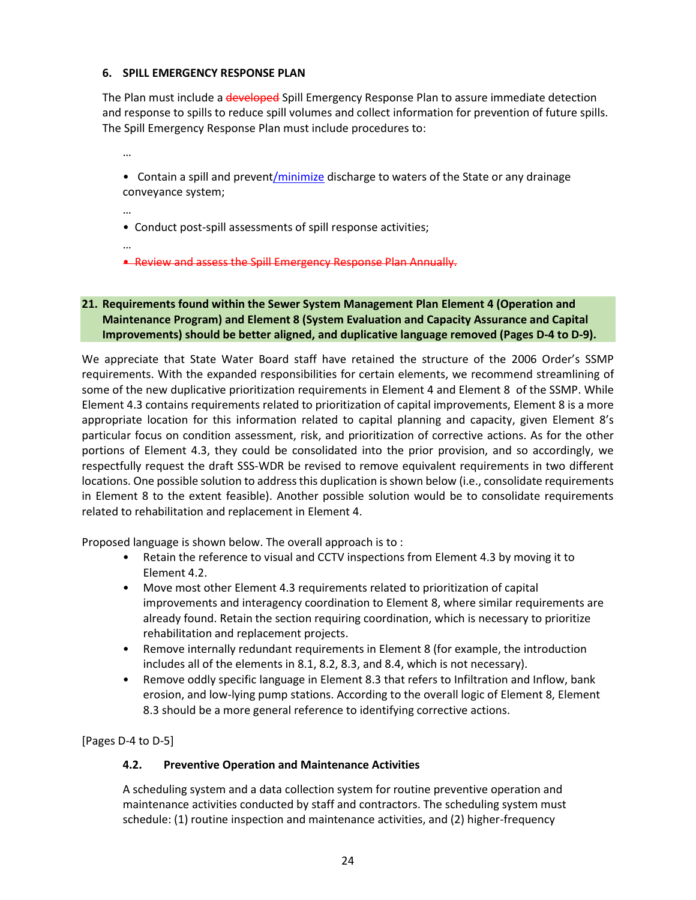**6. SPILL EMERGENCY RESPONSE PLAN**

The Plan must include a ~~developed~~ Spill Emergency Response Plan to assure immediate detection and response to spills to reduce spill volumes and collect information for prevention of future spills. The Spill Emergency Response Plan must include procedures to:

…

- Contain a spill and prevent/minimize discharge to waters of the State or any drainage conveyance system;

…

- Conduct post-spill assessments of spill response activities;

…

- ~~Review and assess the Spill Emergency Response Plan Annually.~~

**21. Requirements found within the Sewer System Management Plan Element 4 (Operation and Maintenance Program) and Element 8 (System Evaluation and Capacity Assurance and Capital Improvements) should be better aligned, and duplicative language removed (Pages D-4 to D-9).**

We appreciate that State Water Board staff have retained the structure of the 2006 Order's SSMP requirements. With the expanded responsibilities for certain elements, we recommend streamlining of some of the new duplicative prioritization requirements in Element 4 and Element 8 of the SSMP. While Element 4.3 contains requirements related to prioritization of capital improvements, Element 8 is a more appropriate location for this information related to capital planning and capacity, given Element 8's particular focus on condition assessment, risk, and prioritization of corrective actions. As for the other portions of Element 4.3, they could be consolidated into the prior provision, and so accordingly, we respectfully request the draft SSS-WDR be revised to remove equivalent requirements in two different locations. One possible solution to address this duplication is shown below (i.e., consolidate requirements in Element 8 to the extent feasible). Another possible solution would be to consolidate requirements related to rehabilitation and replacement in Element 4.

Proposed language is shown below. The overall approach is to :

- Retain the reference to visual and CCTV inspections from Element 4.3 by moving it to Element 4.2.
- Move most other Element 4.3 requirements related to prioritization of capital improvements and interagency coordination to Element 8, where similar requirements are already found. Retain the section requiring coordination, which is necessary to prioritize rehabilitation and replacement projects.
- Remove internally redundant requirements in Element 8 (for example, the introduction includes all of the elements in 8.1, 8.2, 8.3, and 8.4, which is not necessary).
- Remove oddly specific language in Element 8.3 that refers to Infiltration and Inflow, bank erosion, and low-lying pump stations. According to the overall logic of Element 8, Element 8.3 should be a more general reference to identifying corrective actions.

[Pages D-4 to D-5]

**4.2. Preventive Operation and Maintenance Activities**

A scheduling system and a data collection system for routine preventive operation and maintenance activities conducted by staff and contractors. The scheduling system must schedule: (1) routine inspection and maintenance activities, and (2) higher-frequency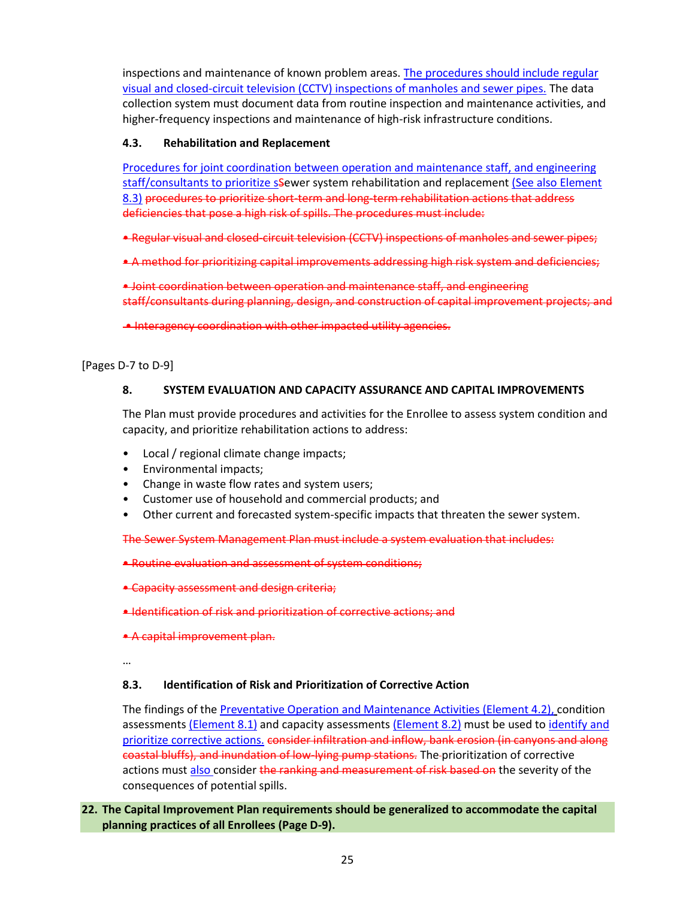inspections and maintenance of known problem areas. The procedures should include regular visual and closed-circuit television (CCTV) inspections of manholes and sewer pipes. The data collection system must document data from routine inspection and maintenance activities, and higher-frequency inspections and maintenance of high-risk infrastructure conditions.

**4.3. Rehabilitation and Replacement**

Procedures for joint coordination between operation and maintenance staff, and engineering staff/consultants to prioritize s~~S~~ewer system rehabilitation and replacement (See also Element 8.3) ~~procedures to prioritize short-term and long-term rehabilitation actions that address deficiencies that pose a high risk of spills. The procedures must include:~~

~~• Regular visual and closed-circuit television (CCTV) inspections of manholes and sewer pipes;~~

~~• A method for prioritizing capital improvements addressing high risk system and deficiencies;~~

~~• Joint coordination between operation and maintenance staff, and engineering staff/consultants during planning, design, and construction of capital improvement projects; and~~

~~• Interagency coordination with other impacted utility agencies.~~

[Pages D-7 to D-9]

**8. SYSTEM EVALUATION AND CAPACITY ASSURANCE AND CAPITAL IMPROVEMENTS**

The Plan must provide procedures and activities for the Enrollee to assess system condition and capacity, and prioritize rehabilitation actions to address:

- Local / regional climate change impacts;
- Environmental impacts;
- Change in waste flow rates and system users;
- Customer use of household and commercial products; and
- Other current and forecasted system-specific impacts that threaten the sewer system.

~~The Sewer System Management Plan must include a system evaluation that includes:~~

~~• Routine evaluation and assessment of system conditions;~~

~~• Capacity assessment and design criteria;~~

~~• Identification of risk and prioritization of corrective actions; and~~

~~• A capital improvement plan.~~

…

**8.3. Identification of Risk and Prioritization of Corrective Action**

The findings of the Preventative Operation and Maintenance Activities (Element 4.2), condition assessments (Element 8.1) and capacity assessments (Element 8.2) must be used to identify and prioritize corrective actions. ~~consider infiltration and inflow, bank erosion (in canyons and along coastal bluffs), and inundation of low-lying pump stations.~~ The prioritization of corrective actions must also consider ~~the ranking and measurement of risk based on~~ the severity of the consequences of potential spills.

**22. The Capital Improvement Plan requirements should be generalized to accommodate the capital planning practices of all Enrollees (Page D-9).**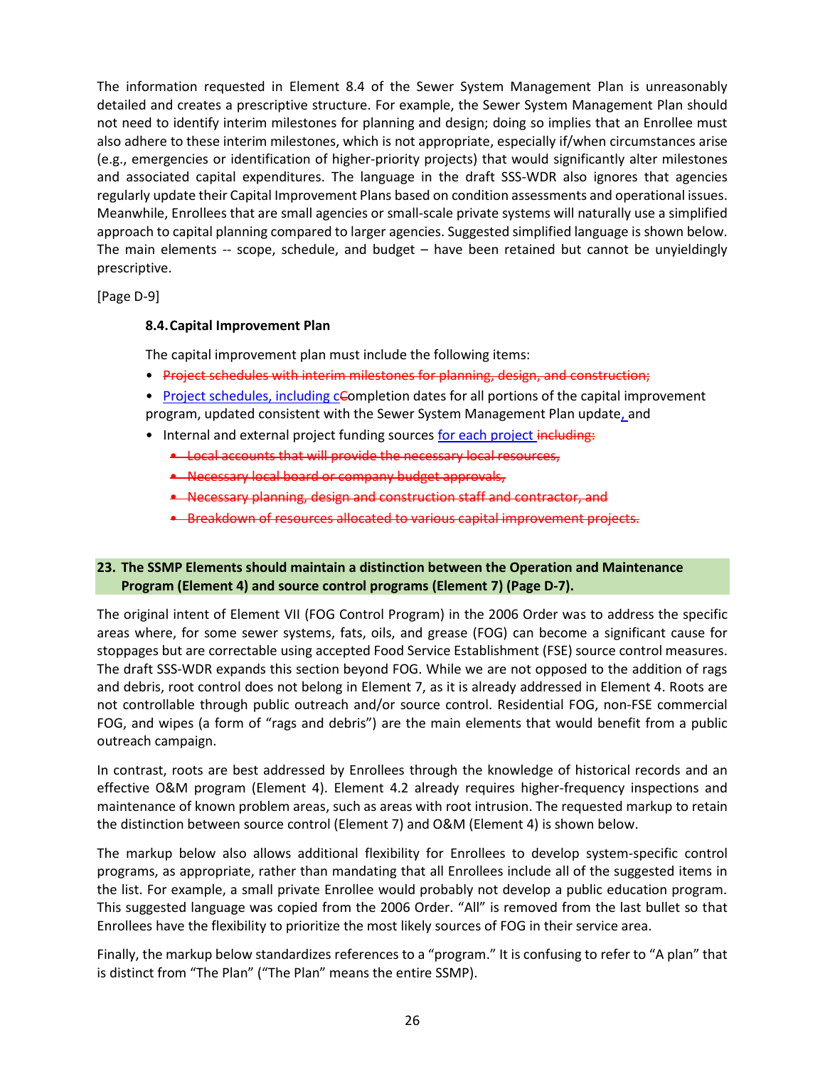The information requested in Element 8.4 of the Sewer System Management Plan is unreasonably detailed and creates a prescriptive structure. For example, the Sewer System Management Plan should not need to identify interim milestones for planning and design; doing so implies that an Enrollee must also adhere to these interim milestones, which is not appropriate, especially if/when circumstances arise (e.g., emergencies or identification of higher-priority projects) that would significantly alter milestones and associated capital expenditures. The language in the draft SSS-WDR also ignores that agencies regularly update their Capital Improvement Plans based on condition assessments and operational issues. Meanwhile, Enrollees that are small agencies or small-scale private systems will naturally use a simplified approach to capital planning compared to larger agencies. Suggested simplified language is shown below. The main elements -- scope, schedule, and budget – have been retained but cannot be unyieldingly prescriptive.

[Page D-9]

**8.4. Capital Improvement Plan**

The capital improvement plan must include the following items:

- ~~Project schedules with interim milestones for planning, design, and construction;~~
- Project schedules, including c~~C~~ompletion dates for all portions of the capital improvement program, updated consistent with the Sewer System Management Plan update, and
- Internal and external project funding sources for each project ~~including:~~
  - ~~Local accounts that will provide the necessary local resources,~~
  - ~~Necessary local board or company budget approvals,~~
  - ~~Necessary planning, design and construction staff and contractor, and~~
  - ~~Breakdown of resources allocated to various capital improvement projects.~~

## 23. The SSMP Elements should maintain a distinction between the Operation and Maintenance Program (Element 4) and source control programs (Element 7) (Page D-7).

The original intent of Element VII (FOG Control Program) in the 2006 Order was to address the specific areas where, for some sewer systems, fats, oils, and grease (FOG) can become a significant cause for stoppages but are correctable using accepted Food Service Establishment (FSE) source control measures. The draft SSS-WDR expands this section beyond FOG. While we are not opposed to the addition of rags and debris, root control does not belong in Element 7, as it is already addressed in Element 4. Roots are not controllable through public outreach and/or source control. Residential FOG, non-FSE commercial FOG, and wipes (a form of "rags and debris") are the main elements that would benefit from a public outreach campaign.

In contrast, roots are best addressed by Enrollees through the knowledge of historical records and an effective O&M program (Element 4). Element 4.2 already requires higher-frequency inspections and maintenance of known problem areas, such as areas with root intrusion. The requested markup to retain the distinction between source control (Element 7) and O&M (Element 4) is shown below.

The markup below also allows additional flexibility for Enrollees to develop system-specific control programs, as appropriate, rather than mandating that all Enrollees include all of the suggested items in the list. For example, a small private Enrollee would probably not develop a public education program. This suggested language was copied from the 2006 Order. "All" is removed from the last bullet so that Enrollees have the flexibility to prioritize the most likely sources of FOG in their service area.

Finally, the markup below standardizes references to a "program." It is confusing to refer to "A plan" that is distinct from "The Plan" ("The Plan" means the entire SSMP).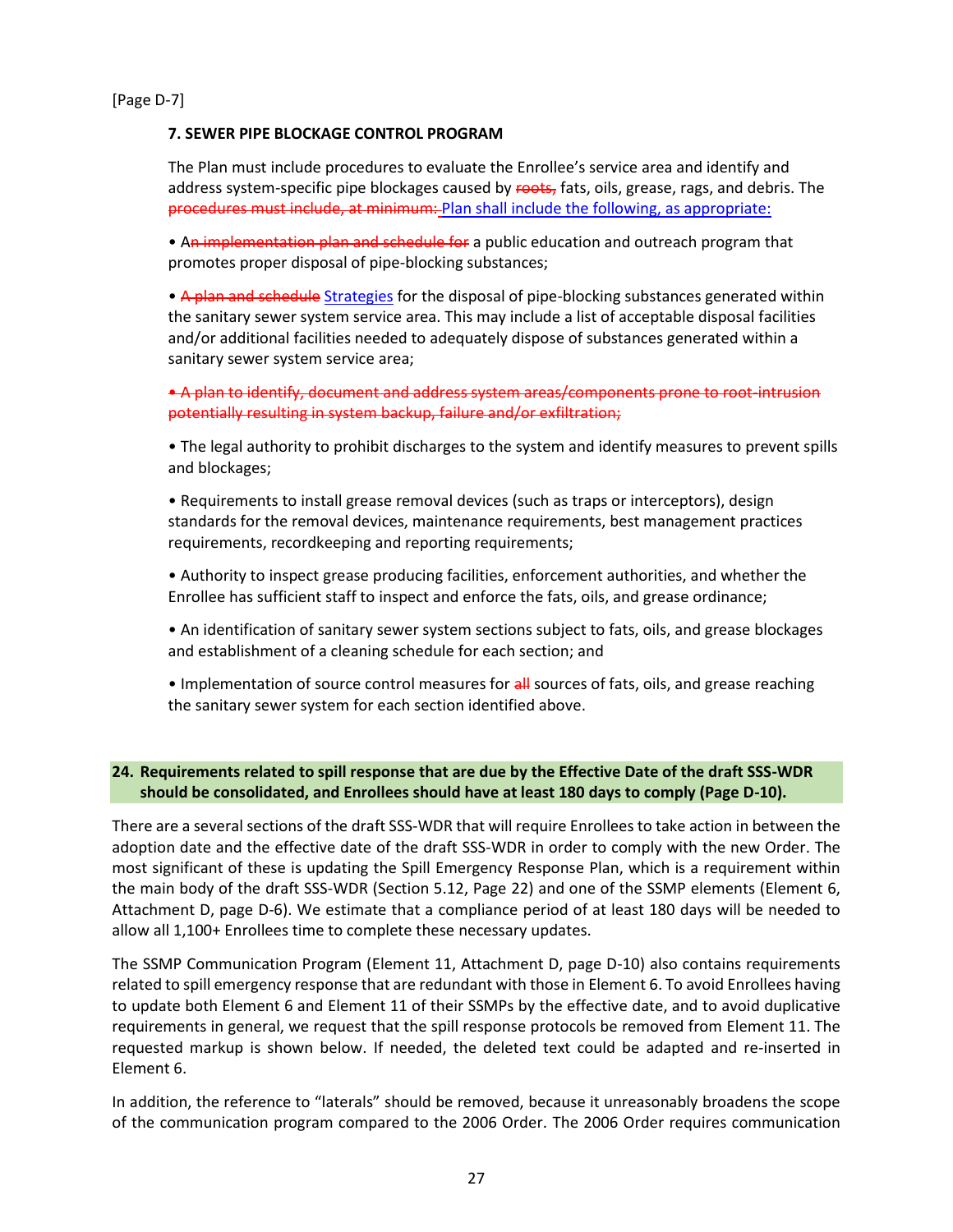[Page D-7]

**7. SEWER PIPE BLOCKAGE CONTROL PROGRAM**

The Plan must include procedures to evaluate the Enrollee's service area and identify and address system-specific pipe blockages caused by ~~roots,~~ fats, oils, grease, rags, and debris. The ~~procedures must include, at minimum:~~ Plan shall include the following, as appropriate:

• A~~n implementation plan and schedule for~~ a public education and outreach program that promotes proper disposal of pipe-blocking substances;

• ~~A plan and schedule~~ Strategies for the disposal of pipe-blocking substances generated within the sanitary sewer system service area. This may include a list of acceptable disposal facilities and/or additional facilities needed to adequately dispose of substances generated within a sanitary sewer system service area;

~~• A plan to identify, document and address system areas/components prone to root-intrusion potentially resulting in system backup, failure and/or exfiltration;~~

• The legal authority to prohibit discharges to the system and identify measures to prevent spills and blockages;

• Requirements to install grease removal devices (such as traps or interceptors), design standards for the removal devices, maintenance requirements, best management practices requirements, recordkeeping and reporting requirements;

• Authority to inspect grease producing facilities, enforcement authorities, and whether the Enrollee has sufficient staff to inspect and enforce the fats, oils, and grease ordinance;

• An identification of sanitary sewer system sections subject to fats, oils, and grease blockages and establishment of a cleaning schedule for each section; and

• Implementation of source control measures for ~~all~~ sources of fats, oils, and grease reaching the sanitary sewer system for each section identified above.

## 24. Requirements related to spill response that are due by the Effective Date of the draft SSS-WDR should be consolidated, and Enrollees should have at least 180 days to comply (Page D-10).

There are a several sections of the draft SSS-WDR that will require Enrollees to take action in between the adoption date and the effective date of the draft SSS-WDR in order to comply with the new Order. The most significant of these is updating the Spill Emergency Response Plan, which is a requirement within the main body of the draft SSS-WDR (Section 5.12, Page 22) and one of the SSMP elements (Element 6, Attachment D, page D-6). We estimate that a compliance period of at least 180 days will be needed to allow all 1,100+ Enrollees time to complete these necessary updates.

The SSMP Communication Program (Element 11, Attachment D, page D-10) also contains requirements related to spill emergency response that are redundant with those in Element 6. To avoid Enrollees having to update both Element 6 and Element 11 of their SSMPs by the effective date, and to avoid duplicative requirements in general, we request that the spill response protocols be removed from Element 11. The requested markup is shown below. If needed, the deleted text could be adapted and re-inserted in Element 6.

In addition, the reference to "laterals" should be removed, because it unreasonably broadens the scope of the communication program compared to the 2006 Order. The 2006 Order requires communication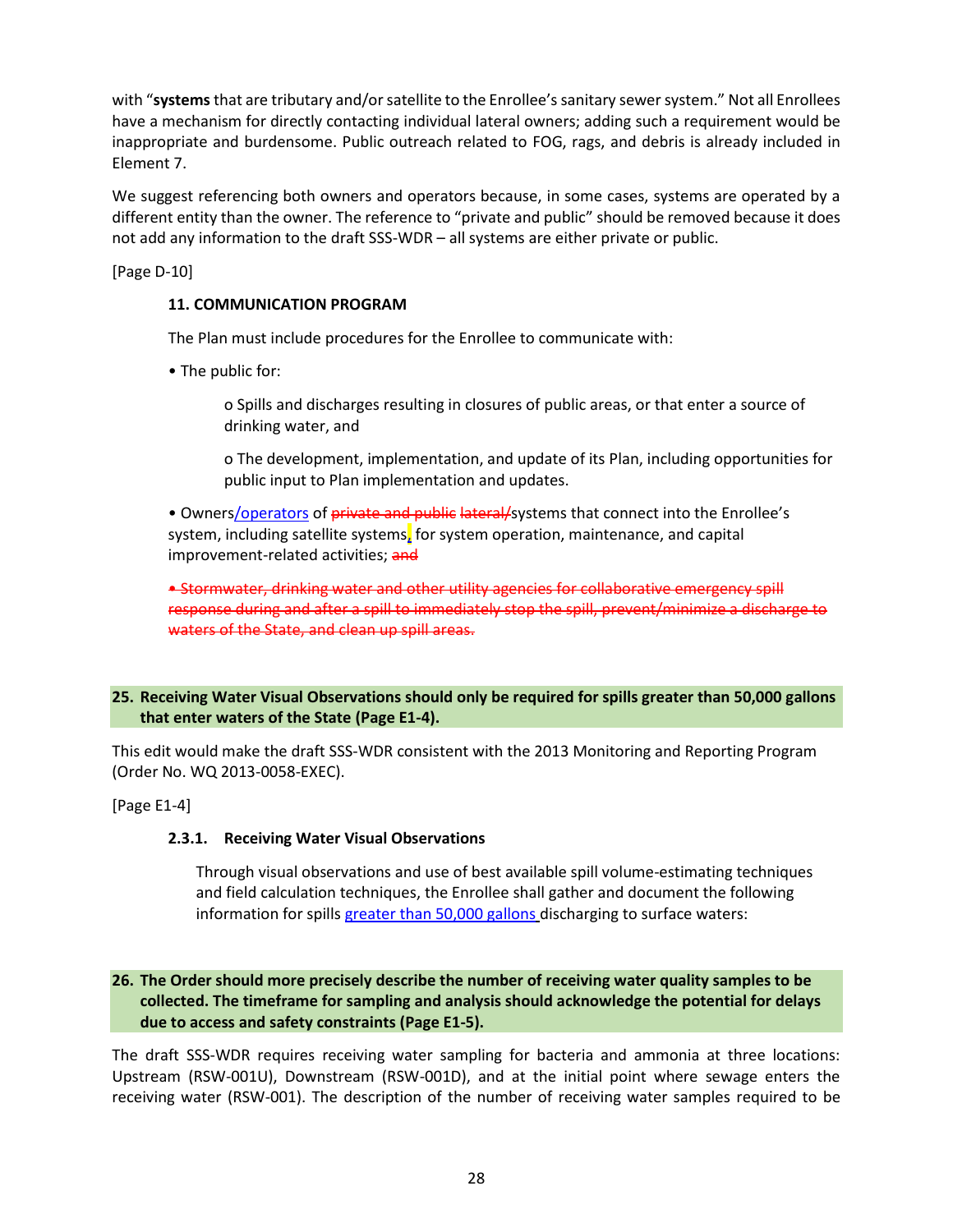with "**systems** that are tributary and/or satellite to the Enrollee's sanitary sewer system." Not all Enrollees have a mechanism for directly contacting individual lateral owners; adding such a requirement would be inappropriate and burdensome. Public outreach related to FOG, rags, and debris is already included in Element 7.

We suggest referencing both owners and operators because, in some cases, systems are operated by a different entity than the owner. The reference to "private and public" should be removed because it does not add any information to the draft SSS-WDR – all systems are either private or public.

[Page D-10]

> **11. COMMUNICATION PROGRAM**
>
> The Plan must include procedures for the Enrollee to communicate with:
>
> • The public for:
>
> o Spills and discharges resulting in closures of public areas, or that enter a source of drinking water, and
>
> o The development, implementation, and update of its Plan, including opportunities for public input to Plan implementation and updates.
>
> • Owners/operators of ~~private and public~~ ~~lateral/~~systems that connect into the Enrollee's system, including satellite systems, for system operation, maintenance, and capital improvement-related activities; ~~and~~
>
> ~~• Stormwater, drinking water and other utility agencies for collaborative emergency spill response during and after a spill to immediately stop the spill, prevent/minimize a discharge to waters of the State, and clean up spill areas.~~

## 25. Receiving Water Visual Observations should only be required for spills greater than 50,000 gallons that enter waters of the State (Page E1-4).

This edit would make the draft SSS-WDR consistent with the 2013 Monitoring and Reporting Program (Order No. WQ 2013-0058-EXEC).

[Page E1-4]

> **2.3.1. Receiving Water Visual Observations**
>
> Through visual observations and use of best available spill volume-estimating techniques and field calculation techniques, the Enrollee shall gather and document the following information for spills greater than 50,000 gallons discharging to surface waters:

## 26. The Order should more precisely describe the number of receiving water quality samples to be collected. The timeframe for sampling and analysis should acknowledge the potential for delays due to access and safety constraints (Page E1-5).

The draft SSS-WDR requires receiving water sampling for bacteria and ammonia at three locations: Upstream (RSW-001U), Downstream (RSW-001D), and at the initial point where sewage enters the receiving water (RSW-001). The description of the number of receiving water samples required to be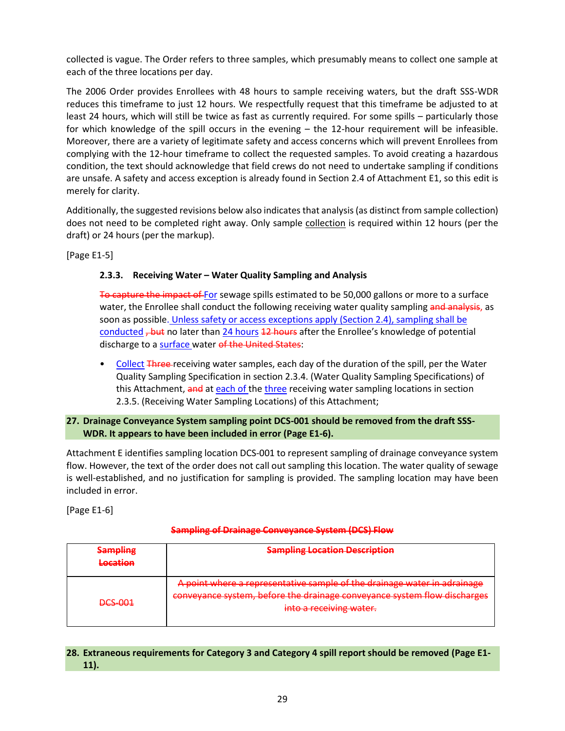collected is vague. The Order refers to three samples, which presumably means to collect one sample at each of the three locations per day.

The 2006 Order provides Enrollees with 48 hours to sample receiving waters, but the draft SSS-WDR reduces this timeframe to just 12 hours. We respectfully request that this timeframe be adjusted to at least 24 hours, which will still be twice as fast as currently required. For some spills – particularly those for which knowledge of the spill occurs in the evening – the 12-hour requirement will be infeasible. Moreover, there are a variety of legitimate safety and access concerns which will prevent Enrollees from complying with the 12-hour timeframe to collect the requested samples. To avoid creating a hazardous condition, the text should acknowledge that field crews do not need to undertake sampling if conditions are unsafe. A safety and access exception is already found in Section 2.4 of Attachment E1, so this edit is merely for clarity.

Additionally, the suggested revisions below also indicates that analysis (as distinct from sample collection) does not need to be completed right away. Only sample collection is required within 12 hours (per the draft) or 24 hours (per the markup).

[Page E1-5]

**2.3.3. Receiving Water – Water Quality Sampling and Analysis**

~~To capture the impact of~~ For sewage spills estimated to be 50,000 gallons or more to a surface water, the Enrollee shall conduct the following receiving water quality sampling ~~and analysis,~~ as soon as possible. Unless safety or access exceptions apply (Section 2.4), sampling shall be conducted ~~, but~~ no later than 24 hours ~~12 hours~~ after the Enrollee's knowledge of potential discharge to a surface water ~~of the United States~~:

- Collect ~~Three~~ receiving water samples, each day of the duration of the spill, per the Water Quality Sampling Specification in section 2.3.4. (Water Quality Sampling Specifications) of this Attachment, ~~and~~ at each of the three receiving water sampling locations in section 2.3.5. (Receiving Water Sampling Locations) of this Attachment;

**27. Drainage Conveyance System sampling point DCS-001 should be removed from the draft SSS-WDR. It appears to have been included in error (Page E1-6).**

Attachment E identifies sampling location DCS-001 to represent sampling of drainage conveyance system flow. However, the text of the order does not call out sampling this location. The water quality of sewage is well-established, and no justification for sampling is provided. The sampling location may have been included in error.

[Page E1-6]

**~~Sampling of Drainage Conveyance System (DCS) Flow~~**

| ~~Sampling Location~~ | ~~Sampling Location Description~~ |
|---|---|
| ~~DCS-001~~ | ~~A point where a representative sample of the drainage water in adrainage conveyance system, before the drainage conveyance system flow discharges into a receiving water.~~ |

**28. Extraneous requirements for Category 3 and Category 4 spill report should be removed (Page E1-11).**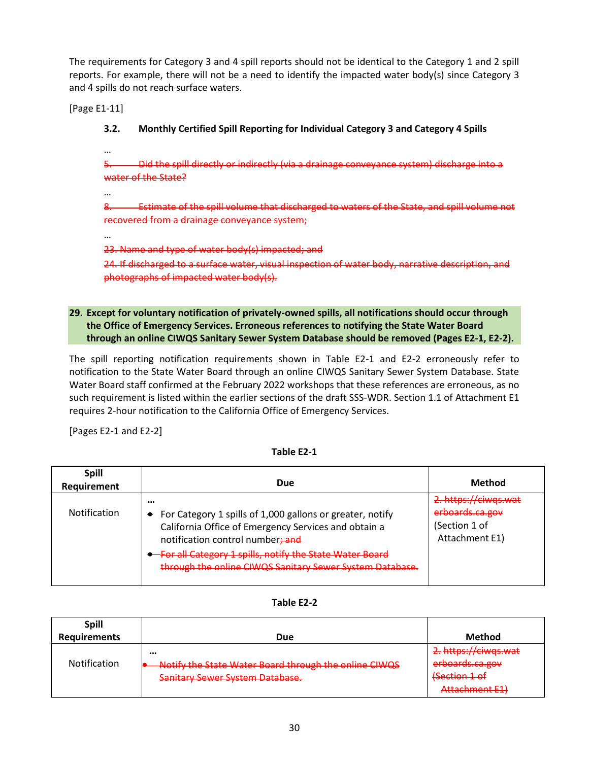The requirements for Category 3 and 4 spill reports should not be identical to the Category 1 and 2 spill reports. For example, there will not be a need to identify the impacted water body(s) since Category 3 and 4 spills do not reach surface waters.

[Page E1-11]

**3.2. Monthly Certified Spill Reporting for Individual Category 3 and Category 4 Spills**

…

~~5. Did the spill directly or indirectly (via a drainage conveyance system) discharge into a water of the State?~~

…

~~8. Estimate of the spill volume that discharged to waters of the State, and spill volume not recovered from a drainage conveyance system;~~

…

~~23. Name and type of water body(s) impacted; and~~

~~24. If discharged to a surface water, visual inspection of water body, narrative description, and photographs of impacted water body(s).~~

**29. Except for voluntary notification of privately-owned spills, all notifications should occur through the Office of Emergency Services. Erroneous references to notifying the State Water Board through an online CIWQS Sanitary Sewer System Database should be removed (Pages E2-1, E2-2).**

The spill reporting notification requirements shown in Table E2-1 and E2-2 erroneously refer to notification to the State Water Board through an online CIWQS Sanitary Sewer System Database. State Water Board staff confirmed at the February 2022 workshops that these references are erroneous, as no such requirement is listed within the earlier sections of the draft SSS-WDR. Section 1.1 of Attachment E1 requires 2-hour notification to the California Office of Emergency Services.

[Pages E2-1 and E2-2]

**Table E2-1**

| Spill Requirement | Due | Method |
|---|---|---|
| Notification | … <br>• For Category 1 spills of 1,000 gallons or greater, notify California Office of Emergency Services and obtain a notification control number~~; and~~ <br>~~• For all Category 1 spills, notify the State Water Board through the online CIWQS Sanitary Sewer System Database.~~ | ~~2. https://ciwqs.waterboards.ca.gov~~ (Section 1 of Attachment E1) |

**Table E2-2**

| Spill Requirements | Due | Method |
|---|---|---|
| Notification | … <br>~~• Notify the State Water Board through the online CIWQS Sanitary Sewer System Database.~~ | ~~2. https://ciwqs.waterboards.ca.gov (Section 1 of Attachment E1)~~ |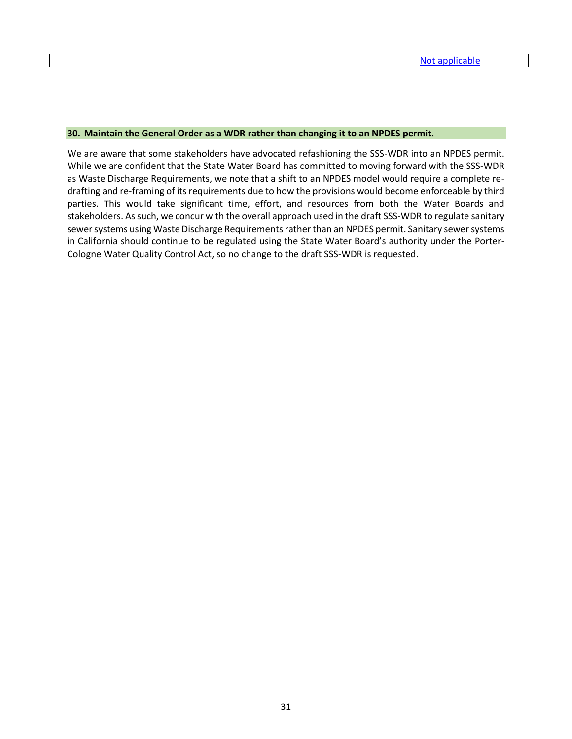| | | Not applicable |
|---|---|---|

**30. Maintain the General Order as a WDR rather than changing it to an NPDES permit.**

We are aware that some stakeholders have advocated refashioning the SSS-WDR into an NPDES permit. While we are confident that the State Water Board has committed to moving forward with the SSS-WDR as Waste Discharge Requirements, we note that a shift to an NPDES model would require a complete re-drafting and re-framing of its requirements due to how the provisions would become enforceable by third parties. This would take significant time, effort, and resources from both the Water Boards and stakeholders. As such, we concur with the overall approach used in the draft SSS-WDR to regulate sanitary sewer systems using Waste Discharge Requirements rather than an NPDES permit. Sanitary sewer systems in California should continue to be regulated using the State Water Board's authority under the Porter-Cologne Water Quality Control Act, so no change to the draft SSS-WDR is requested.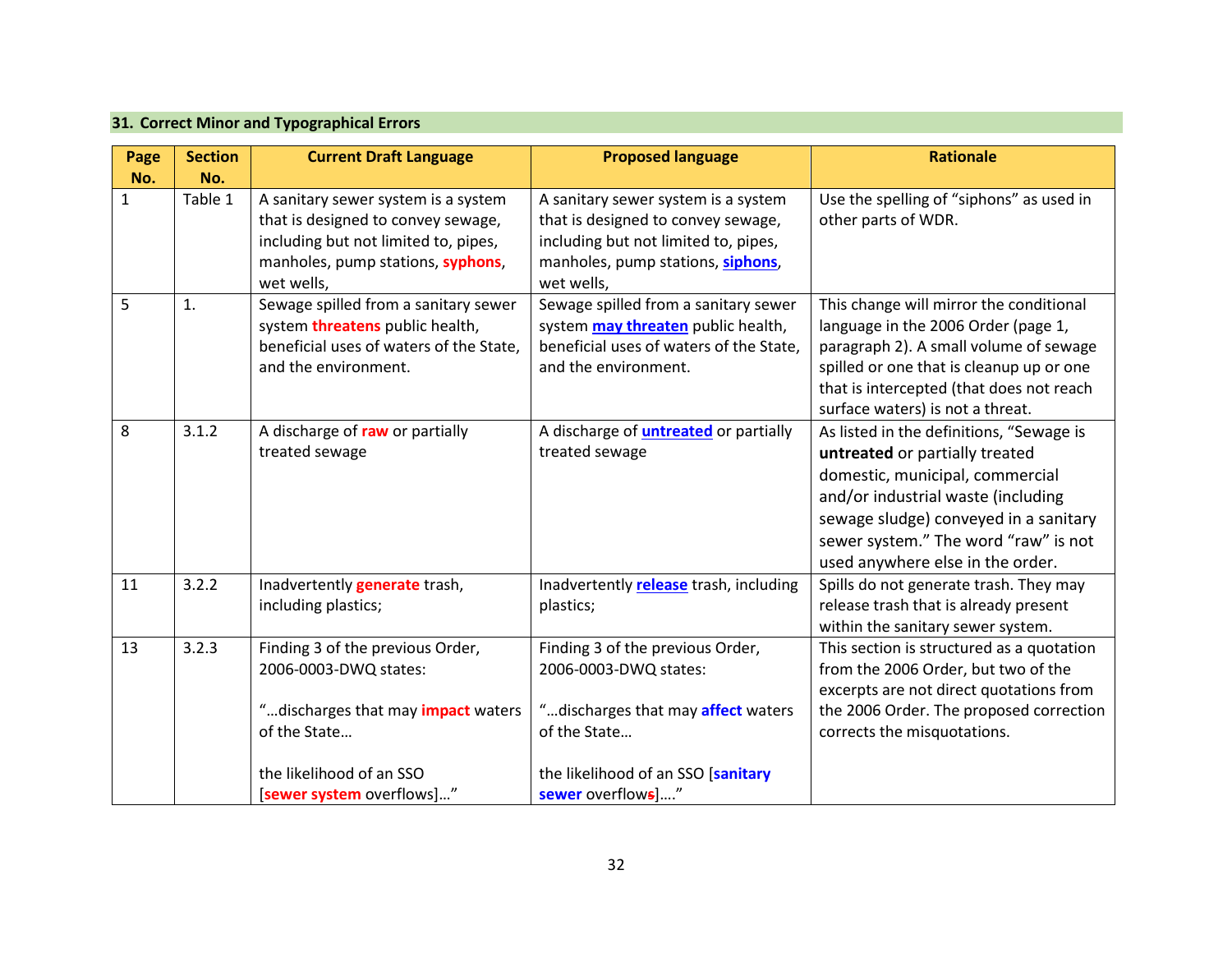## 31. Correct Minor and Typographical Errors

| Page No. | Section No. | Current Draft Language | Proposed language | Rationale |
|---|---|---|---|---|
| 1 | Table 1 | A sanitary sewer system is a system that is designed to convey sewage, including but not limited to, pipes, manholes, pump stations, **syphons**, wet wells, | A sanitary sewer system is a system that is designed to convey sewage, including but not limited to, pipes, manholes, pump stations, **siphons**, wet wells, | Use the spelling of "siphons" as used in other parts of WDR. |
| 5 | 1. | Sewage spilled from a sanitary sewer system **threatens** public health, beneficial uses of waters of the State, and the environment. | Sewage spilled from a sanitary sewer system **may threaten** public health, beneficial uses of waters of the State, and the environment. | This change will mirror the conditional language in the 2006 Order (page 1, paragraph 2). A small volume of sewage spilled or one that is cleanup up or one that is intercepted (that does not reach surface waters) is not a threat. |
| 8 | 3.1.2 | A discharge of **raw** or partially treated sewage | A discharge of **untreated** or partially treated sewage | As listed in the definitions, "Sewage is **untreated** or partially treated domestic, municipal, commercial and/or industrial waste (including sewage sludge) conveyed in a sanitary sewer system." The word "raw" is not used anywhere else in the order. |
| 11 | 3.2.2 | Inadvertently **generate** trash, including plastics; | Inadvertently **release** trash, including plastics; | Spills do not generate trash. They may release trash that is already present within the sanitary sewer system. |
| 13 | 3.2.3 | Finding 3 of the previous Order, 2006-0003-DWQ states:<br><br>"…discharges that may **impact** waters of the State…<br><br>the likelihood of an SSO [**sewer system** overflows]…" | Finding 3 of the previous Order, 2006-0003-DWQ states:<br><br>"…discharges that may **affect** waters of the State…<br><br>the likelihood of an SSO [**sanitary sewer** overflow~~s~~]…." | This section is structured as a quotation from the 2006 Order, but two of the excerpts are not direct quotations from the 2006 Order. The proposed correction corrects the misquotations. |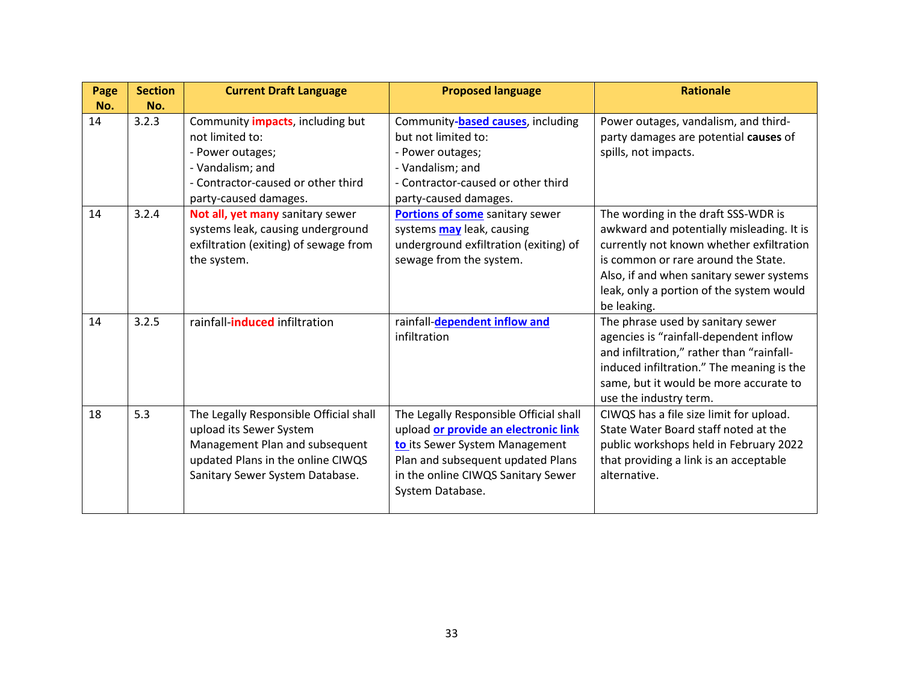| Page No. | Section No. | Current Draft Language | Proposed language | Rationale |
| --- | --- | --- | --- | --- |
| 14 | 3.2.3 | Community **impacts**, including but not limited to:<br>- Power outages;<br>- Vandalism; and<br>- Contractor-caused or other third party-caused damages. | Community-**based causes**, including but not limited to:<br>- Power outages;<br>- Vandalism; and<br>- Contractor-caused or other third party-caused damages. | Power outages, vandalism, and third-party damages are potential **causes** of spills, not impacts. |
| 14 | 3.2.4 | **Not all, yet many** sanitary sewer systems leak, causing underground exfiltration (exiting) of sewage from the system. | **Portions of some** sanitary sewer systems **may** leak, causing underground exfiltration (exiting) of sewage from the system. | The wording in the draft SSS-WDR is awkward and potentially misleading. It is currently not known whether exfiltration is common or rare around the State. Also, if and when sanitary sewer systems leak, only a portion of the system would be leaking. |
| 14 | 3.2.5 | rainfall-**induced** infiltration | rainfall-**dependent inflow and** infiltration | The phrase used by sanitary sewer agencies is "rainfall-dependent inflow and infiltration," rather than "rainfall-induced infiltration." The meaning is the same, but it would be more accurate to use the industry term. |
| 18 | 5.3 | The Legally Responsible Official shall upload its Sewer System Management Plan and subsequent updated Plans in the online CIWQS Sanitary Sewer System Database. | The Legally Responsible Official shall upload **or provide an electronic link to** its Sewer System Management Plan and subsequent updated Plans in the online CIWQS Sanitary Sewer System Database. | CIWQS has a file size limit for upload. State Water Board staff noted at the public workshops held in February 2022 that providing a link is an acceptable alternative. |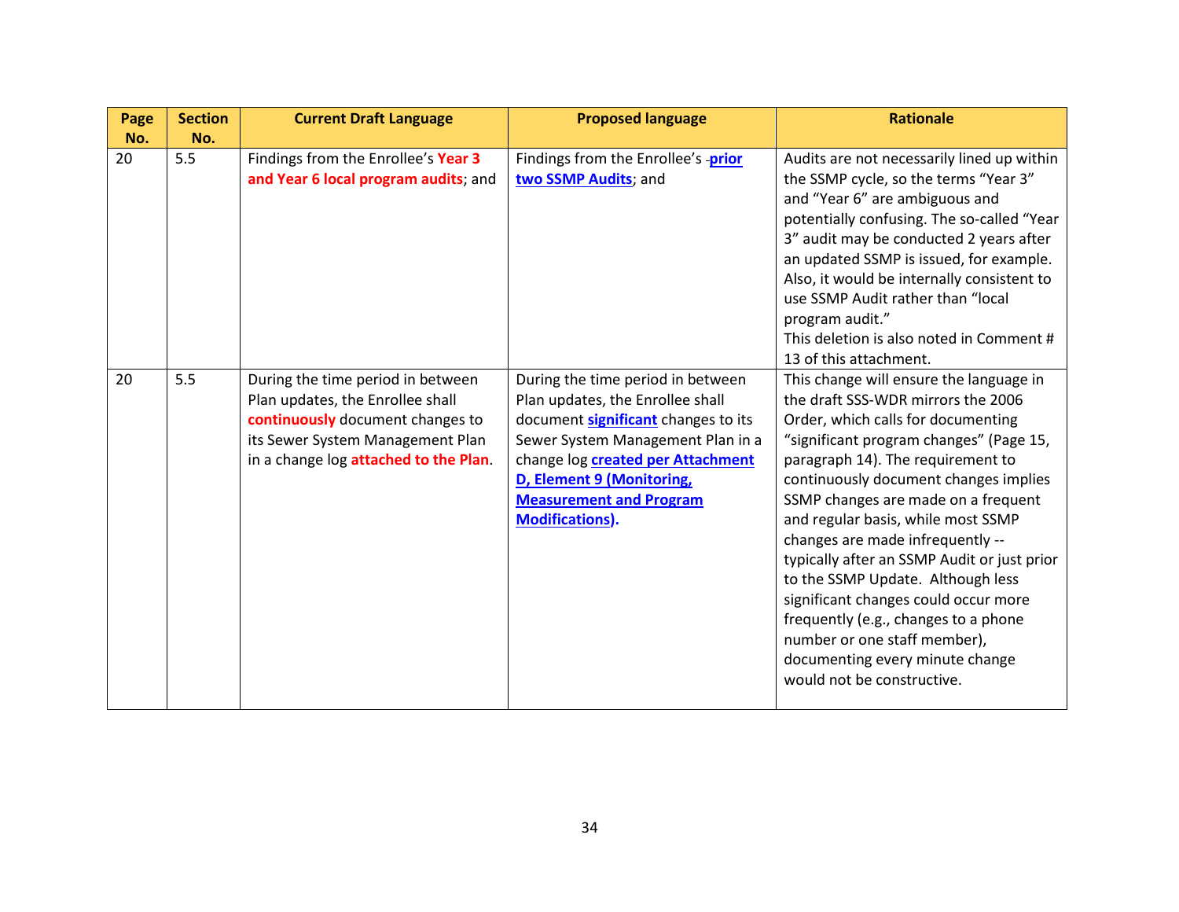| Page No. | Section No. | Current Draft Language | Proposed language | Rationale |
|---|---|---|---|---|
| 20 | 5.5 | Findings from the Enrollee's **Year 3 and Year 6 local program audits**; and | Findings from the Enrollee's -**prior two SSMP Audits**; and | Audits are not necessarily lined up within the SSMP cycle, so the terms "Year 3" and "Year 6" are ambiguous and potentially confusing. The so-called "Year 3" audit may be conducted 2 years after an updated SSMP is issued, for example. Also, it would be internally consistent to use SSMP Audit rather than "local program audit." This deletion is also noted in Comment # 13 of this attachment. |
| 20 | 5.5 | During the time period in between Plan updates, the Enrollee shall **continuously** document changes to its Sewer System Management Plan in a change log **attached to the Plan**. | During the time period in between Plan updates, the Enrollee shall document **significant** changes to its Sewer System Management Plan in a change log **created per Attachment D, Element 9 (Monitoring, Measurement and Program Modifications).** | This change will ensure the language in the draft SSS-WDR mirrors the 2006 Order, which calls for documenting "significant program changes" (Page 15, paragraph 14). The requirement to continuously document changes implies SSMP changes are made on a frequent and regular basis, while most SSMP changes are made infrequently -- typically after an SSMP Audit or just prior to the SSMP Update. Although less significant changes could occur more frequently (e.g., changes to a phone number or one staff member), documenting every minute change would not be constructive. |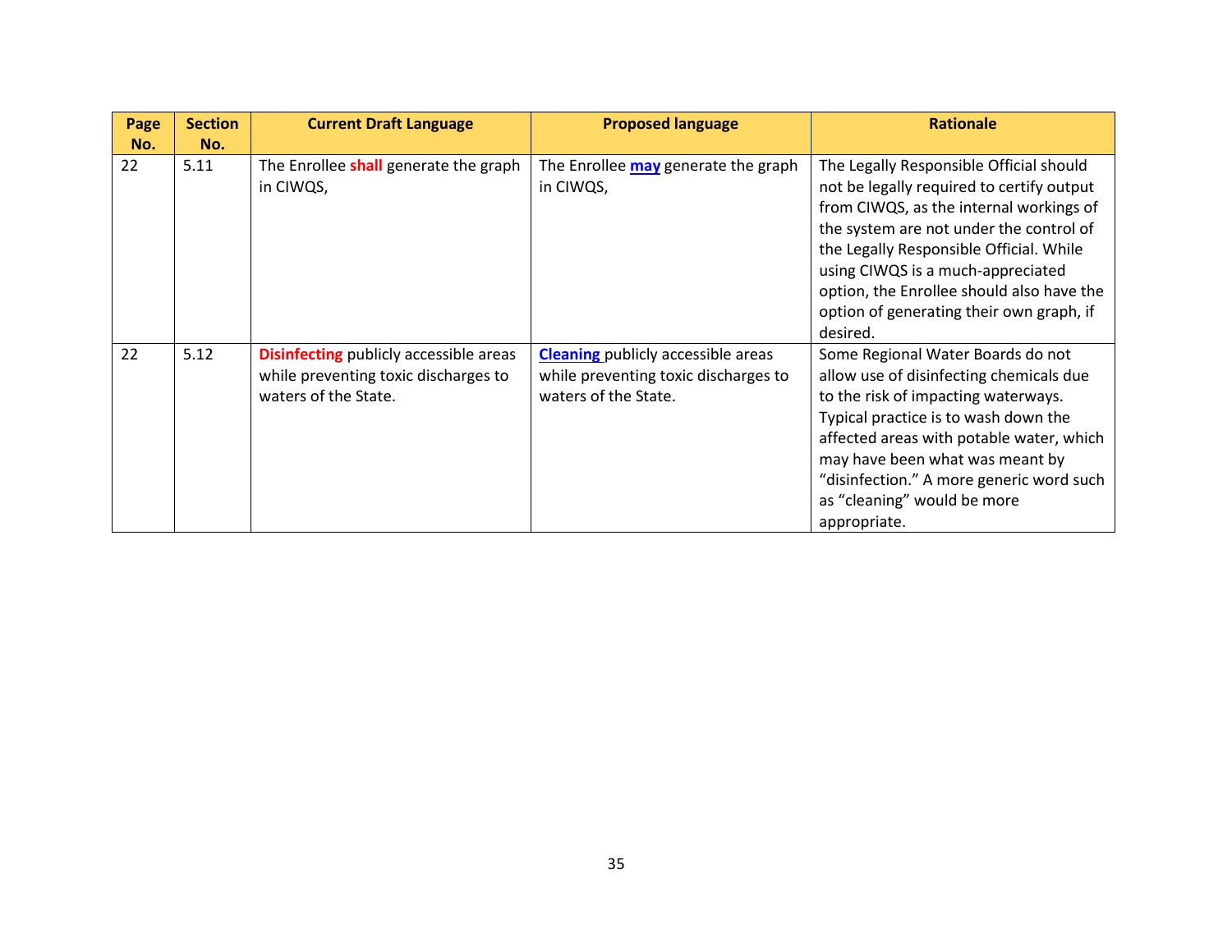| Page No. | Section No. | Current Draft Language | Proposed language | Rationale |
|---|---|---|---|---|
| 22 | 5.11 | The Enrollee **shall** generate the graph in CIWQS, | The Enrollee **may** generate the graph in CIWQS, | The Legally Responsible Official should not be legally required to certify output from CIWQS, as the internal workings of the system are not under the control of the Legally Responsible Official. While using CIWQS is a much-appreciated option, the Enrollee should also have the option of generating their own graph, if desired. |
| 22 | 5.12 | **Disinfecting** publicly accessible areas while preventing toxic discharges to waters of the State. | **Cleaning** publicly accessible areas while preventing toxic discharges to waters of the State. | Some Regional Water Boards do not allow use of disinfecting chemicals due to the risk of impacting waterways. Typical practice is to wash down the affected areas with potable water, which may have been what was meant by "disinfection." A more generic word such as "cleaning" would be more appropriate. |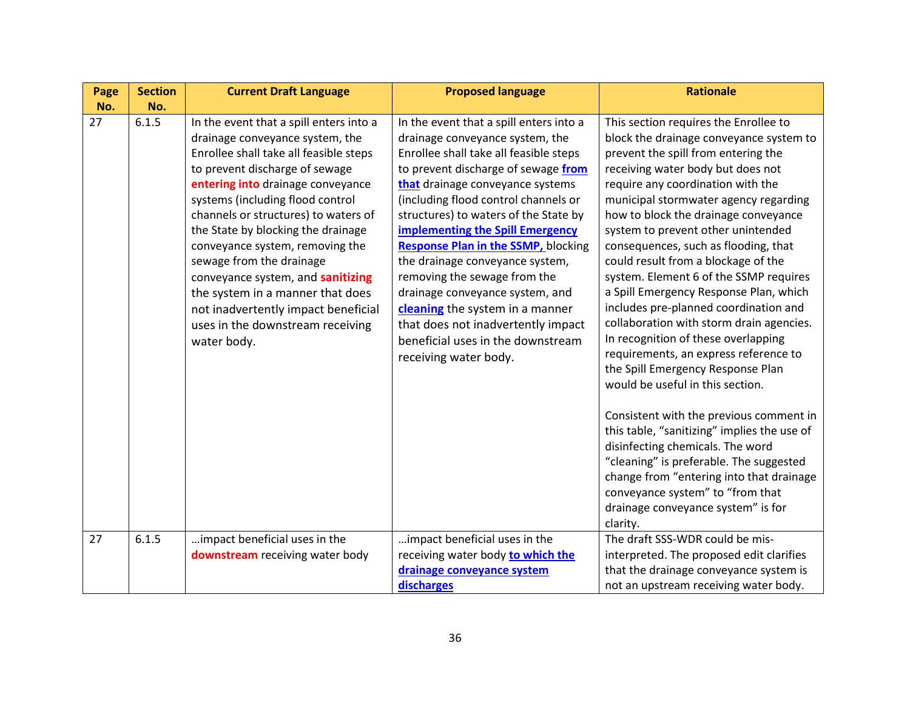| Page No. | Section No. | Current Draft Language | Proposed language | Rationale |
|---|---|---|---|---|
| 27 | 6.1.5 | In the event that a spill enters into a drainage conveyance system, the Enrollee shall take all feasible steps to prevent discharge of sewage **entering into** drainage conveyance systems (including flood control channels or structures) to waters of the State by blocking the drainage conveyance system, removing the sewage from the drainage conveyance system, and **sanitizing** the system in a manner that does not inadvertently impact beneficial uses in the downstream receiving water body. | In the event that a spill enters into a drainage conveyance system, the Enrollee shall take all feasible steps to prevent discharge of sewage **from that** drainage conveyance systems (including flood control channels or structures) to waters of the State by **implementing the Spill Emergency Response Plan in the SSMP,** blocking the drainage conveyance system, removing the sewage from the drainage conveyance system, and **cleaning** the system in a manner that does not inadvertently impact beneficial uses in the downstream receiving water body. | This section requires the Enrollee to block the drainage conveyance system to prevent the spill from entering the receiving water body but does not require any coordination with the municipal stormwater agency regarding how to block the drainage conveyance system to prevent other unintended consequences, such as flooding, that could result from a blockage of the system. Element 6 of the SSMP requires a Spill Emergency Response Plan, which includes pre-planned coordination and collaboration with storm drain agencies. In recognition of these overlapping requirements, an express reference to the Spill Emergency Response Plan would be useful in this section.<br><br>Consistent with the previous comment in this table, "sanitizing" implies the use of disinfecting chemicals. The word "cleaning" is preferable. The suggested change from "entering into that drainage conveyance system" to "from that drainage conveyance system" is for clarity. |
| 27 | 6.1.5 | …impact beneficial uses in the **downstream** receiving water body | …impact beneficial uses in the receiving water body **to which the drainage conveyance system discharges** | The draft SSS-WDR could be mis-interpreted. The proposed edit clarifies that the drainage conveyance system is not an upstream receiving water body. |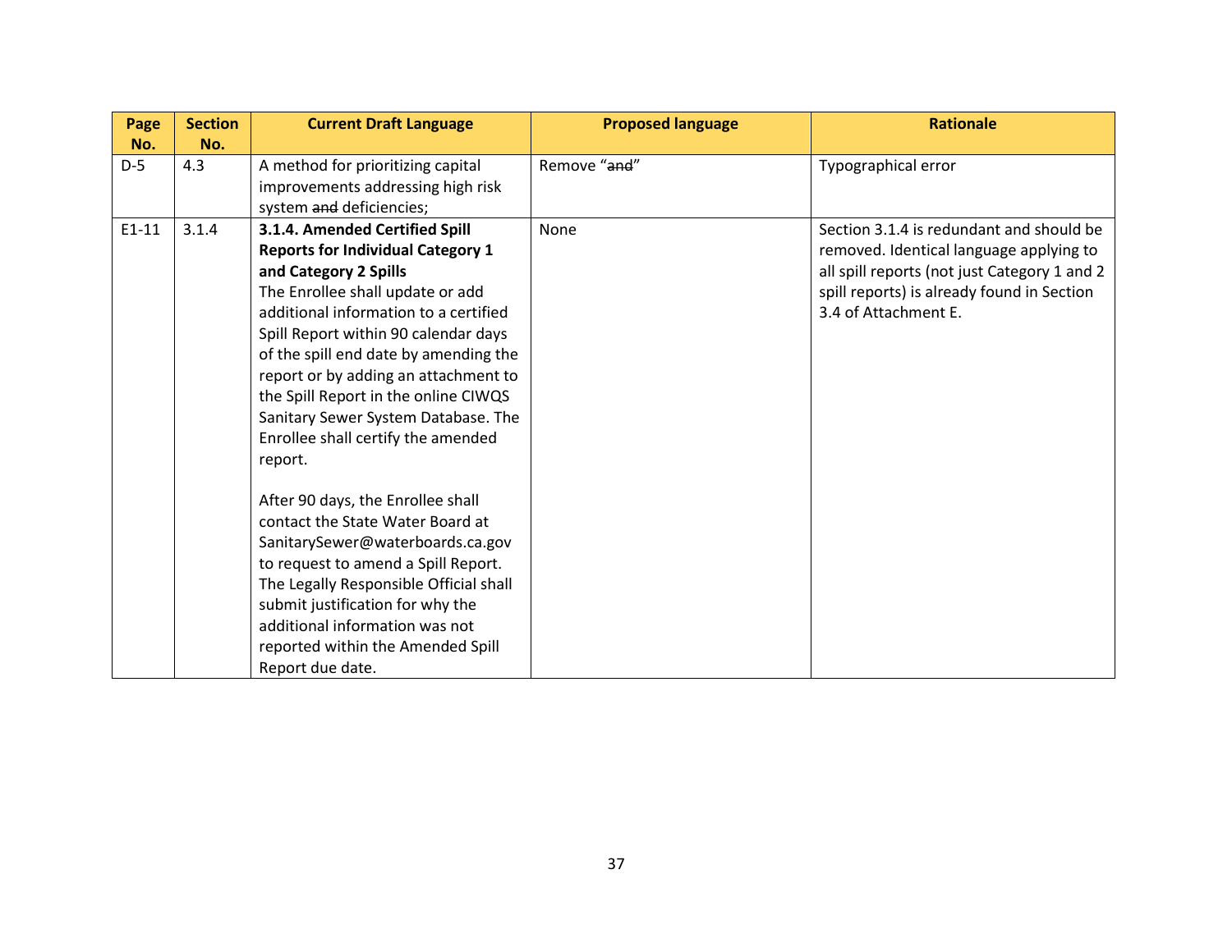| Page No. | Section No. | Current Draft Language | Proposed language | Rationale |
|---|---|---|---|---|
| D-5 | 4.3 | A method for prioritizing capital improvements addressing high risk system ~~and~~ deficiencies; | Remove "~~and~~" | Typographical error |
| E1-11 | 3.1.4 | **3.1.4. Amended Certified Spill Reports for Individual Category 1 and Category 2 Spills**<br>The Enrollee shall update or add additional information to a certified Spill Report within 90 calendar days of the spill end date by amending the report or by adding an attachment to the Spill Report in the online CIWQS Sanitary Sewer System Database. The Enrollee shall certify the amended report.<br><br>After 90 days, the Enrollee shall contact the State Water Board at SanitarySewer@waterboards.ca.gov to request to amend a Spill Report. The Legally Responsible Official shall submit justification for why the additional information was not reported within the Amended Spill Report due date. | None | Section 3.1.4 is redundant and should be removed. Identical language applying to all spill reports (not just Category 1 and 2 spill reports) is already found in Section 3.4 of Attachment E. |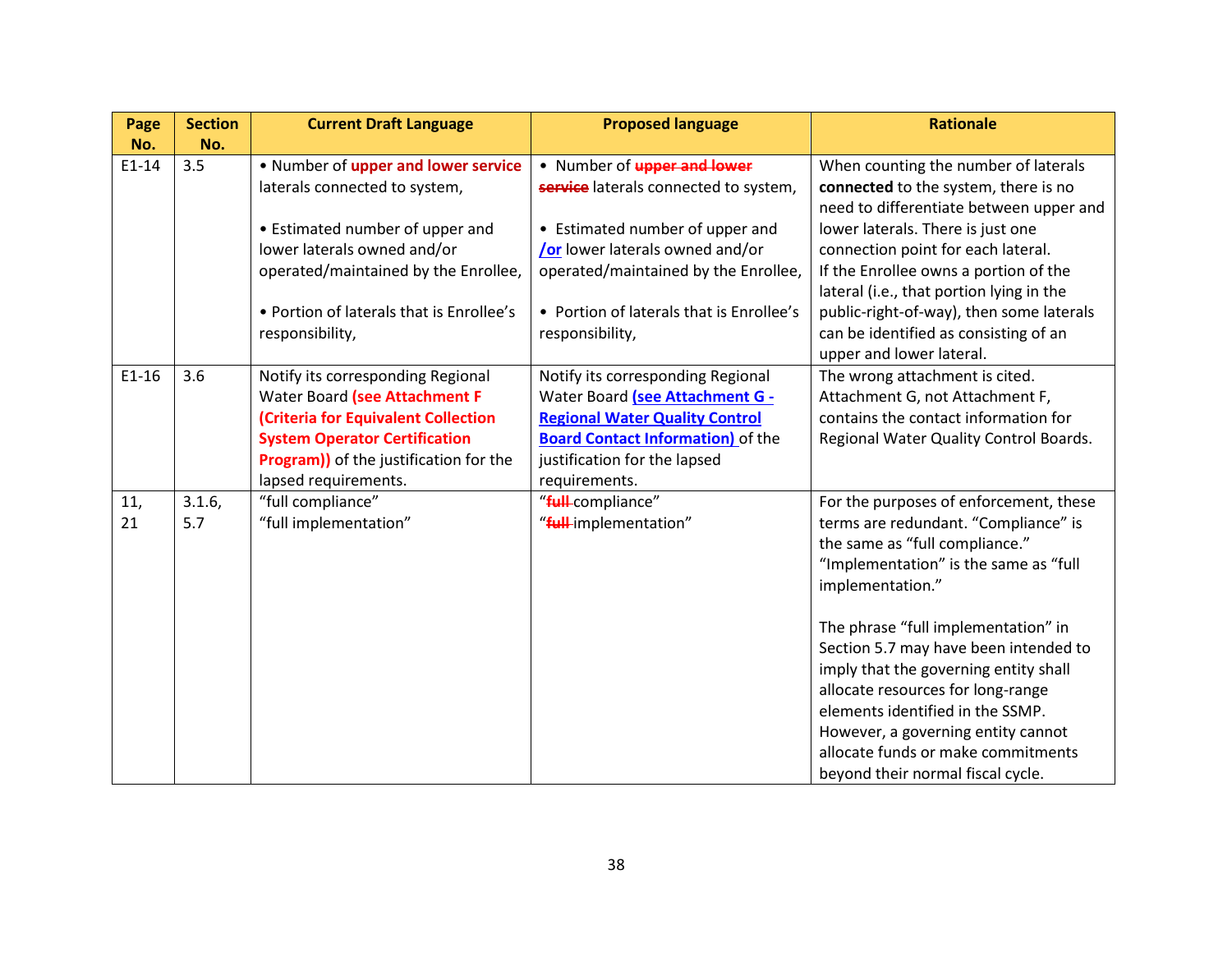| Page No. | Section No. | Current Draft Language | Proposed language | Rationale |
|---|---|---|---|---|
| E1-14 | 3.5 | • Number of **upper and lower service** laterals connected to system,<br><br>• Estimated number of upper and lower laterals owned and/or operated/maintained by the Enrollee,<br><br>• Portion of laterals that is Enrollee's responsibility, | • Number of ~~upper and lower service~~ laterals connected to system,<br><br>• Estimated number of upper and **/or** lower laterals owned and/or operated/maintained by the Enrollee,<br><br>• Portion of laterals that is Enrollee's responsibility, | When counting the number of laterals **connected** to the system, there is no need to differentiate between upper and lower laterals. There is just one connection point for each lateral. If the Enrollee owns a portion of the lateral (i.e., that portion lying in the public-right-of-way), then some laterals can be identified as consisting of an upper and lower lateral. |
| E1-16 | 3.6 | Notify its corresponding Regional Water Board **(see Attachment F (Criteria for Equivalent Collection System Operator Certification Program))** of the justification for the lapsed requirements. | Notify its corresponding Regional Water Board **(see Attachment G - Regional Water Quality Control Board Contact Information)** of the justification for the lapsed requirements. | The wrong attachment is cited. Attachment G, not Attachment F, contains the contact information for Regional Water Quality Control Boards. |
| 11, 21 | 3.1.6, 5.7 | "full compliance"<br>"full implementation" | "~~full~~ compliance"<br>"~~full~~ implementation" | For the purposes of enforcement, these terms are redundant. "Compliance" is the same as "full compliance." "Implementation" is the same as "full implementation."<br><br>The phrase "full implementation" in Section 5.7 may have been intended to imply that the governing entity shall allocate resources for long-range elements identified in the SSMP. However, a governing entity cannot allocate funds or make commitments beyond their normal fiscal cycle. |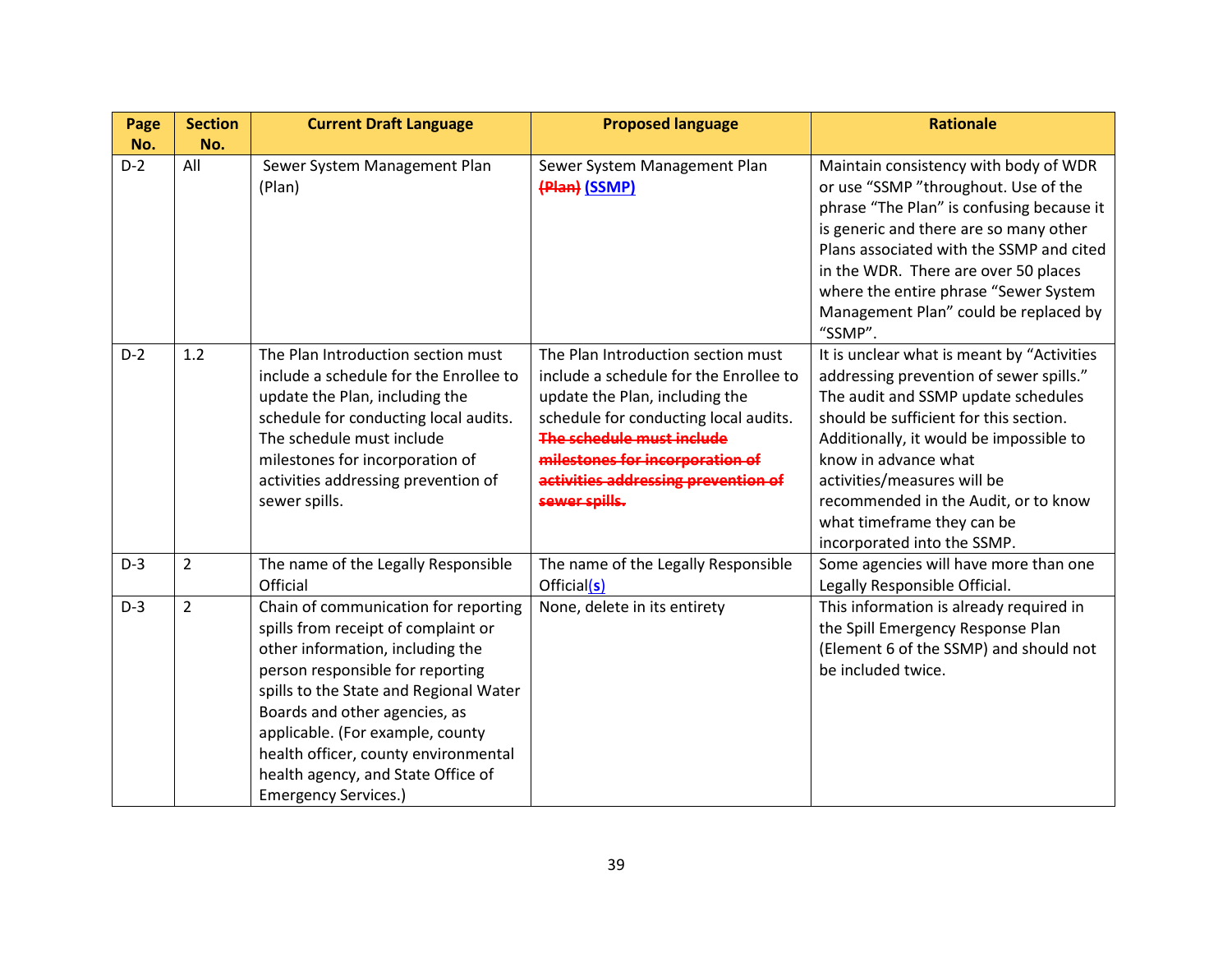| Page No. | Section No. | Current Draft Language | Proposed language | Rationale |
|---|---|---|---|---|
| D-2 | All | Sewer System Management Plan (Plan) | Sewer System Management Plan ~~(Plan)~~ **(SSMP)** | Maintain consistency with body of WDR or use "SSMP "throughout. Use of the phrase "The Plan" is confusing because it is generic and there are so many other Plans associated with the SSMP and cited in the WDR. There are over 50 places where the entire phrase "Sewer System Management Plan" could be replaced by "SSMP". |
| D-2 | 1.2 | The Plan Introduction section must include a schedule for the Enrollee to update the Plan, including the schedule for conducting local audits. The schedule must include milestones for incorporation of activities addressing prevention of sewer spills. | The Plan Introduction section must include a schedule for the Enrollee to update the Plan, including the schedule for conducting local audits. ~~The schedule must include milestones for incorporation of activities addressing prevention of sewer spills.~~ | It is unclear what is meant by "Activities addressing prevention of sewer spills." The audit and SSMP update schedules should be sufficient for this section. Additionally, it would be impossible to know in advance what activities/measures will be recommended in the Audit, or to know what timeframe they can be incorporated into the SSMP. |
| D-3 | 2 | The name of the Legally Responsible Official | The name of the Legally Responsible Official(s) | Some agencies will have more than one Legally Responsible Official. |
| D-3 | 2 | Chain of communication for reporting spills from receipt of complaint or other information, including the person responsible for reporting spills to the State and Regional Water Boards and other agencies, as applicable. (For example, county health officer, county environmental health agency, and State Office of Emergency Services.) | None, delete in its entirety | This information is already required in the Spill Emergency Response Plan (Element 6 of the SSMP) and should not be included twice. |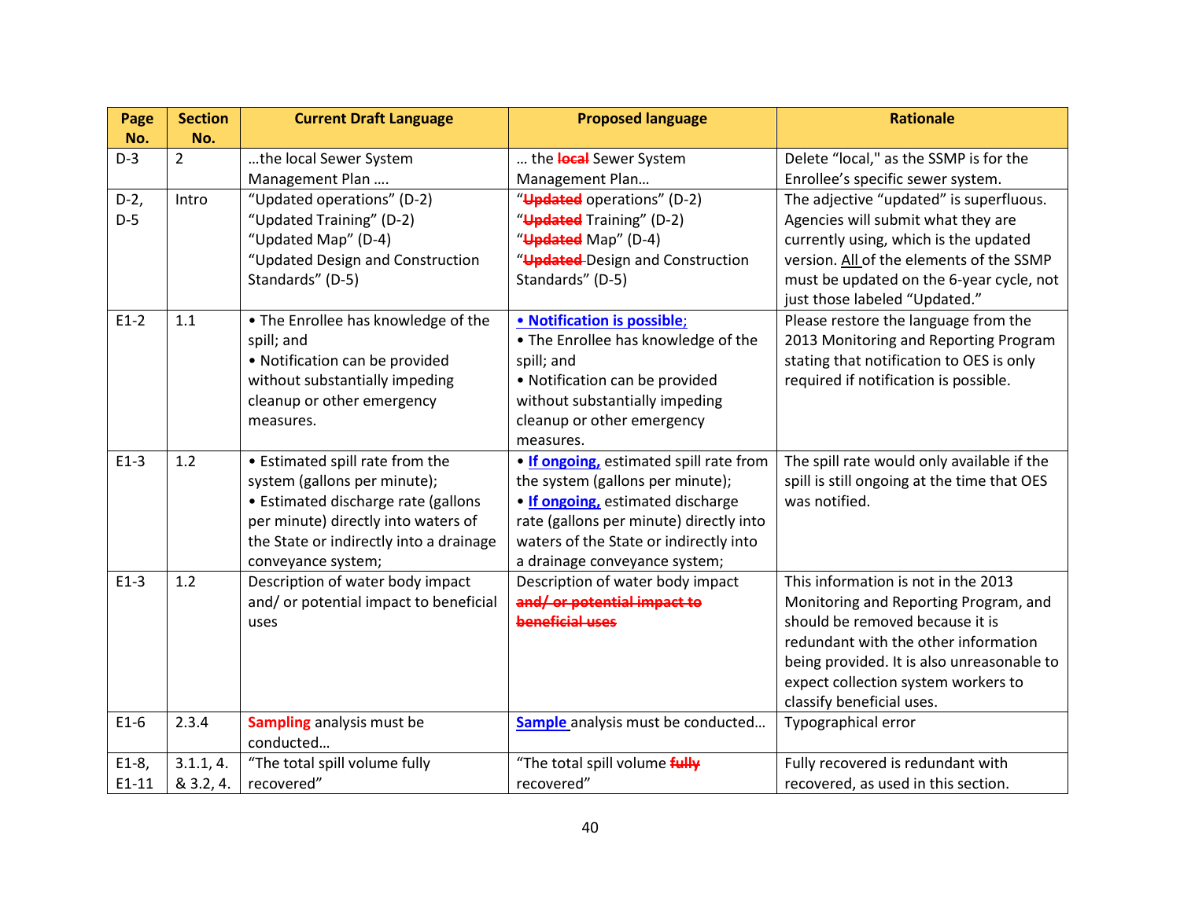| Page No. | Section No. | Current Draft Language | Proposed language | Rationale |
|---|---|---|---|---|
| D-3 | 2 | …the local Sewer System Management Plan …. | … the ~~local~~ Sewer System Management Plan… | Delete "local," as the SSMP is for the Enrollee's specific sewer system. |
| D-2, D-5 | Intro | "Updated operations" (D-2)<br>"Updated Training" (D-2)<br>"Updated Map" (D-4)<br>"Updated Design and Construction Standards" (D-5) | "~~Updated~~ operations" (D-2)<br>"~~Updated~~ Training" (D-2)<br>"~~Updated~~ Map" (D-4)<br>"~~Updated~~ Design and Construction Standards" (D-5) | The adjective "updated" is superfluous. Agencies will submit what they are currently using, which is the updated version. All of the elements of the SSMP must be updated on the 6-year cycle, not just those labeled "Updated." |
| E1-2 | 1.1 | • The Enrollee has knowledge of the spill; and<br>• Notification can be provided without substantially impeding cleanup or other emergency measures. | **• Notification is possible;**<br>• The Enrollee has knowledge of the spill; and<br>• Notification can be provided without substantially impeding cleanup or other emergency measures. | Please restore the language from the 2013 Monitoring and Reporting Program stating that notification to OES is only required if notification is possible. |
| E1-3 | 1.2 | • Estimated spill rate from the system (gallons per minute);<br>• Estimated discharge rate (gallons per minute) directly into waters of the State or indirectly into a drainage conveyance system; | • **If ongoing,** estimated spill rate from the system (gallons per minute);<br>• **If ongoing,** estimated discharge rate (gallons per minute) directly into waters of the State or indirectly into a drainage conveyance system; | The spill rate would only available if the spill is still ongoing at the time that OES was notified. |
| E1-3 | 1.2 | Description of water body impact and/ or potential impact to beneficial uses | Description of water body impact ~~and/ or potential impact to beneficial uses~~ | This information is not in the 2013 Monitoring and Reporting Program, and should be removed because it is redundant with the other information being provided. It is also unreasonable to expect collection system workers to classify beneficial uses. |
| E1-6 | 2.3.4 | **Sampling** analysis must be conducted… | **Sample** analysis must be conducted… | Typographical error |
| E1-8, E1-11 | 3.1.1, 4. & 3.2, 4. | "The total spill volume fully recovered" | "The total spill volume ~~fully~~ recovered" | Fully recovered is redundant with recovered, as used in this section. |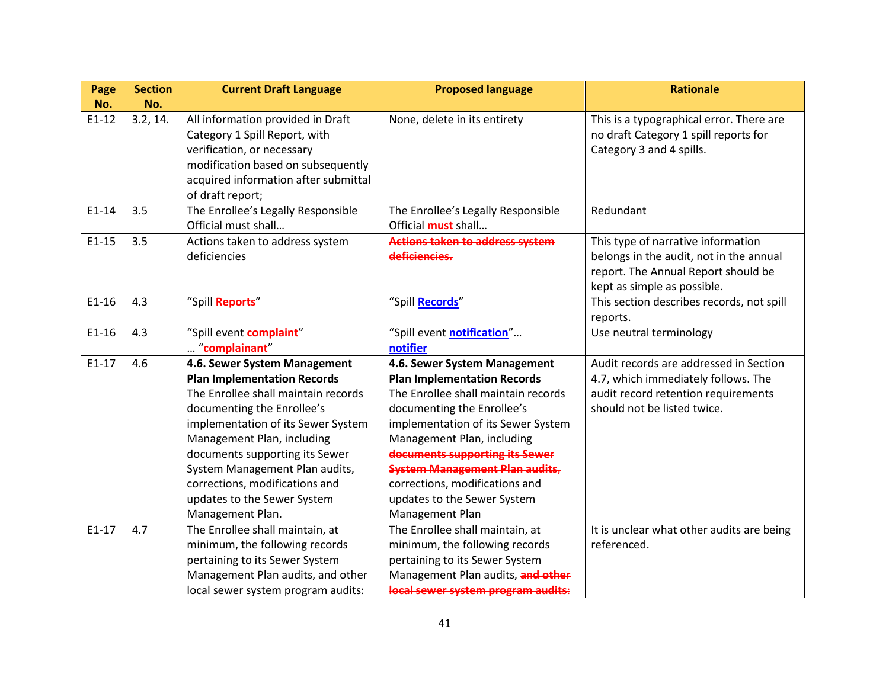| Page No. | Section No. | Current Draft Language | Proposed language | Rationale |
|---|---|---|---|---|
| E1-12 | 3.2, 14. | All information provided in Draft Category 1 Spill Report, with verification, or necessary modification based on subsequently acquired information after submittal of draft report; | None, delete in its entirety | This is a typographical error. There are no draft Category 1 spill reports for Category 3 and 4 spills. |
| E1-14 | 3.5 | The Enrollee's Legally Responsible Official must shall… | The Enrollee's Legally Responsible Official ~~must~~ shall… | Redundant |
| E1-15 | 3.5 | Actions taken to address system deficiencies | ~~Actions taken to address system deficiencies.~~ | This type of narrative information belongs in the audit, not in the annual report. The Annual Report should be kept as simple as possible. |
| E1-16 | 4.3 | "Spill **Reports**" | "Spill **Records**" | This section describes records, not spill reports. |
| E1-16 | 4.3 | "Spill event **complaint**" … "**complainant**" | "Spill event **notification**"… **notifier** | Use neutral terminology |
| E1-17 | 4.6 | **4.6. Sewer System Management Plan Implementation Records** The Enrollee shall maintain records documenting the Enrollee's implementation of its Sewer System Management Plan, including documents supporting its Sewer System Management Plan audits, corrections, modifications and updates to the Sewer System Management Plan. | **4.6. Sewer System Management Plan Implementation Records** The Enrollee shall maintain records documenting the Enrollee's implementation of its Sewer System Management Plan, including ~~documents supporting its Sewer System Management Plan audits,~~ corrections, modifications and updates to the Sewer System Management Plan | Audit records are addressed in Section 4.7, which immediately follows. The audit record retention requirements should not be listed twice. |
| E1-17 | 4.7 | The Enrollee shall maintain, at minimum, the following records pertaining to its Sewer System Management Plan audits, and other local sewer system program audits: | The Enrollee shall maintain, at minimum, the following records pertaining to its Sewer System Management Plan audits, ~~and other local sewer system program audits:~~ | It is unclear what other audits are being referenced. |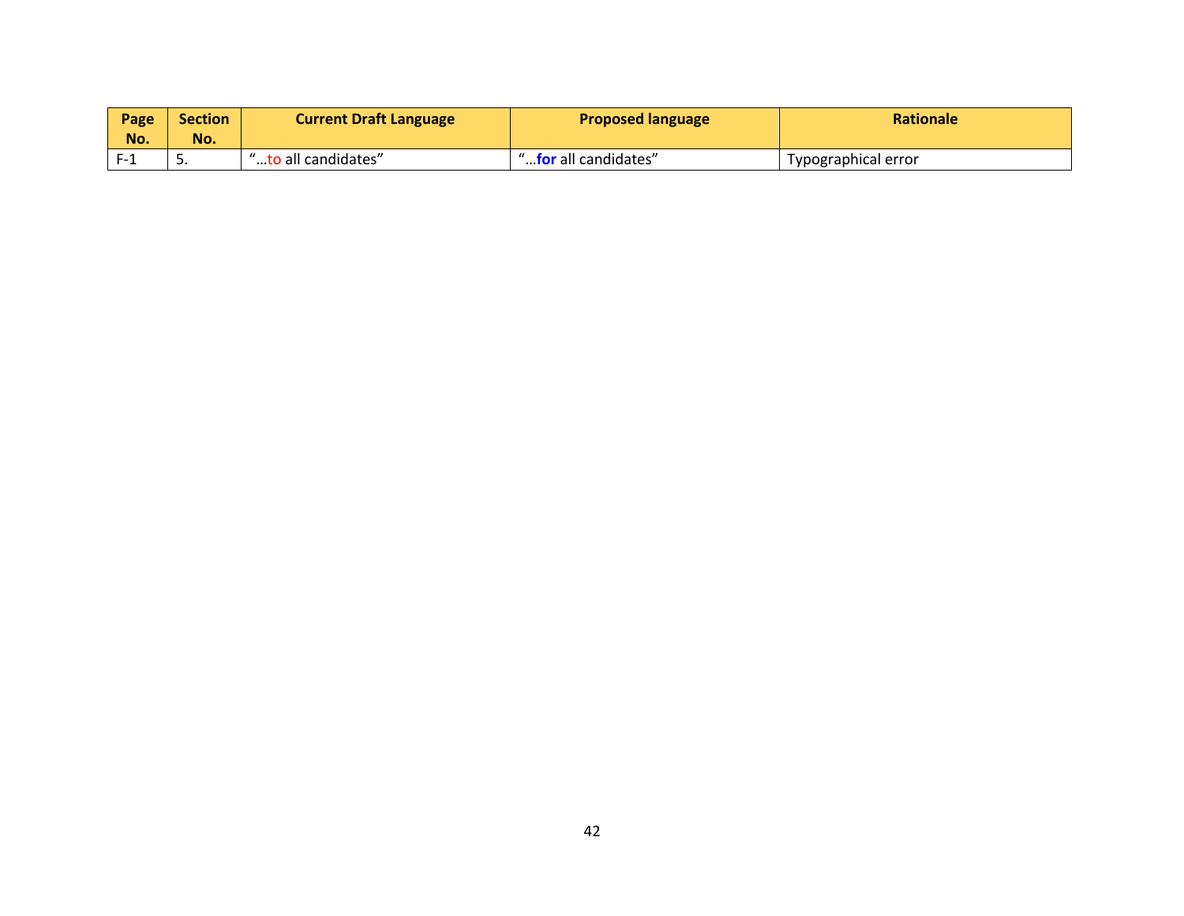| Page No. | Section No. | Current Draft Language | Proposed language | Rationale |
|---|---|---|---|---|
| F-1 | 5. | "…to all candidates" | "…**for** all candidates" | Typographical error |